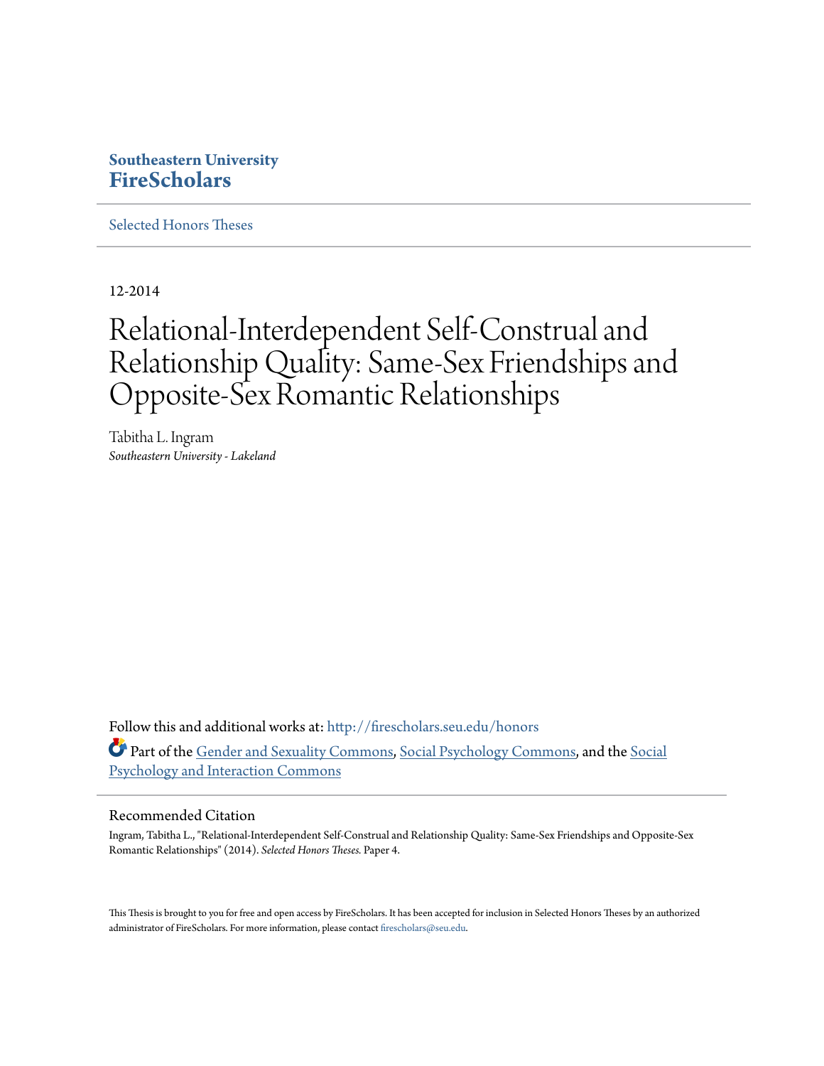**Southeastern University**
**FireScholars**

Selected Honors Theses

12-2014

# Relational-Interdependent Self-Construal and Relationship Quality: Same-Sex Friendships and Opposite-Sex Romantic Relationships

Tabitha L. Ingram
*Southeastern University - Lakeland*

Follow this and additional works at: http://firescholars.seu.edu/honors

Part of the Gender and Sexuality Commons, Social Psychology Commons, and the Social Psychology and Interaction Commons

## Recommended Citation

Ingram, Tabitha L., "Relational-Interdependent Self-Construal and Relationship Quality: Same-Sex Friendships and Opposite-Sex Romantic Relationships" (2014). *Selected Honors Theses.* Paper 4.

This Thesis is brought to you for free and open access by FireScholars. It has been accepted for inclusion in Selected Honors Theses by an authorized administrator of FireScholars. For more information, please contact firescholars@seu.edu.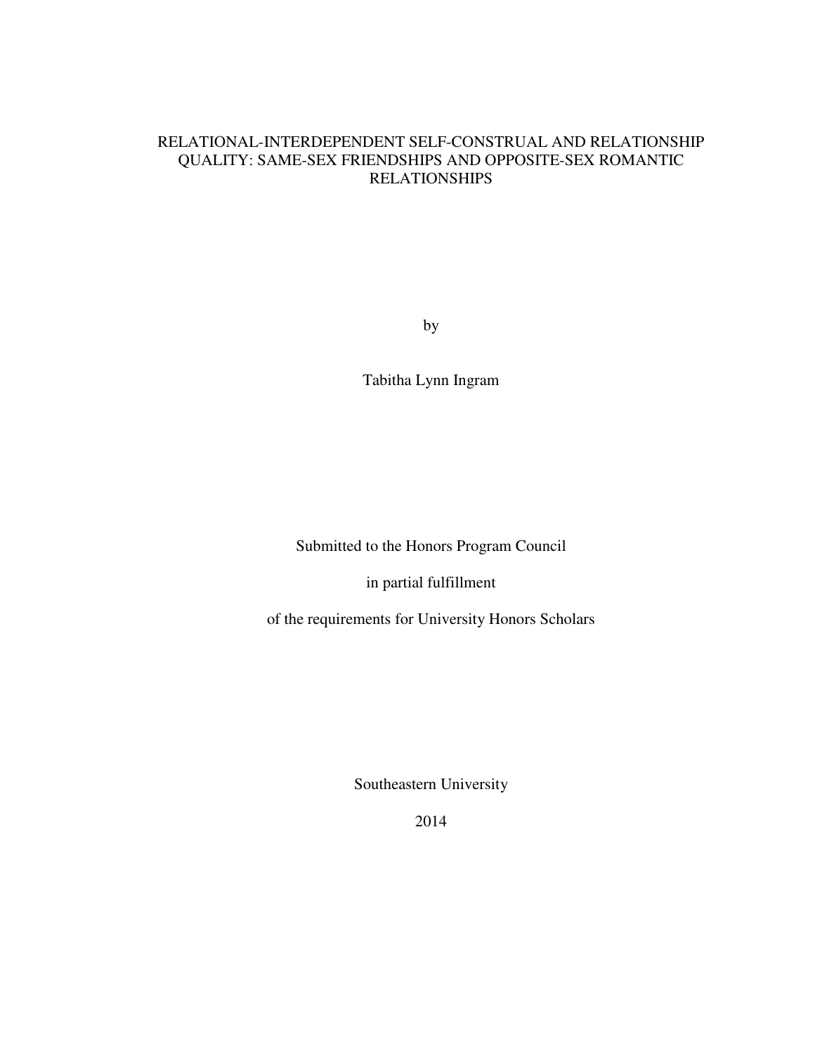# RELATIONAL-INTERDEPENDENT SELF-CONSTRUAL AND RELATIONSHIP QUALITY: SAME-SEX FRIENDSHIPS AND OPPOSITE-SEX ROMANTIC RELATIONSHIPS

by

Tabitha Lynn Ingram

Submitted to the Honors Program Council

in partial fulfillment

of the requirements for University Honors Scholars

Southeastern University

2014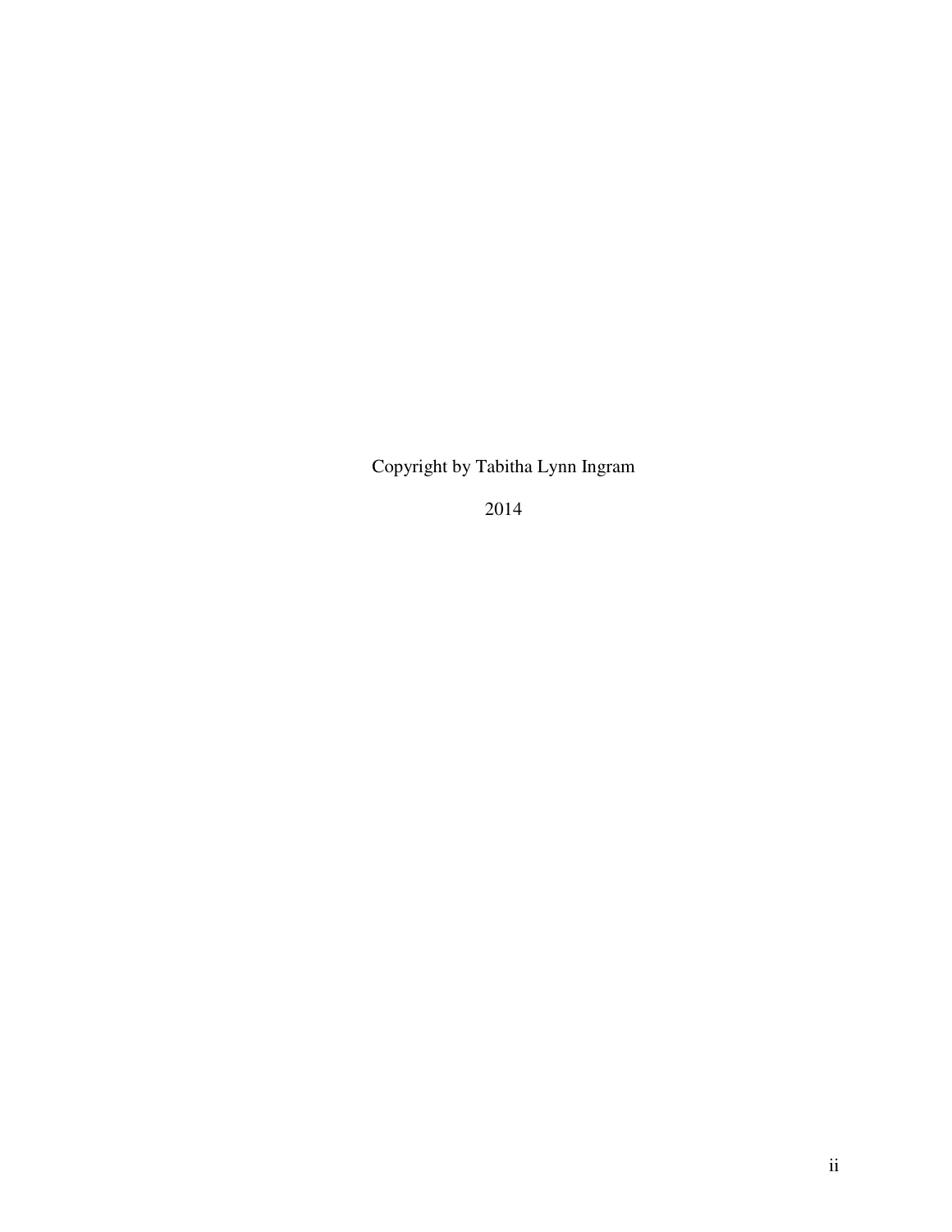Copyright by Tabitha Lynn Ingram

2014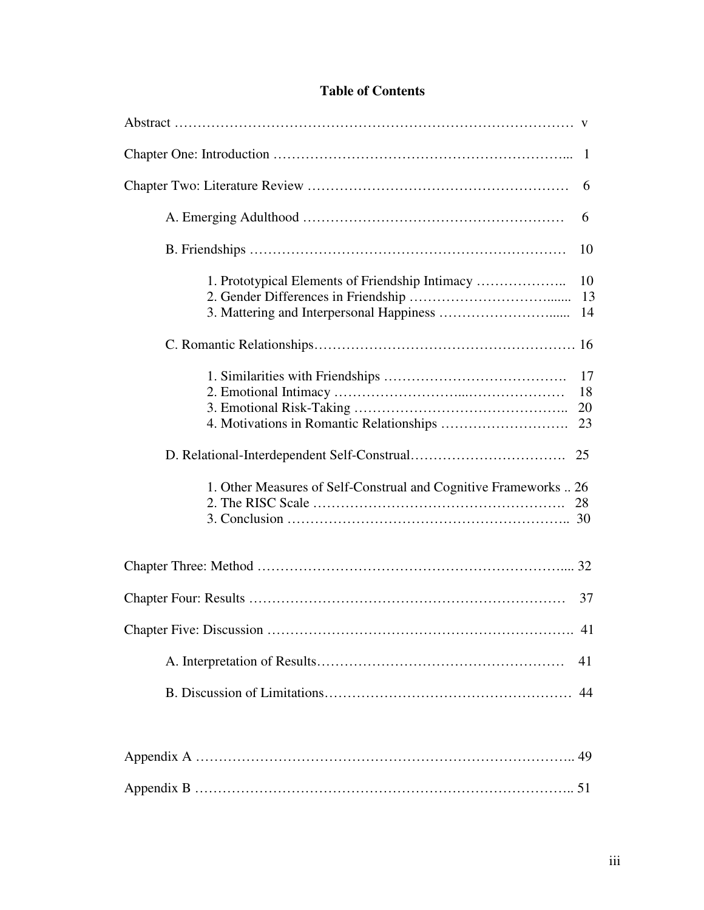# Table of Contents

Abstract ………………………………………………………………………… v

Chapter One: Introduction …………………………………………………... 1

Chapter Two: Literature Review ……………………………………………… 6

A. Emerging Adulthood ……………………………………………… 6

B. Friendships ………………………………………………………… 10

1. Prototypical Elements of Friendship Intimacy ……………….. 10
2. Gender Differences in Friendship …………………………....... 13
3. Mattering and Interpersonal Happiness ……………………...... 14

C. Romantic Relationships……………………………………………… 16

1. Similarities with Friendships …………………………………. 17
2. Emotional Intimacy ……………………...………………… 18
3. Emotional Risk-Taking ……………………………………….. 20
4. Motivations in Romantic Relationships ………………………. 23

D. Relational-Interdependent Self-Construal……………………………. 25

1. Other Measures of Self-Construal and Cognitive Frameworks .. 26
2. The RISC Scale ………………………………………………. 28
3. Conclusion …………………………………………………….. 30

Chapter Three: Method ……………………………………………………..... 32

Chapter Four: Results ………………………………………………………… 37

Chapter Five: Discussion ……………………………………………………… 41

A. Interpretation of Results……………………………………………… 41

B. Discussion of Limitations……………………………………………… 44

Appendix A ………………………………………………………………….. 49

Appendix B ………………………………………………………………….. 51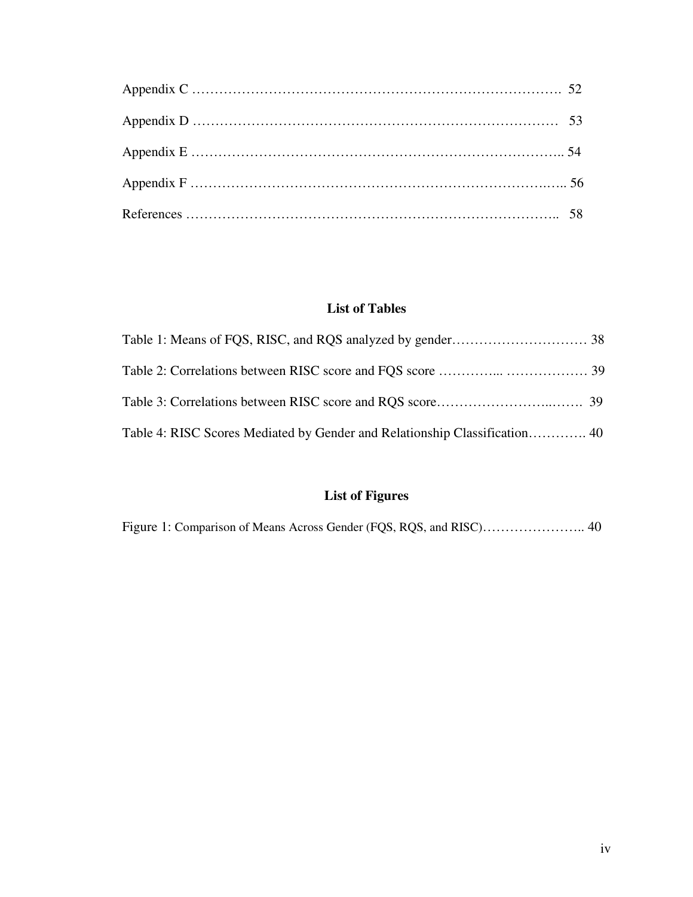Appendix C ………………………………………………………………………. 52

Appendix D ……………………………………………………………………… 53

Appendix E ……………………………………………………………………….. 54

Appendix F ……………………………………………………………………….. 56

References ……………………………………………………………………….. 58

## List of Tables

Table 1: Means of FQS, RISC, and RQS analyzed by gender………………………… 38

Table 2: Correlations between RISC score and FQS score ………….. ……………… 39

Table 3: Correlations between RISC score and RQS score………………………..……. 39

Table 4: RISC Scores Mediated by Gender and Relationship Classification…………. 40

## List of Figures

Figure 1: Comparison of Means Across Gender (FQS, RQS, and RISC)………………….. 40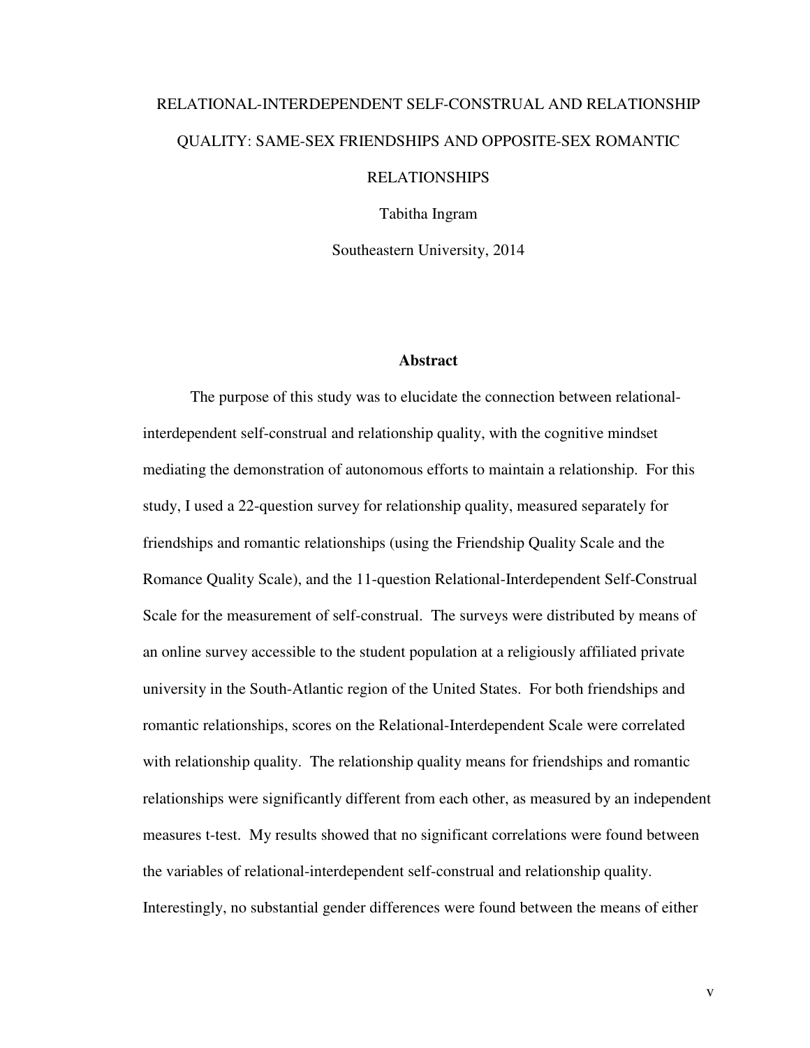RELATIONAL-INTERDEPENDENT SELF-CONSTRUAL AND RELATIONSHIP QUALITY: SAME-SEX FRIENDSHIPS AND OPPOSITE-SEX ROMANTIC RELATIONSHIPS

Tabitha Ingram

Southeastern University, 2014

## Abstract

The purpose of this study was to elucidate the connection between relational-interdependent self-construal and relationship quality, with the cognitive mindset mediating the demonstration of autonomous efforts to maintain a relationship. For this study, I used a 22-question survey for relationship quality, measured separately for friendships and romantic relationships (using the Friendship Quality Scale and the Romance Quality Scale), and the 11-question Relational-Interdependent Self-Construal Scale for the measurement of self-construal. The surveys were distributed by means of an online survey accessible to the student population at a religiously affiliated private university in the South-Atlantic region of the United States. For both friendships and romantic relationships, scores on the Relational-Interdependent Scale were correlated with relationship quality. The relationship quality means for friendships and romantic relationships were significantly different from each other, as measured by an independent measures t-test. My results showed that no significant correlations were found between the variables of relational-interdependent self-construal and relationship quality. Interestingly, no substantial gender differences were found between the means of either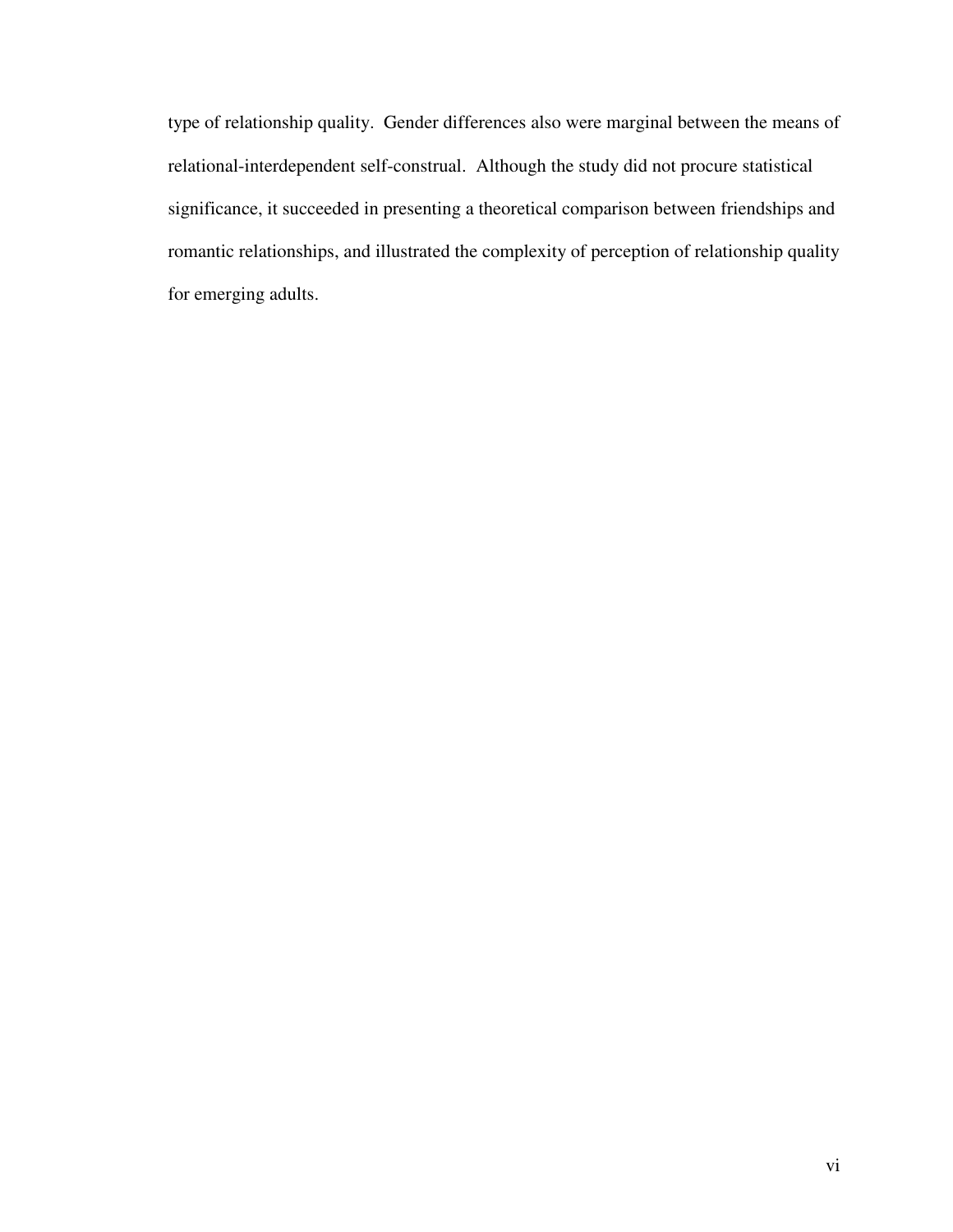type of relationship quality. Gender differences also were marginal between the means of relational-interdependent self-construal. Although the study did not procure statistical significance, it succeeded in presenting a theoretical comparison between friendships and romantic relationships, and illustrated the complexity of perception of relationship quality for emerging adults.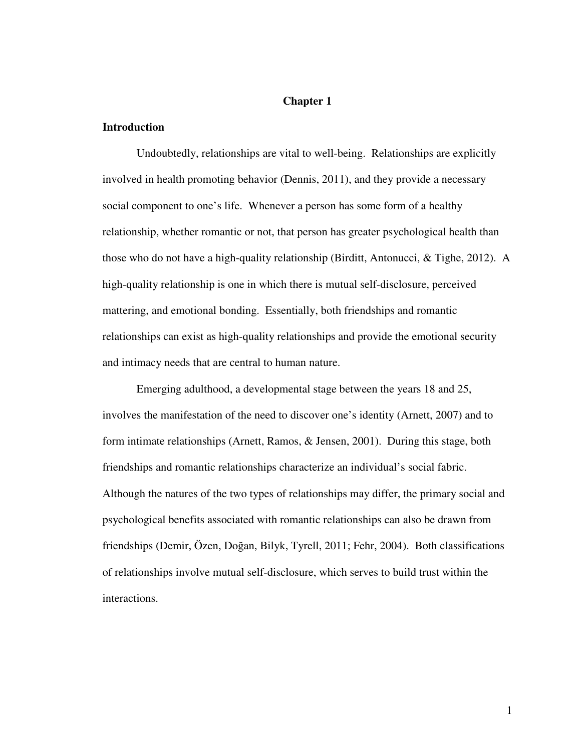# Chapter 1

## Introduction

Undoubtedly, relationships are vital to well-being. Relationships are explicitly involved in health promoting behavior (Dennis, 2011), and they provide a necessary social component to one's life. Whenever a person has some form of a healthy relationship, whether romantic or not, that person has greater psychological health than those who do not have a high-quality relationship (Birditt, Antonucci, & Tighe, 2012). A high-quality relationship is one in which there is mutual self-disclosure, perceived mattering, and emotional bonding. Essentially, both friendships and romantic relationships can exist as high-quality relationships and provide the emotional security and intimacy needs that are central to human nature.

Emerging adulthood, a developmental stage between the years 18 and 25, involves the manifestation of the need to discover one's identity (Arnett, 2007) and to form intimate relationships (Arnett, Ramos, & Jensen, 2001). During this stage, both friendships and romantic relationships characterize an individual's social fabric. Although the natures of the two types of relationships may differ, the primary social and psychological benefits associated with romantic relationships can also be drawn from friendships (Demir, Özen, Doğan, Bilyk, Tyrell, 2011; Fehr, 2004). Both classifications of relationships involve mutual self-disclosure, which serves to build trust within the interactions.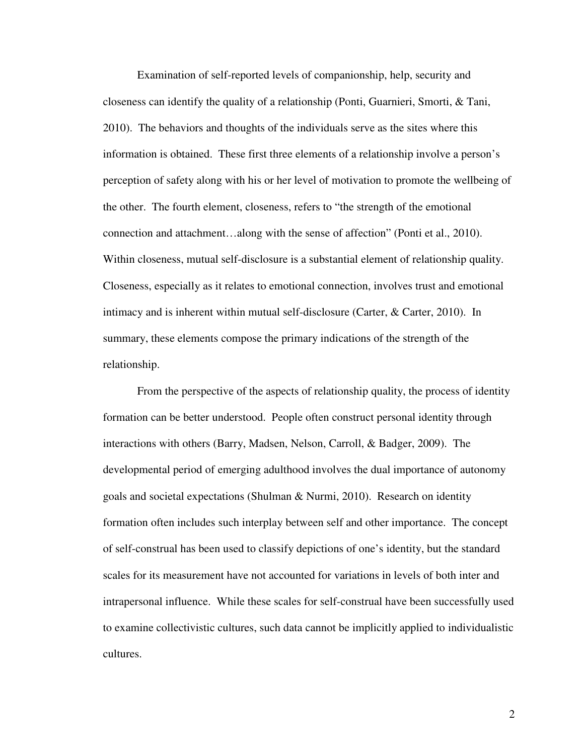Examination of self-reported levels of companionship, help, security and closeness can identify the quality of a relationship (Ponti, Guarnieri, Smorti, & Tani, 2010). The behaviors and thoughts of the individuals serve as the sites where this information is obtained. These first three elements of a relationship involve a person's perception of safety along with his or her level of motivation to promote the wellbeing of the other. The fourth element, closeness, refers to "the strength of the emotional connection and attachment…along with the sense of affection" (Ponti et al., 2010). Within closeness, mutual self-disclosure is a substantial element of relationship quality. Closeness, especially as it relates to emotional connection, involves trust and emotional intimacy and is inherent within mutual self-disclosure (Carter, & Carter, 2010). In summary, these elements compose the primary indications of the strength of the relationship.

From the perspective of the aspects of relationship quality, the process of identity formation can be better understood. People often construct personal identity through interactions with others (Barry, Madsen, Nelson, Carroll, & Badger, 2009). The developmental period of emerging adulthood involves the dual importance of autonomy goals and societal expectations (Shulman & Nurmi, 2010). Research on identity formation often includes such interplay between self and other importance. The concept of self-construal has been used to classify depictions of one's identity, but the standard scales for its measurement have not accounted for variations in levels of both inter and intrapersonal influence. While these scales for self-construal have been successfully used to examine collectivistic cultures, such data cannot be implicitly applied to individualistic cultures.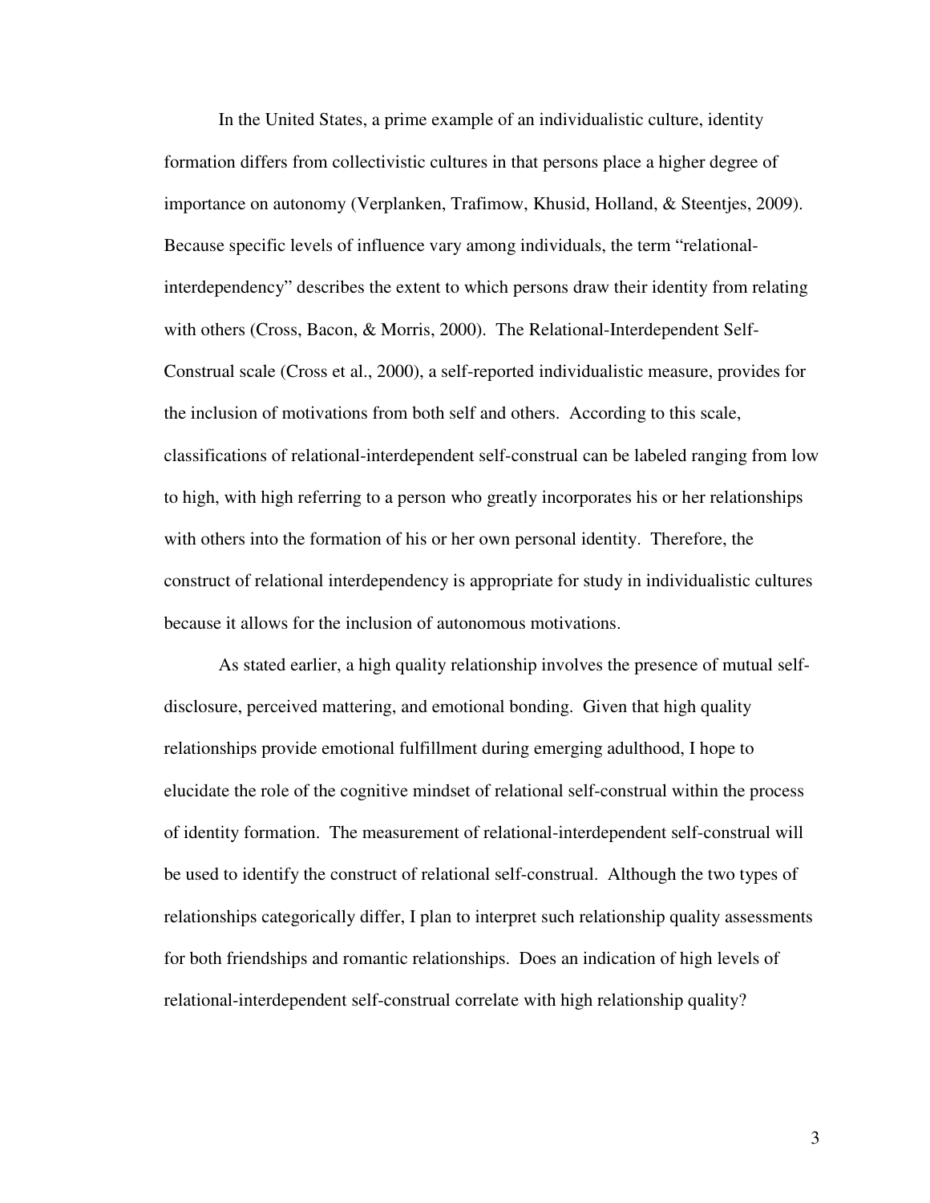In the United States, a prime example of an individualistic culture, identity formation differs from collectivistic cultures in that persons place a higher degree of importance on autonomy (Verplanken, Trafimow, Khusid, Holland, & Steentjes, 2009). Because specific levels of influence vary among individuals, the term "relational-interdependency" describes the extent to which persons draw their identity from relating with others (Cross, Bacon, & Morris, 2000). The Relational-Interdependent Self-Construal scale (Cross et al., 2000), a self-reported individualistic measure, provides for the inclusion of motivations from both self and others. According to this scale, classifications of relational-interdependent self-construal can be labeled ranging from low to high, with high referring to a person who greatly incorporates his or her relationships with others into the formation of his or her own personal identity. Therefore, the construct of relational interdependency is appropriate for study in individualistic cultures because it allows for the inclusion of autonomous motivations.

As stated earlier, a high quality relationship involves the presence of mutual self-disclosure, perceived mattering, and emotional bonding. Given that high quality relationships provide emotional fulfillment during emerging adulthood, I hope to elucidate the role of the cognitive mindset of relational self-construal within the process of identity formation. The measurement of relational-interdependent self-construal will be used to identify the construct of relational self-construal. Although the two types of relationships categorically differ, I plan to interpret such relationship quality assessments for both friendships and romantic relationships. Does an indication of high levels of relational-interdependent self-construal correlate with high relationship quality?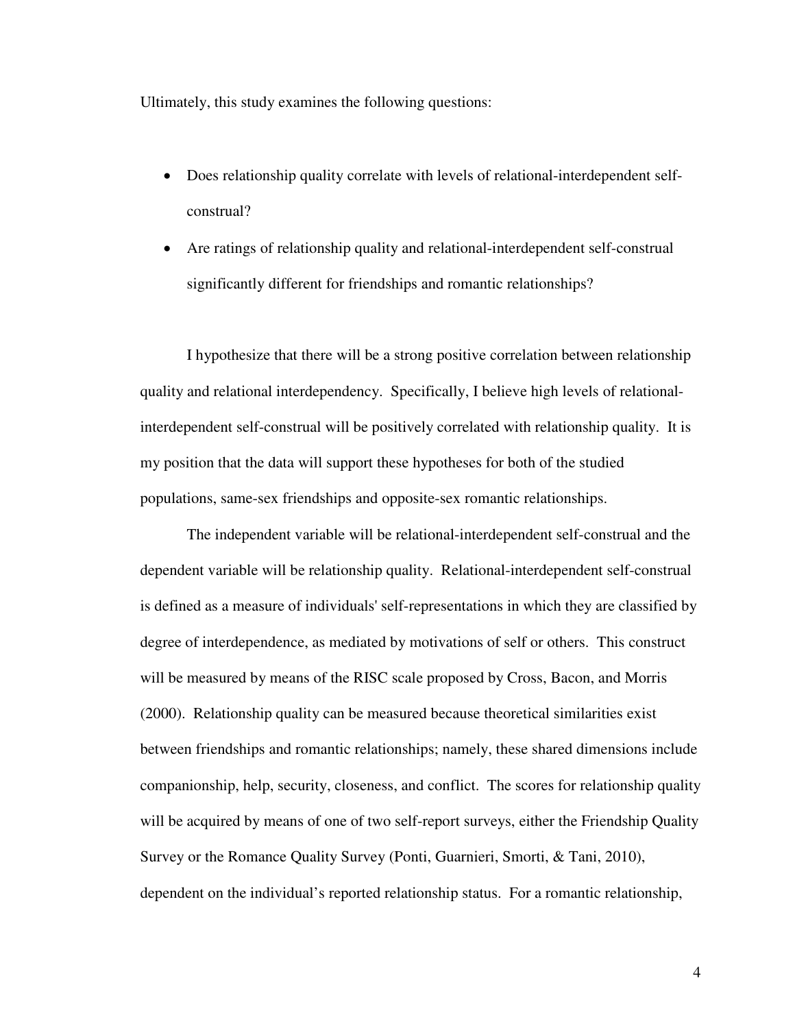Ultimately, this study examines the following questions:

- Does relationship quality correlate with levels of relational-interdependent self-construal?
- Are ratings of relationship quality and relational-interdependent self-construal significantly different for friendships and romantic relationships?

I hypothesize that there will be a strong positive correlation between relationship quality and relational interdependency. Specifically, I believe high levels of relational-interdependent self-construal will be positively correlated with relationship quality. It is my position that the data will support these hypotheses for both of the studied populations, same-sex friendships and opposite-sex romantic relationships.

The independent variable will be relational-interdependent self-construal and the dependent variable will be relationship quality. Relational-interdependent self-construal is defined as a measure of individuals' self-representations in which they are classified by degree of interdependence, as mediated by motivations of self or others. This construct will be measured by means of the RISC scale proposed by Cross, Bacon, and Morris (2000). Relationship quality can be measured because theoretical similarities exist between friendships and romantic relationships; namely, these shared dimensions include companionship, help, security, closeness, and conflict. The scores for relationship quality will be acquired by means of one of two self-report surveys, either the Friendship Quality Survey or the Romance Quality Survey (Ponti, Guarnieri, Smorti, & Tani, 2010), dependent on the individual's reported relationship status. For a romantic relationship,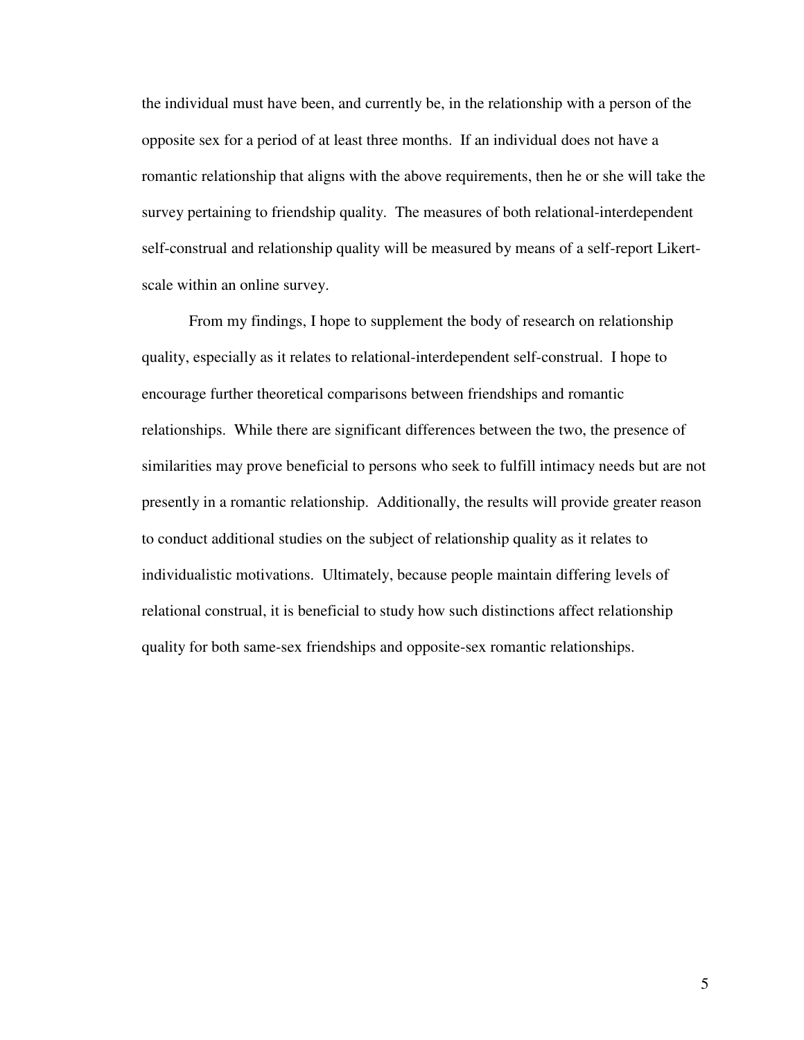the individual must have been, and currently be, in the relationship with a person of the opposite sex for a period of at least three months. If an individual does not have a romantic relationship that aligns with the above requirements, then he or she will take the survey pertaining to friendship quality. The measures of both relational-interdependent self-construal and relationship quality will be measured by means of a self-report Likert-scale within an online survey.

From my findings, I hope to supplement the body of research on relationship quality, especially as it relates to relational-interdependent self-construal. I hope to encourage further theoretical comparisons between friendships and romantic relationships. While there are significant differences between the two, the presence of similarities may prove beneficial to persons who seek to fulfill intimacy needs but are not presently in a romantic relationship. Additionally, the results will provide greater reason to conduct additional studies on the subject of relationship quality as it relates to individualistic motivations. Ultimately, because people maintain differing levels of relational construal, it is beneficial to study how such distinctions affect relationship quality for both same-sex friendships and opposite-sex romantic relationships.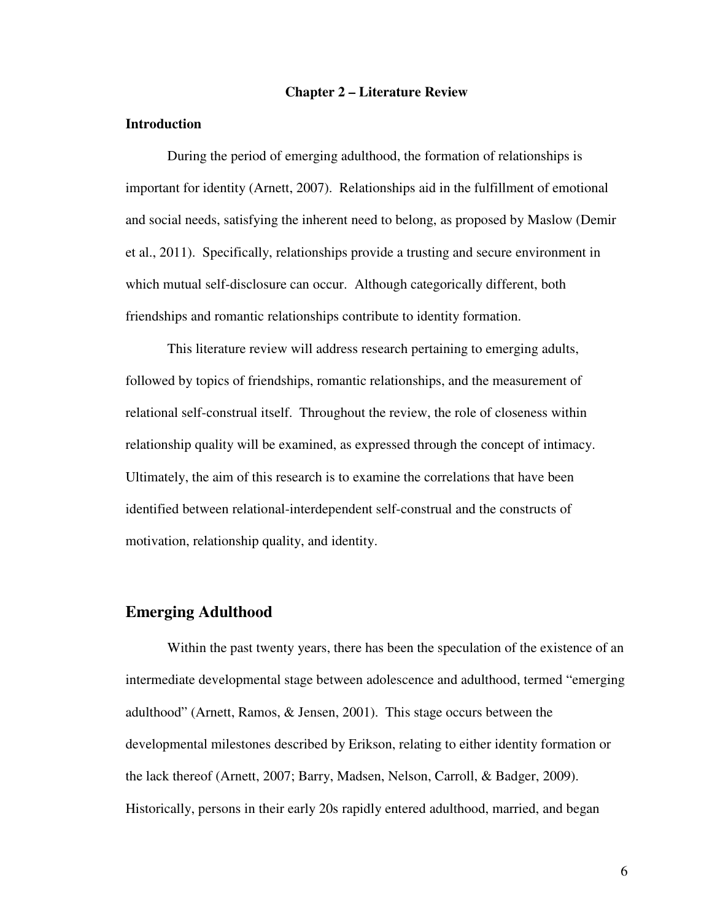# Chapter 2 – Literature Review

## Introduction

During the period of emerging adulthood, the formation of relationships is important for identity (Arnett, 2007). Relationships aid in the fulfillment of emotional and social needs, satisfying the inherent need to belong, as proposed by Maslow (Demir et al., 2011). Specifically, relationships provide a trusting and secure environment in which mutual self-disclosure can occur. Although categorically different, both friendships and romantic relationships contribute to identity formation.

This literature review will address research pertaining to emerging adults, followed by topics of friendships, romantic relationships, and the measurement of relational self-construal itself. Throughout the review, the role of closeness within relationship quality will be examined, as expressed through the concept of intimacy. Ultimately, the aim of this research is to examine the correlations that have been identified between relational-interdependent self-construal and the constructs of motivation, relationship quality, and identity.

## Emerging Adulthood

Within the past twenty years, there has been the speculation of the existence of an intermediate developmental stage between adolescence and adulthood, termed "emerging adulthood" (Arnett, Ramos, & Jensen, 2001). This stage occurs between the developmental milestones described by Erikson, relating to either identity formation or the lack thereof (Arnett, 2007; Barry, Madsen, Nelson, Carroll, & Badger, 2009). Historically, persons in their early 20s rapidly entered adulthood, married, and began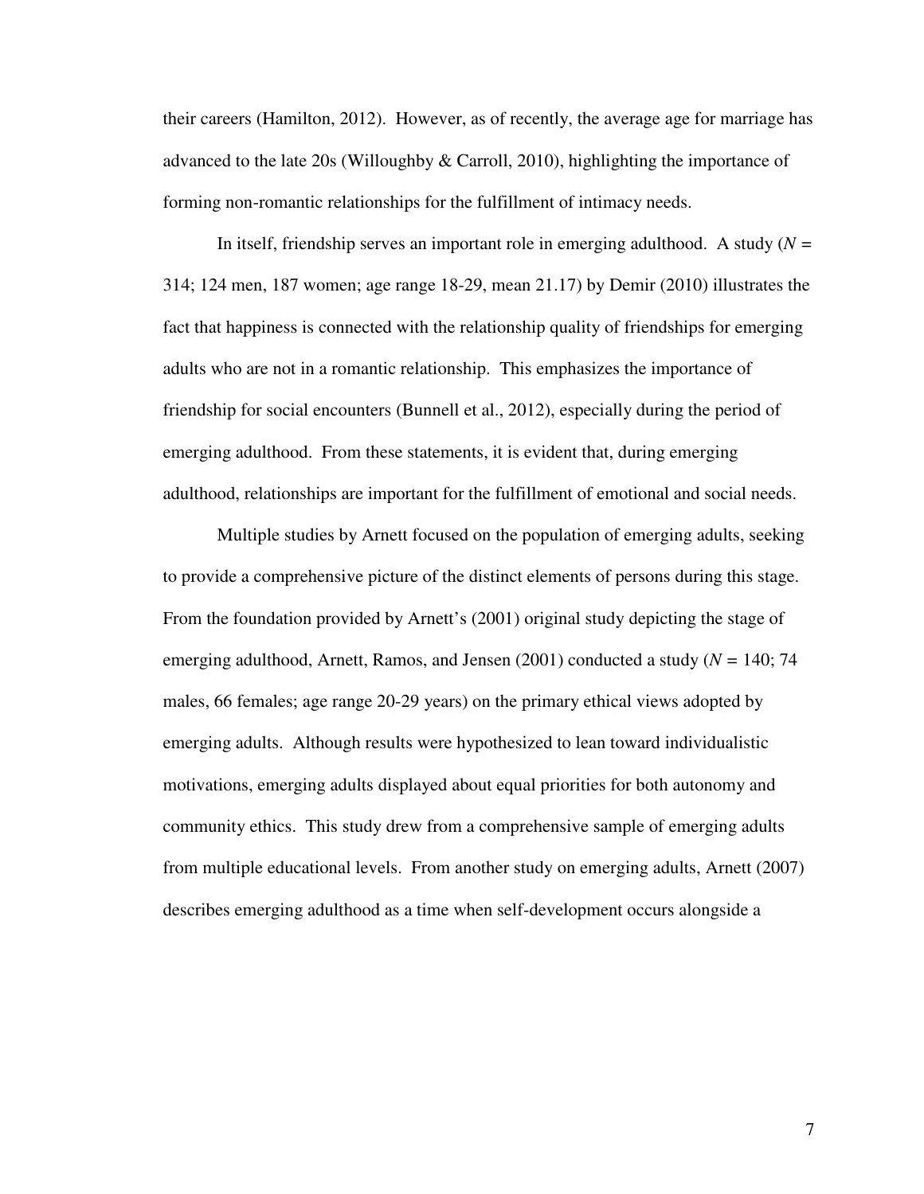their careers (Hamilton, 2012). However, as of recently, the average age for marriage has advanced to the late 20s (Willoughby & Carroll, 2010), highlighting the importance of forming non-romantic relationships for the fulfillment of intimacy needs.

In itself, friendship serves an important role in emerging adulthood. A study ($N$ = 314; 124 men, 187 women; age range 18-29, mean 21.17) by Demir (2010) illustrates the fact that happiness is connected with the relationship quality of friendships for emerging adults who are not in a romantic relationship. This emphasizes the importance of friendship for social encounters (Bunnell et al., 2012), especially during the period of emerging adulthood. From these statements, it is evident that, during emerging adulthood, relationships are important for the fulfillment of emotional and social needs.

Multiple studies by Arnett focused on the population of emerging adults, seeking to provide a comprehensive picture of the distinct elements of persons during this stage. From the foundation provided by Arnett's (2001) original study depicting the stage of emerging adulthood, Arnett, Ramos, and Jensen (2001) conducted a study ($N$ = 140; 74 males, 66 females; age range 20-29 years) on the primary ethical views adopted by emerging adults. Although results were hypothesized to lean toward individualistic motivations, emerging adults displayed about equal priorities for both autonomy and community ethics. This study drew from a comprehensive sample of emerging adults from multiple educational levels. From another study on emerging adults, Arnett (2007) describes emerging adulthood as a time when self-development occurs alongside a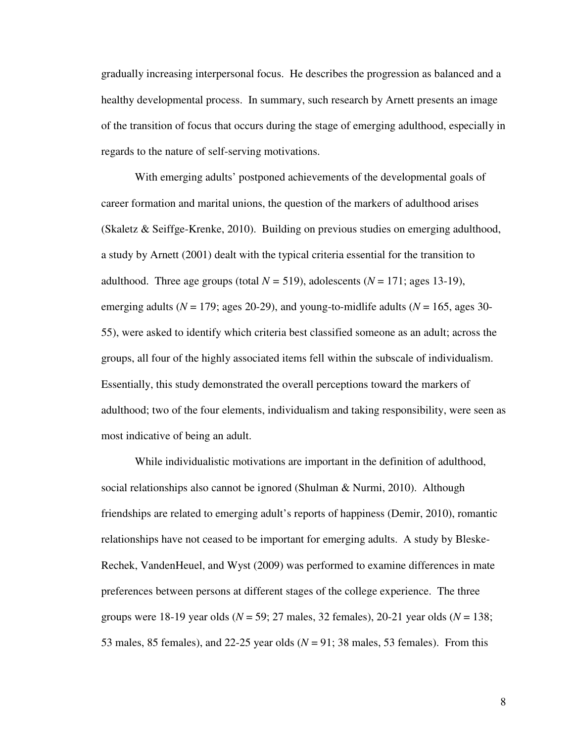gradually increasing interpersonal focus. He describes the progression as balanced and a healthy developmental process. In summary, such research by Arnett presents an image of the transition of focus that occurs during the stage of emerging adulthood, especially in regards to the nature of self-serving motivations.

With emerging adults' postponed achievements of the developmental goals of career formation and marital unions, the question of the markers of adulthood arises (Skaletz & Seiffge-Krenke, 2010). Building on previous studies on emerging adulthood, a study by Arnett (2001) dealt with the typical criteria essential for the transition to adulthood. Three age groups (total $N = 519$), adolescents ($N = 171$; ages 13-19), emerging adults ($N = 179$; ages 20-29), and young-to-midlife adults ($N = 165$, ages 30-55), were asked to identify which criteria best classified someone as an adult; across the groups, all four of the highly associated items fell within the subscale of individualism. Essentially, this study demonstrated the overall perceptions toward the markers of adulthood; two of the four elements, individualism and taking responsibility, were seen as most indicative of being an adult.

While individualistic motivations are important in the definition of adulthood, social relationships also cannot be ignored (Shulman & Nurmi, 2010). Although friendships are related to emerging adult's reports of happiness (Demir, 2010), romantic relationships have not ceased to be important for emerging adults. A study by Bleske-Rechek, VandenHeuel, and Wyst (2009) was performed to examine differences in mate preferences between persons at different stages of the college experience. The three groups were 18-19 year olds ($N = 59$; 27 males, 32 females), 20-21 year olds ($N = 138$; 53 males, 85 females), and 22-25 year olds ($N = 91$; 38 males, 53 females). From this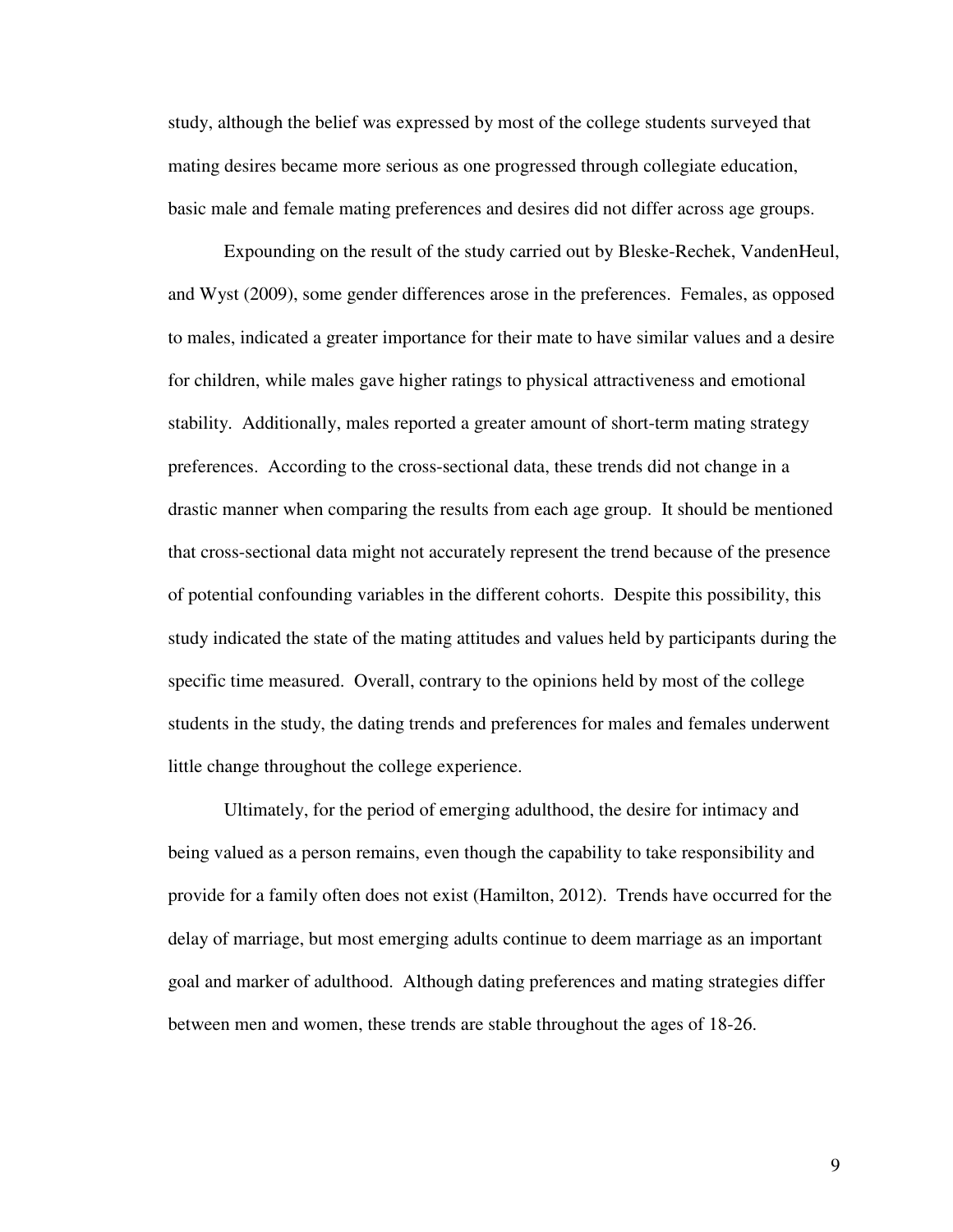study, although the belief was expressed by most of the college students surveyed that mating desires became more serious as one progressed through collegiate education, basic male and female mating preferences and desires did not differ across age groups.

Expounding on the result of the study carried out by Bleske-Rechek, VandenHeul, and Wyst (2009), some gender differences arose in the preferences. Females, as opposed to males, indicated a greater importance for their mate to have similar values and a desire for children, while males gave higher ratings to physical attractiveness and emotional stability. Additionally, males reported a greater amount of short-term mating strategy preferences. According to the cross-sectional data, these trends did not change in a drastic manner when comparing the results from each age group. It should be mentioned that cross-sectional data might not accurately represent the trend because of the presence of potential confounding variables in the different cohorts. Despite this possibility, this study indicated the state of the mating attitudes and values held by participants during the specific time measured. Overall, contrary to the opinions held by most of the college students in the study, the dating trends and preferences for males and females underwent little change throughout the college experience.

Ultimately, for the period of emerging adulthood, the desire for intimacy and being valued as a person remains, even though the capability to take responsibility and provide for a family often does not exist (Hamilton, 2012). Trends have occurred for the delay of marriage, but most emerging adults continue to deem marriage as an important goal and marker of adulthood. Although dating preferences and mating strategies differ between men and women, these trends are stable throughout the ages of 18-26.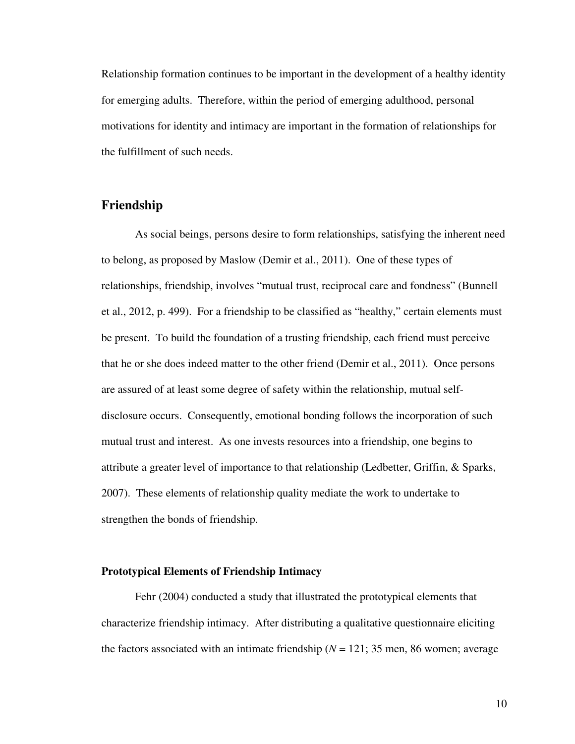Relationship formation continues to be important in the development of a healthy identity for emerging adults. Therefore, within the period of emerging adulthood, personal motivations for identity and intimacy are important in the formation of relationships for the fulfillment of such needs.

## Friendship

As social beings, persons desire to form relationships, satisfying the inherent need to belong, as proposed by Maslow (Demir et al., 2011). One of these types of relationships, friendship, involves "mutual trust, reciprocal care and fondness" (Bunnell et al., 2012, p. 499). For a friendship to be classified as "healthy," certain elements must be present. To build the foundation of a trusting friendship, each friend must perceive that he or she does indeed matter to the other friend (Demir et al., 2011). Once persons are assured of at least some degree of safety within the relationship, mutual self-disclosure occurs. Consequently, emotional bonding follows the incorporation of such mutual trust and interest. As one invests resources into a friendship, one begins to attribute a greater level of importance to that relationship (Ledbetter, Griffin, & Sparks, 2007). These elements of relationship quality mediate the work to undertake to strengthen the bonds of friendship.

### Prototypical Elements of Friendship Intimacy

Fehr (2004) conducted a study that illustrated the prototypical elements that characterize friendship intimacy. After distributing a qualitative questionnaire eliciting the factors associated with an intimate friendship (*N* = 121; 35 men, 86 women; average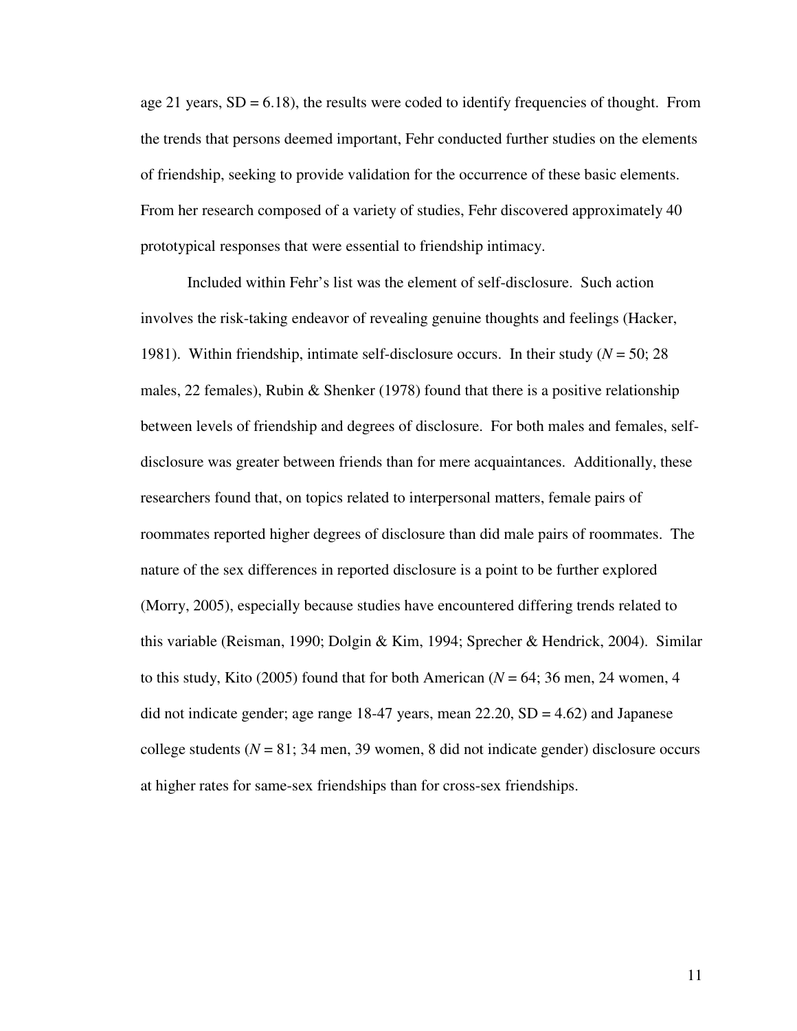age 21 years, SD = 6.18), the results were coded to identify frequencies of thought. From the trends that persons deemed important, Fehr conducted further studies on the elements of friendship, seeking to provide validation for the occurrence of these basic elements. From her research composed of a variety of studies, Fehr discovered approximately 40 prototypical responses that were essential to friendship intimacy.

Included within Fehr's list was the element of self-disclosure. Such action involves the risk-taking endeavor of revealing genuine thoughts and feelings (Hacker, 1981). Within friendship, intimate self-disclosure occurs. In their study (*N* = 50; 28 males, 22 females), Rubin & Shenker (1978) found that there is a positive relationship between levels of friendship and degrees of disclosure. For both males and females, self-disclosure was greater between friends than for mere acquaintances. Additionally, these researchers found that, on topics related to interpersonal matters, female pairs of roommates reported higher degrees of disclosure than did male pairs of roommates. The nature of the sex differences in reported disclosure is a point to be further explored (Morry, 2005), especially because studies have encountered differing trends related to this variable (Reisman, 1990; Dolgin & Kim, 1994; Sprecher & Hendrick, 2004). Similar to this study, Kito (2005) found that for both American (*N* = 64; 36 men, 24 women, 4 did not indicate gender; age range 18-47 years, mean 22.20, SD = 4.62) and Japanese college students (*N* = 81; 34 men, 39 women, 8 did not indicate gender) disclosure occurs at higher rates for same-sex friendships than for cross-sex friendships.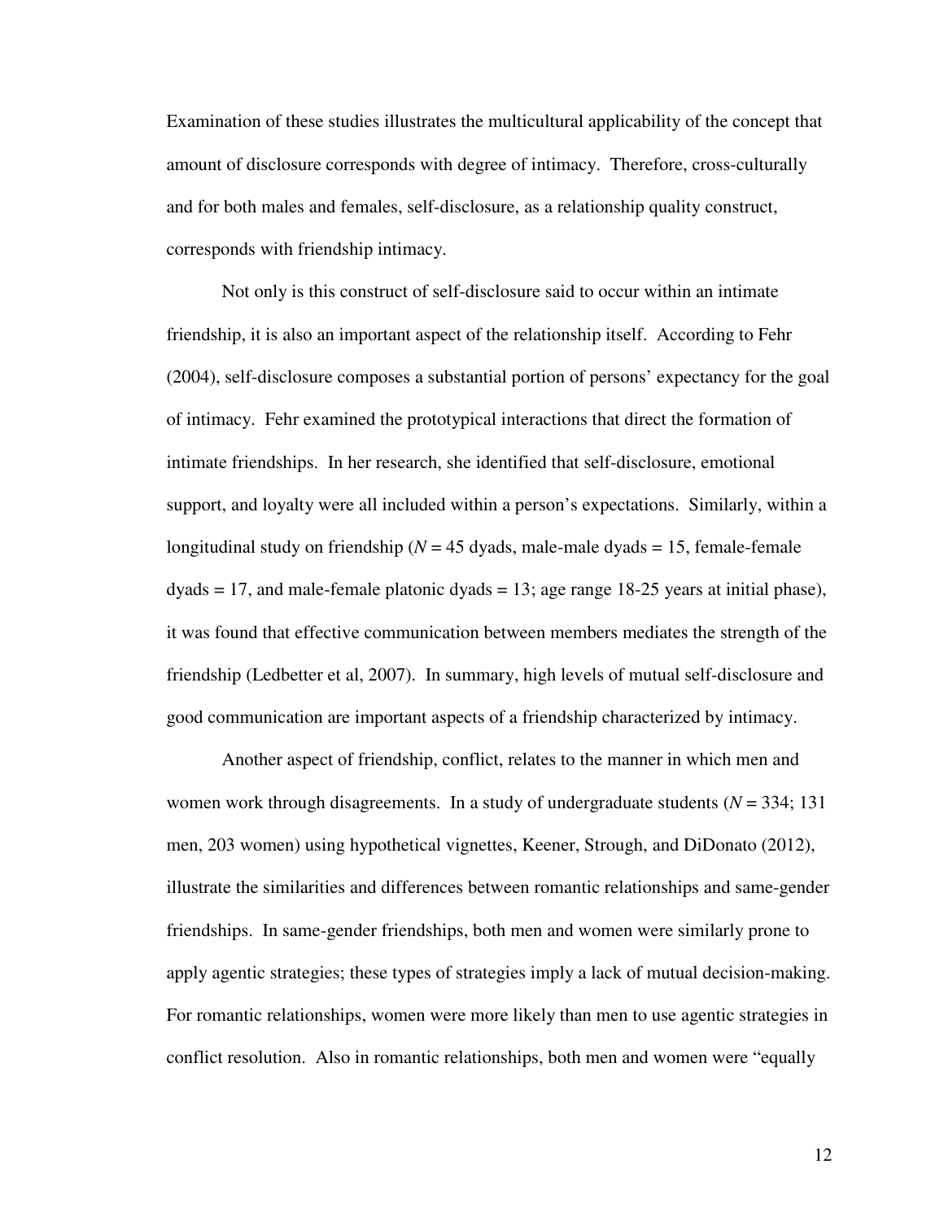Examination of these studies illustrates the multicultural applicability of the concept that amount of disclosure corresponds with degree of intimacy. Therefore, cross-culturally and for both males and females, self-disclosure, as a relationship quality construct, corresponds with friendship intimacy.

Not only is this construct of self-disclosure said to occur within an intimate friendship, it is also an important aspect of the relationship itself. According to Fehr (2004), self-disclosure composes a substantial portion of persons' expectancy for the goal of intimacy. Fehr examined the prototypical interactions that direct the formation of intimate friendships. In her research, she identified that self-disclosure, emotional support, and loyalty were all included within a person's expectations. Similarly, within a longitudinal study on friendship ($N$ = 45 dyads, male-male dyads = 15, female-female dyads = 17, and male-female platonic dyads = 13; age range 18-25 years at initial phase), it was found that effective communication between members mediates the strength of the friendship (Ledbetter et al, 2007). In summary, high levels of mutual self-disclosure and good communication are important aspects of a friendship characterized by intimacy.

Another aspect of friendship, conflict, relates to the manner in which men and women work through disagreements. In a study of undergraduate students ($N$ = 334; 131 men, 203 women) using hypothetical vignettes, Keener, Strough, and DiDonato (2012), illustrate the similarities and differences between romantic relationships and same-gender friendships. In same-gender friendships, both men and women were similarly prone to apply agentic strategies; these types of strategies imply a lack of mutual decision-making. For romantic relationships, women were more likely than men to use agentic strategies in conflict resolution. Also in romantic relationships, both men and women were "equally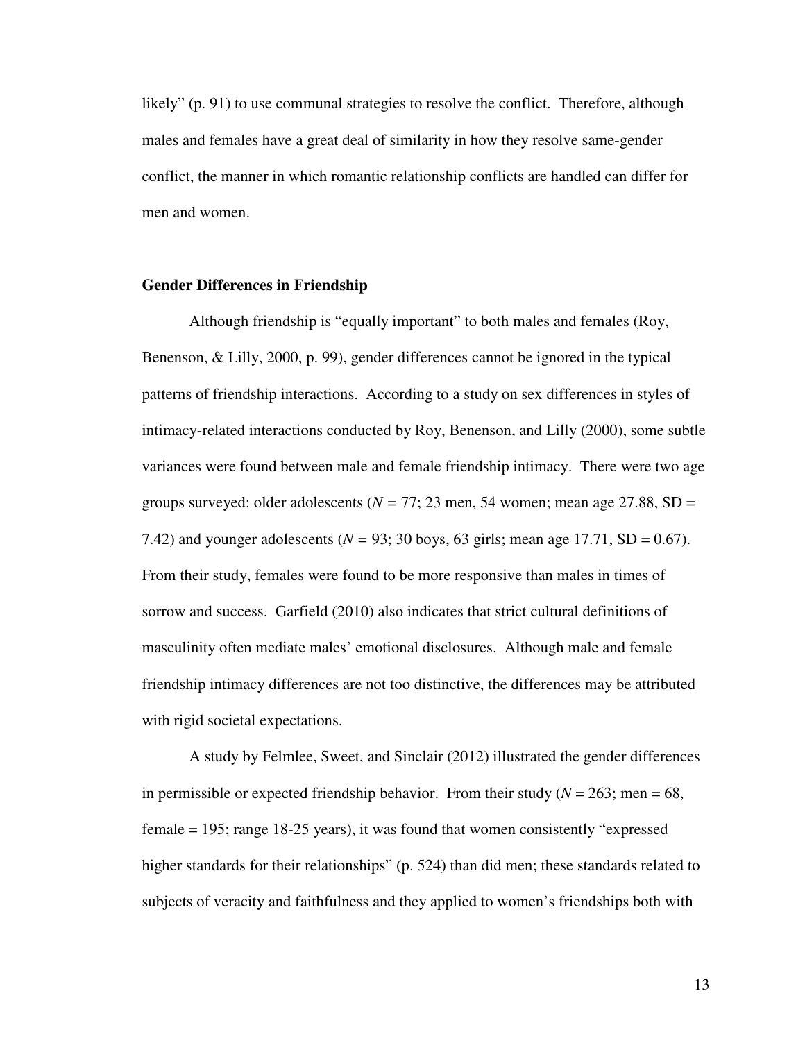likely" (p. 91) to use communal strategies to resolve the conflict. Therefore, although males and females have a great deal of similarity in how they resolve same-gender conflict, the manner in which romantic relationship conflicts are handled can differ for men and women.

## Gender Differences in Friendship

Although friendship is "equally important" to both males and females (Roy, Benenson, & Lilly, 2000, p. 99), gender differences cannot be ignored in the typical patterns of friendship interactions. According to a study on sex differences in styles of intimacy-related interactions conducted by Roy, Benenson, and Lilly (2000), some subtle variances were found between male and female friendship intimacy. There were two age groups surveyed: older adolescents ($N = 77$; 23 men, 54 women; mean age 27.88, $SD = 7.42$) and younger adolescents ($N = 93$; 30 boys, 63 girls; mean age 17.71, $SD = 0.67$). From their study, females were found to be more responsive than males in times of sorrow and success. Garfield (2010) also indicates that strict cultural definitions of masculinity often mediate males' emotional disclosures. Although male and female friendship intimacy differences are not too distinctive, the differences may be attributed with rigid societal expectations.

A study by Felmlee, Sweet, and Sinclair (2012) illustrated the gender differences in permissible or expected friendship behavior. From their study ($N = 263$; men = 68, female = 195; range 18-25 years), it was found that women consistently "expressed higher standards for their relationships" (p. 524) than did men; these standards related to subjects of veracity and faithfulness and they applied to women's friendships both with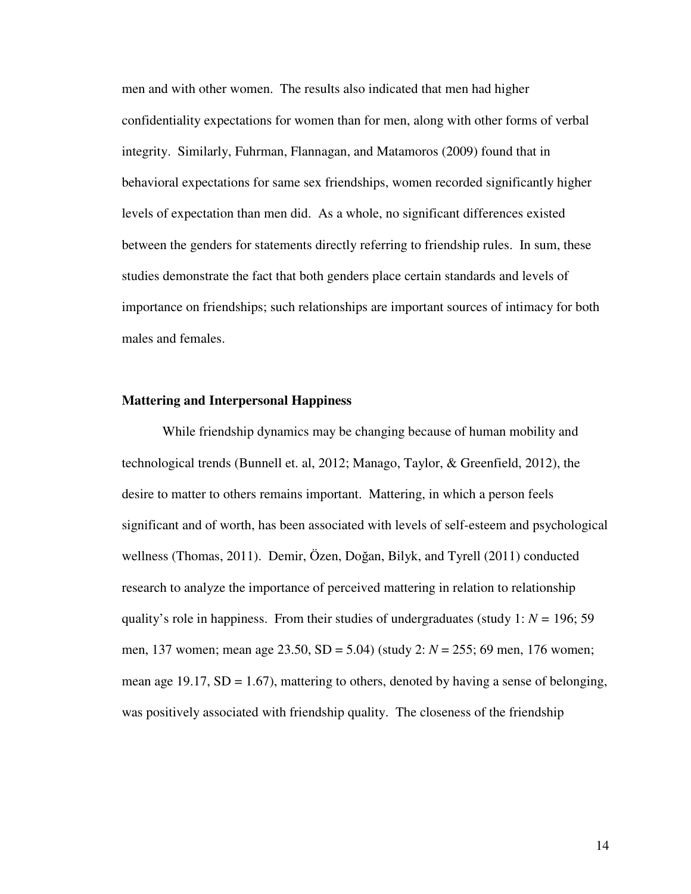men and with other women. The results also indicated that men had higher confidentiality expectations for women than for men, along with other forms of verbal integrity. Similarly, Fuhrman, Flannagan, and Matamoros (2009) found that in behavioral expectations for same sex friendships, women recorded significantly higher levels of expectation than men did. As a whole, no significant differences existed between the genders for statements directly referring to friendship rules. In sum, these studies demonstrate the fact that both genders place certain standards and levels of importance on friendships; such relationships are important sources of intimacy for both males and females.

**Mattering and Interpersonal Happiness**

While friendship dynamics may be changing because of human mobility and technological trends (Bunnell et. al, 2012; Manago, Taylor, & Greenfield, 2012), the desire to matter to others remains important. Mattering, in which a person feels significant and of worth, has been associated with levels of self-esteem and psychological wellness (Thomas, 2011). Demir, Özen, Doğan, Bilyk, and Tyrell (2011) conducted research to analyze the importance of perceived mattering in relation to relationship quality's role in happiness. From their studies of undergraduates (study 1: $N$ = 196; 59 men, 137 women; mean age 23.50, SD = 5.04) (study 2: $N$ = 255; 69 men, 176 women; mean age 19.17, SD = 1.67), mattering to others, denoted by having a sense of belonging, was positively associated with friendship quality. The closeness of the friendship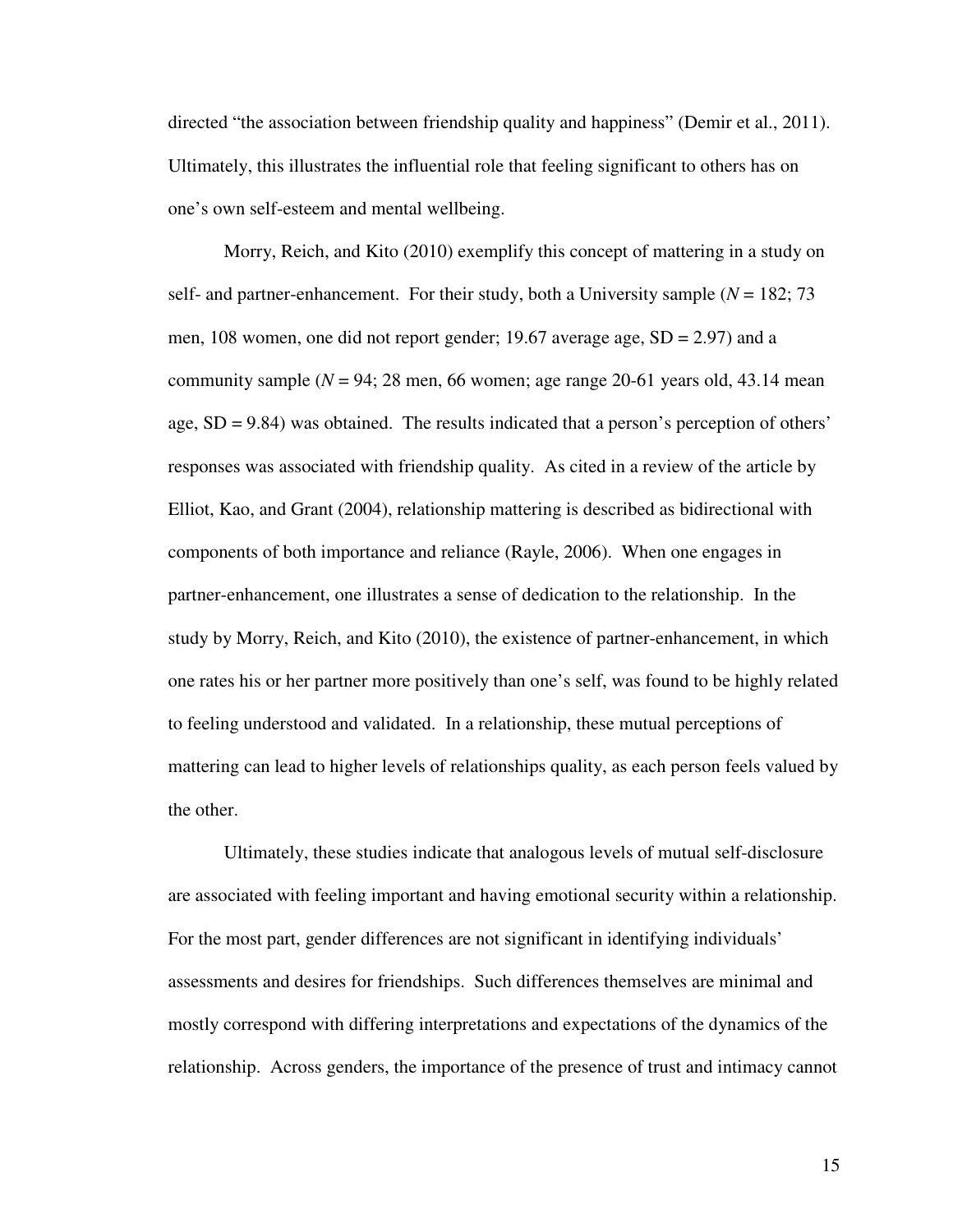directed "the association between friendship quality and happiness" (Demir et al., 2011). Ultimately, this illustrates the influential role that feeling significant to others has on one's own self-esteem and mental wellbeing.

Morry, Reich, and Kito (2010) exemplify this concept of mattering in a study on self- and partner-enhancement. For their study, both a University sample (*N* = 182; 73 men, 108 women, one did not report gender; 19.67 average age, SD = 2.97) and a community sample (*N* = 94; 28 men, 66 women; age range 20-61 years old, 43.14 mean age, SD = 9.84) was obtained. The results indicated that a person's perception of others' responses was associated with friendship quality. As cited in a review of the article by Elliot, Kao, and Grant (2004), relationship mattering is described as bidirectional with components of both importance and reliance (Rayle, 2006). When one engages in partner-enhancement, one illustrates a sense of dedication to the relationship. In the study by Morry, Reich, and Kito (2010), the existence of partner-enhancement, in which one rates his or her partner more positively than one's self, was found to be highly related to feeling understood and validated. In a relationship, these mutual perceptions of mattering can lead to higher levels of relationships quality, as each person feels valued by the other.

Ultimately, these studies indicate that analogous levels of mutual self-disclosure are associated with feeling important and having emotional security within a relationship. For the most part, gender differences are not significant in identifying individuals' assessments and desires for friendships. Such differences themselves are minimal and mostly correspond with differing interpretations and expectations of the dynamics of the relationship. Across genders, the importance of the presence of trust and intimacy cannot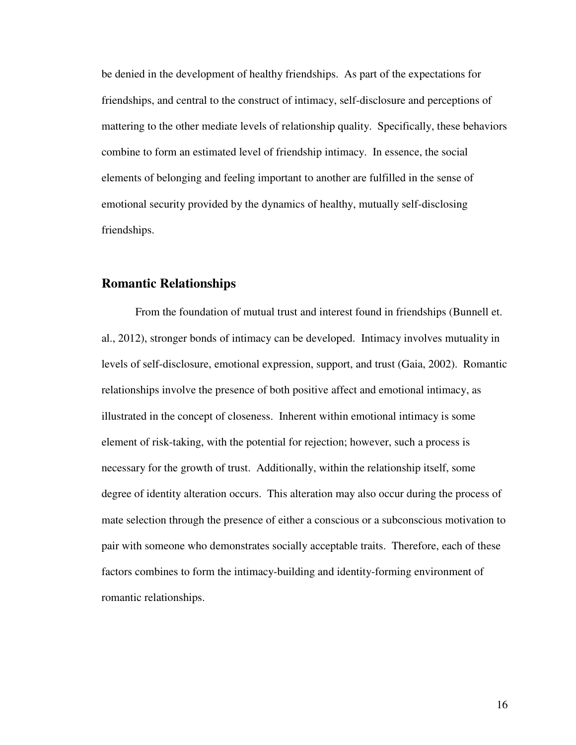be denied in the development of healthy friendships. As part of the expectations for friendships, and central to the construct of intimacy, self-disclosure and perceptions of mattering to the other mediate levels of relationship quality. Specifically, these behaviors combine to form an estimated level of friendship intimacy. In essence, the social elements of belonging and feeling important to another are fulfilled in the sense of emotional security provided by the dynamics of healthy, mutually self-disclosing friendships.

## Romantic Relationships

From the foundation of mutual trust and interest found in friendships (Bunnell et. al., 2012), stronger bonds of intimacy can be developed. Intimacy involves mutuality in levels of self-disclosure, emotional expression, support, and trust (Gaia, 2002). Romantic relationships involve the presence of both positive affect and emotional intimacy, as illustrated in the concept of closeness. Inherent within emotional intimacy is some element of risk-taking, with the potential for rejection; however, such a process is necessary for the growth of trust. Additionally, within the relationship itself, some degree of identity alteration occurs. This alteration may also occur during the process of mate selection through the presence of either a conscious or a subconscious motivation to pair with someone who demonstrates socially acceptable traits. Therefore, each of these factors combines to form the intimacy-building and identity-forming environment of romantic relationships.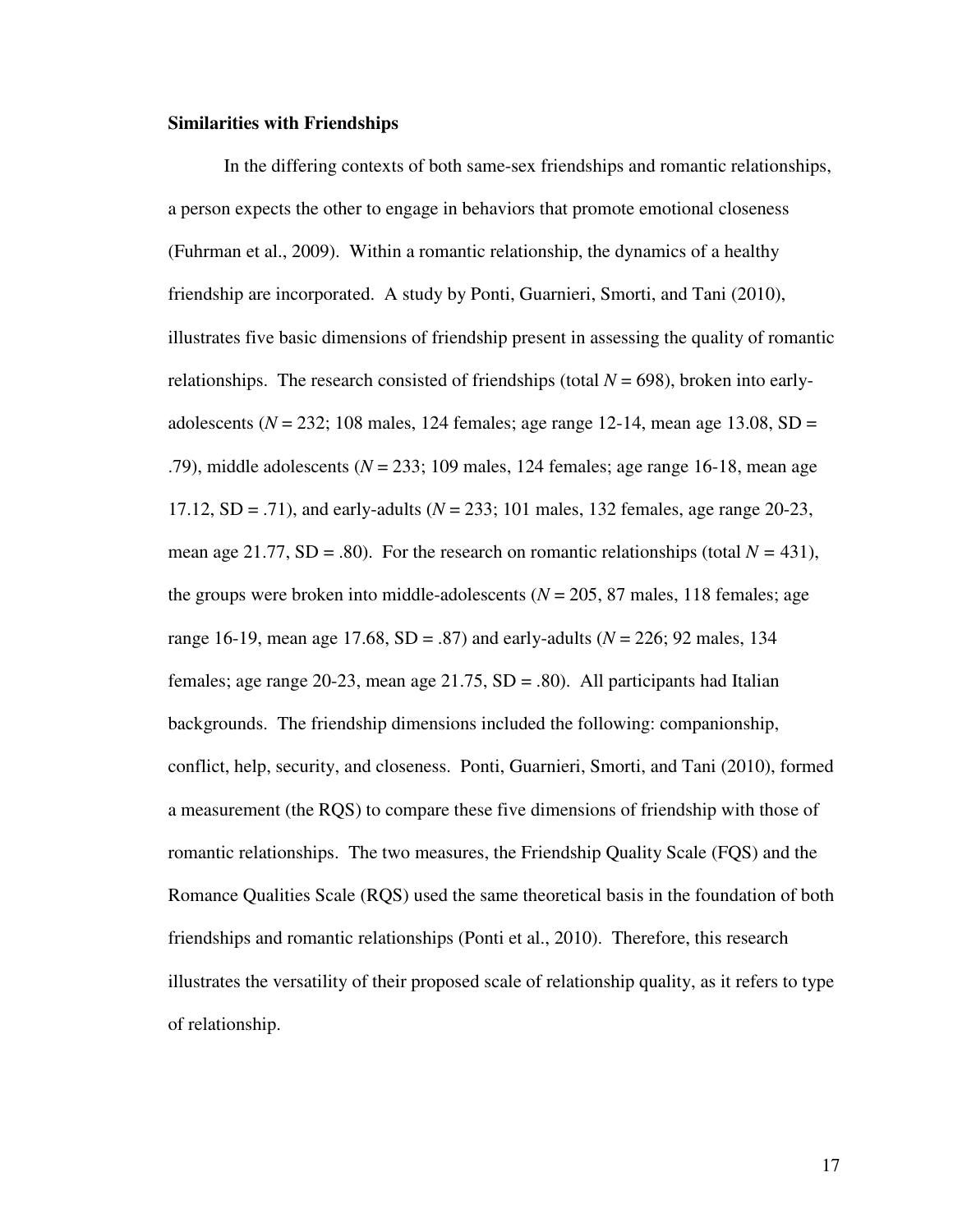**Similarities with Friendships**

In the differing contexts of both same-sex friendships and romantic relationships, a person expects the other to engage in behaviors that promote emotional closeness (Fuhrman et al., 2009). Within a romantic relationship, the dynamics of a healthy friendship are incorporated. A study by Ponti, Guarnieri, Smorti, and Tani (2010), illustrates five basic dimensions of friendship present in assessing the quality of romantic relationships. The research consisted of friendships (total $N = 698$), broken into early-adolescents ($N = 232$; 108 males, 124 females; age range 12-14, mean age 13.08, SD = .79), middle adolescents ($N = 233$; 109 males, 124 females; age range 16-18, mean age 17.12, SD = .71), and early-adults ($N = 233$; 101 males, 132 females, age range 20-23, mean age 21.77, SD = .80). For the research on romantic relationships (total $N = 431$), the groups were broken into middle-adolescents ($N = 205$, 87 males, 118 females; age range 16-19, mean age 17.68, SD = .87) and early-adults ($N = 226$; 92 males, 134 females; age range 20-23, mean age 21.75, SD = .80). All participants had Italian backgrounds. The friendship dimensions included the following: companionship, conflict, help, security, and closeness. Ponti, Guarnieri, Smorti, and Tani (2010), formed a measurement (the RQS) to compare these five dimensions of friendship with those of romantic relationships. The two measures, the Friendship Quality Scale (FQS) and the Romance Qualities Scale (RQS) used the same theoretical basis in the foundation of both friendships and romantic relationships (Ponti et al., 2010). Therefore, this research illustrates the versatility of their proposed scale of relationship quality, as it refers to type of relationship.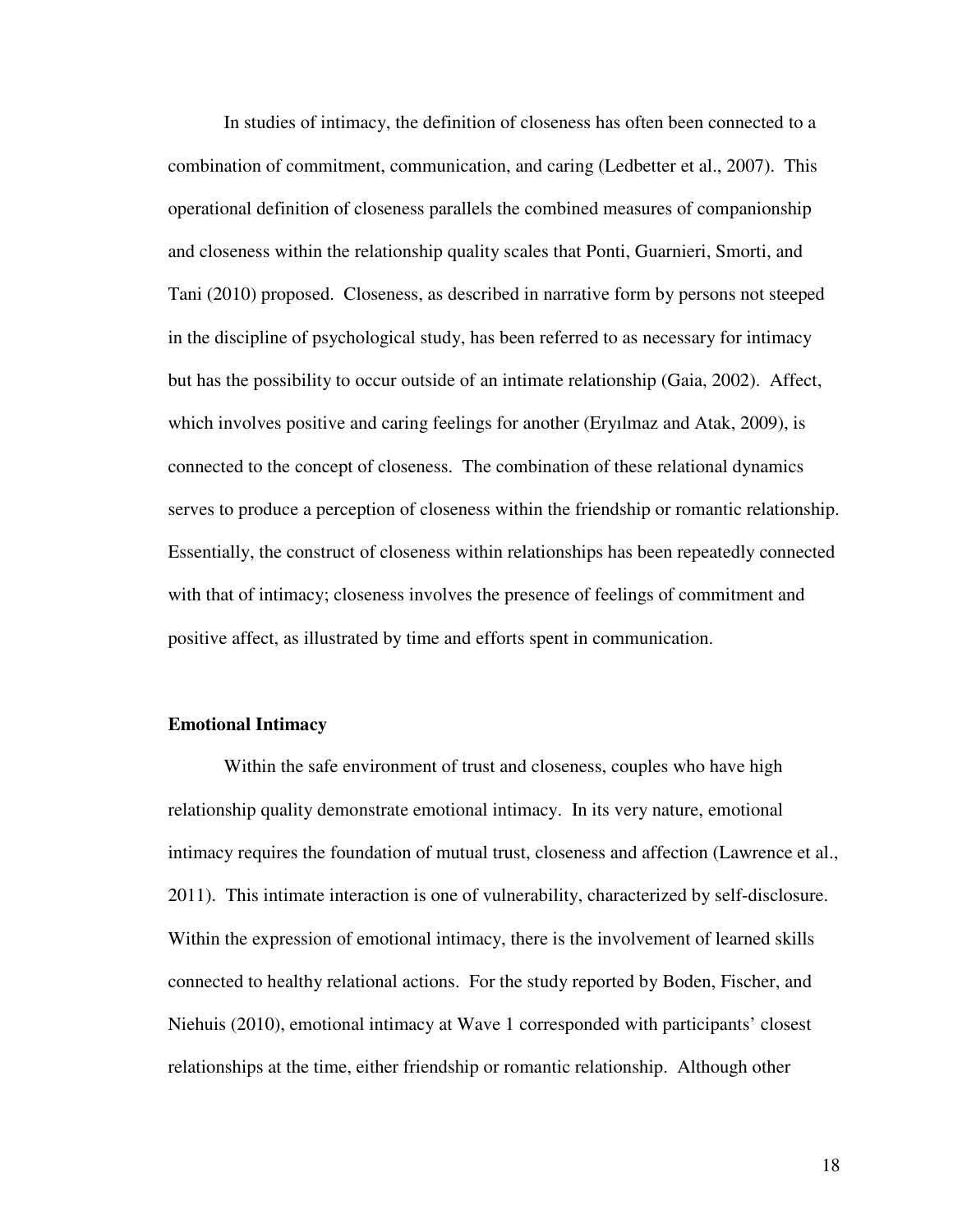In studies of intimacy, the definition of closeness has often been connected to a combination of commitment, communication, and caring (Ledbetter et al., 2007). This operational definition of closeness parallels the combined measures of companionship and closeness within the relationship quality scales that Ponti, Guarnieri, Smorti, and Tani (2010) proposed. Closeness, as described in narrative form by persons not steeped in the discipline of psychological study, has been referred to as necessary for intimacy but has the possibility to occur outside of an intimate relationship (Gaia, 2002). Affect, which involves positive and caring feelings for another (Eryılmaz and Atak, 2009), is connected to the concept of closeness. The combination of these relational dynamics serves to produce a perception of closeness within the friendship or romantic relationship. Essentially, the construct of closeness within relationships has been repeatedly connected with that of intimacy; closeness involves the presence of feelings of commitment and positive affect, as illustrated by time and efforts spent in communication.

**Emotional Intimacy**

Within the safe environment of trust and closeness, couples who have high relationship quality demonstrate emotional intimacy. In its very nature, emotional intimacy requires the foundation of mutual trust, closeness and affection (Lawrence et al., 2011). This intimate interaction is one of vulnerability, characterized by self-disclosure. Within the expression of emotional intimacy, there is the involvement of learned skills connected to healthy relational actions. For the study reported by Boden, Fischer, and Niehuis (2010), emotional intimacy at Wave 1 corresponded with participants' closest relationships at the time, either friendship or romantic relationship. Although other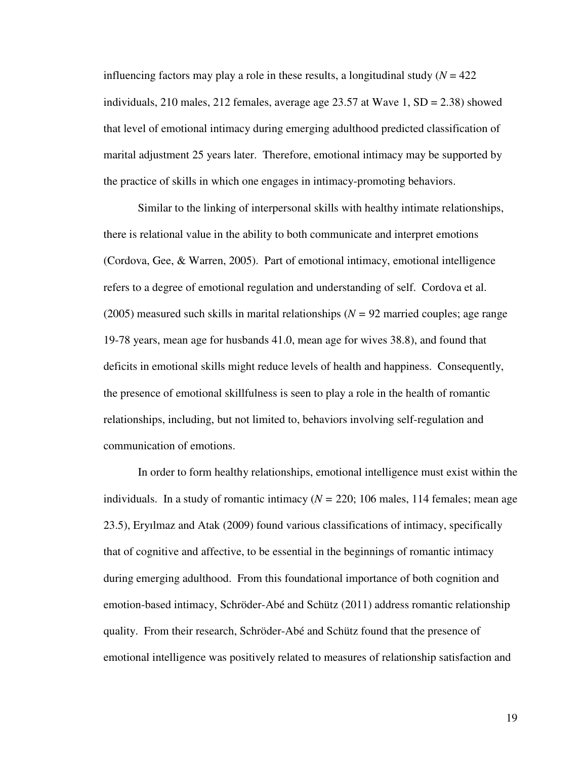influencing factors may play a role in these results, a longitudinal study ($N$ = 422 individuals, 210 males, 212 females, average age 23.57 at Wave 1, SD = 2.38) showed that level of emotional intimacy during emerging adulthood predicted classification of marital adjustment 25 years later. Therefore, emotional intimacy may be supported by the practice of skills in which one engages in intimacy-promoting behaviors.

Similar to the linking of interpersonal skills with healthy intimate relationships, there is relational value in the ability to both communicate and interpret emotions (Cordova, Gee, & Warren, 2005). Part of emotional intimacy, emotional intelligence refers to a degree of emotional regulation and understanding of self. Cordova et al. (2005) measured such skills in marital relationships ($N$ = 92 married couples; age range 19-78 years, mean age for husbands 41.0, mean age for wives 38.8), and found that deficits in emotional skills might reduce levels of health and happiness. Consequently, the presence of emotional skillfulness is seen to play a role in the health of romantic relationships, including, but not limited to, behaviors involving self-regulation and communication of emotions.

In order to form healthy relationships, emotional intelligence must exist within the individuals. In a study of romantic intimacy ($N$ = 220; 106 males, 114 females; mean age 23.5), Eryılmaz and Atak (2009) found various classifications of intimacy, specifically that of cognitive and affective, to be essential in the beginnings of romantic intimacy during emerging adulthood. From this foundational importance of both cognition and emotion-based intimacy, Schröder-Abé and Schütz (2011) address romantic relationship quality. From their research, Schröder-Abé and Schütz found that the presence of emotional intelligence was positively related to measures of relationship satisfaction and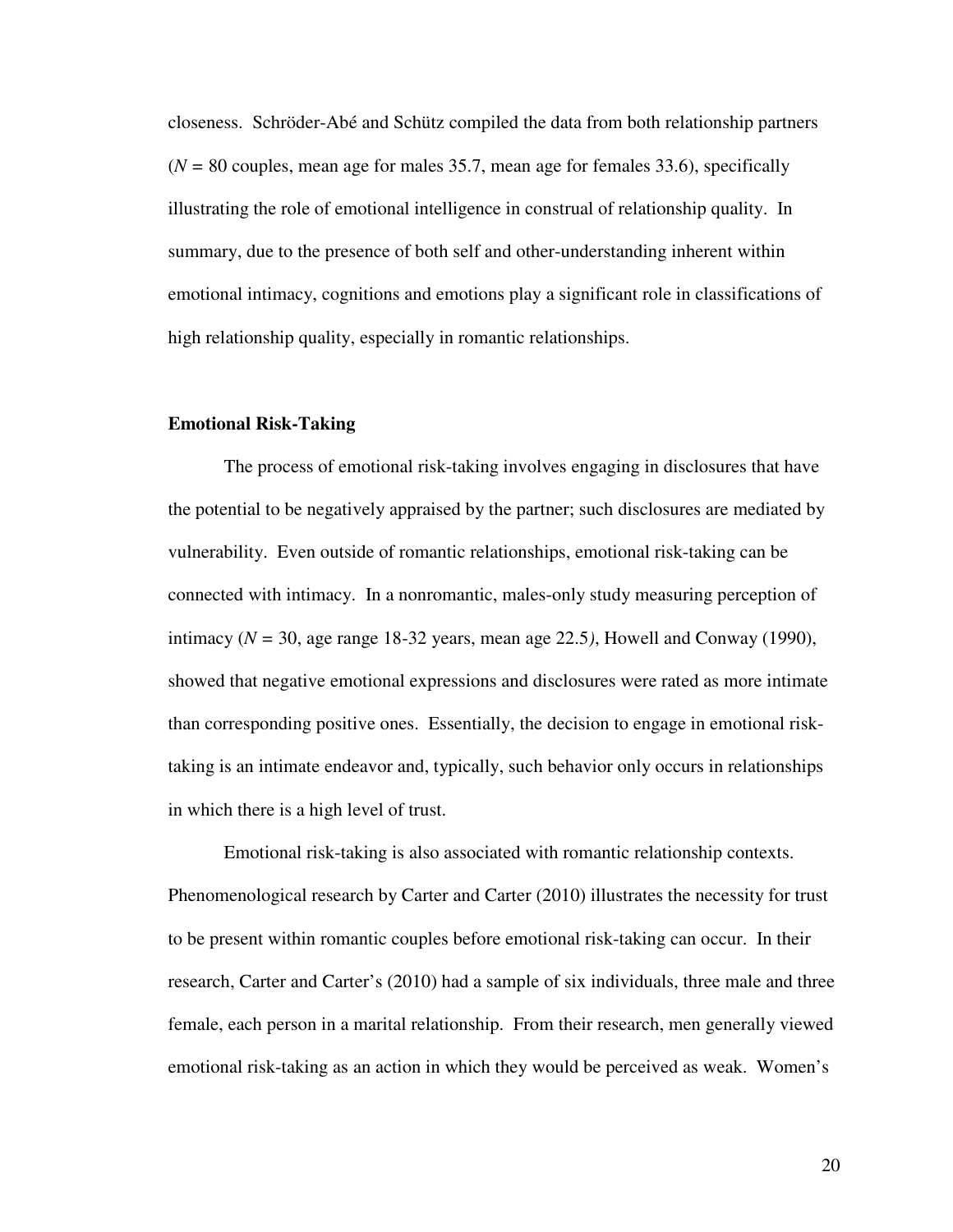closeness. Schröder-Abé and Schütz compiled the data from both relationship partners (*N* = 80 couples, mean age for males 35.7, mean age for females 33.6), specifically illustrating the role of emotional intelligence in construal of relationship quality. In summary, due to the presence of both self and other-understanding inherent within emotional intimacy, cognitions and emotions play a significant role in classifications of high relationship quality, especially in romantic relationships.

**Emotional Risk-Taking**

The process of emotional risk-taking involves engaging in disclosures that have the potential to be negatively appraised by the partner; such disclosures are mediated by vulnerability. Even outside of romantic relationships, emotional risk-taking can be connected with intimacy. In a nonromantic, males-only study measuring perception of intimacy (*N* = 30, age range 18-32 years, mean age 22.5*)*, Howell and Conway (1990), showed that negative emotional expressions and disclosures were rated as more intimate than corresponding positive ones. Essentially, the decision to engage in emotional risk-taking is an intimate endeavor and, typically, such behavior only occurs in relationships in which there is a high level of trust.

Emotional risk-taking is also associated with romantic relationship contexts. Phenomenological research by Carter and Carter (2010) illustrates the necessity for trust to be present within romantic couples before emotional risk-taking can occur. In their research, Carter and Carter's (2010) had a sample of six individuals, three male and three female, each person in a marital relationship. From their research, men generally viewed emotional risk-taking as an action in which they would be perceived as weak. Women's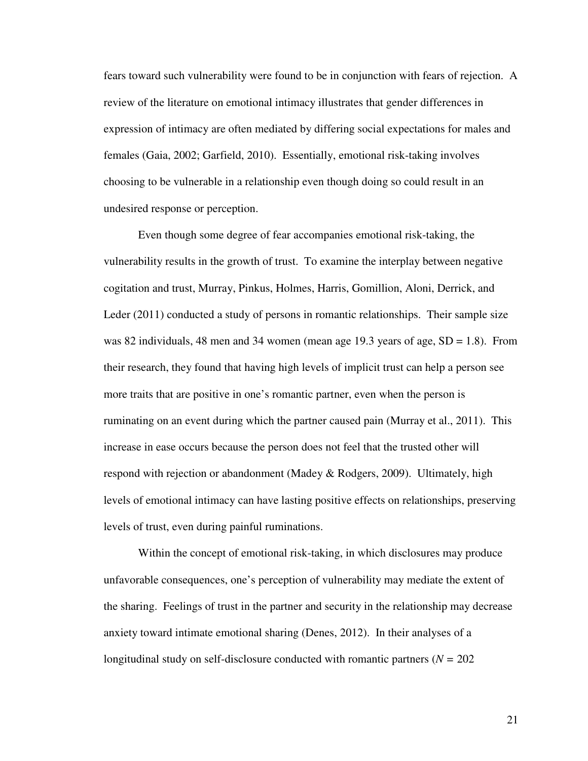fears toward such vulnerability were found to be in conjunction with fears of rejection. A review of the literature on emotional intimacy illustrates that gender differences in expression of intimacy are often mediated by differing social expectations for males and females (Gaia, 2002; Garfield, 2010). Essentially, emotional risk-taking involves choosing to be vulnerable in a relationship even though doing so could result in an undesired response or perception.

Even though some degree of fear accompanies emotional risk-taking, the vulnerability results in the growth of trust. To examine the interplay between negative cogitation and trust, Murray, Pinkus, Holmes, Harris, Gomillion, Aloni, Derrick, and Leder (2011) conducted a study of persons in romantic relationships. Their sample size was 82 individuals, 48 men and 34 women (mean age 19.3 years of age, SD = 1.8). From their research, they found that having high levels of implicit trust can help a person see more traits that are positive in one's romantic partner, even when the person is ruminating on an event during which the partner caused pain (Murray et al., 2011). This increase in ease occurs because the person does not feel that the trusted other will respond with rejection or abandonment (Madey & Rodgers, 2009). Ultimately, high levels of emotional intimacy can have lasting positive effects on relationships, preserving levels of trust, even during painful ruminations.

Within the concept of emotional risk-taking, in which disclosures may produce unfavorable consequences, one's perception of vulnerability may mediate the extent of the sharing. Feelings of trust in the partner and security in the relationship may decrease anxiety toward intimate emotional sharing (Denes, 2012). In their analyses of a longitudinal study on self-disclosure conducted with romantic partners (*N* = 202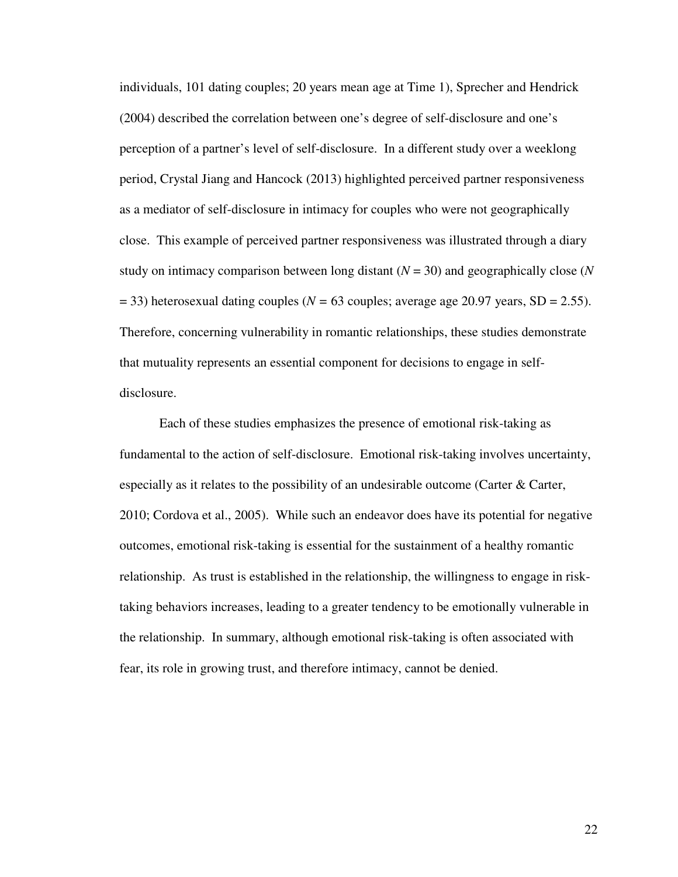individuals, 101 dating couples; 20 years mean age at Time 1), Sprecher and Hendrick (2004) described the correlation between one's degree of self-disclosure and one's perception of a partner's level of self-disclosure. In a different study over a weeklong period, Crystal Jiang and Hancock (2013) highlighted perceived partner responsiveness as a mediator of self-disclosure in intimacy for couples who were not geographically close. This example of perceived partner responsiveness was illustrated through a diary study on intimacy comparison between long distant ($N = 30$) and geographically close ($N = 33$) heterosexual dating couples ($N = 63$ couples; average age 20.97 years, SD = 2.55). Therefore, concerning vulnerability in romantic relationships, these studies demonstrate that mutuality represents an essential component for decisions to engage in self-disclosure.

Each of these studies emphasizes the presence of emotional risk-taking as fundamental to the action of self-disclosure. Emotional risk-taking involves uncertainty, especially as it relates to the possibility of an undesirable outcome (Carter & Carter, 2010; Cordova et al., 2005). While such an endeavor does have its potential for negative outcomes, emotional risk-taking is essential for the sustainment of a healthy romantic relationship. As trust is established in the relationship, the willingness to engage in risk-taking behaviors increases, leading to a greater tendency to be emotionally vulnerable in the relationship. In summary, although emotional risk-taking is often associated with fear, its role in growing trust, and therefore intimacy, cannot be denied.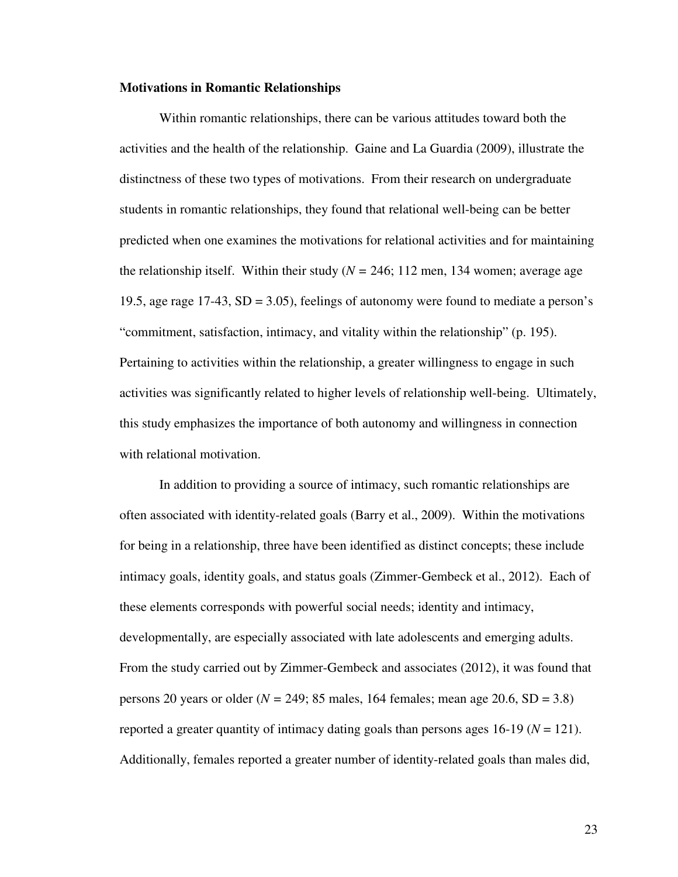**Motivations in Romantic Relationships**

Within romantic relationships, there can be various attitudes toward both the activities and the health of the relationship. Gaine and La Guardia (2009), illustrate the distinctness of these two types of motivations. From their research on undergraduate students in romantic relationships, they found that relational well-being can be better predicted when one examines the motivations for relational activities and for maintaining the relationship itself. Within their study ($N$ = 246; 112 men, 134 women; average age 19.5, age rage 17-43, SD = 3.05), feelings of autonomy were found to mediate a person's "commitment, satisfaction, intimacy, and vitality within the relationship" (p. 195). Pertaining to activities within the relationship, a greater willingness to engage in such activities was significantly related to higher levels of relationship well-being. Ultimately, this study emphasizes the importance of both autonomy and willingness in connection with relational motivation.

In addition to providing a source of intimacy, such romantic relationships are often associated with identity-related goals (Barry et al., 2009). Within the motivations for being in a relationship, three have been identified as distinct concepts; these include intimacy goals, identity goals, and status goals (Zimmer-Gembeck et al., 2012). Each of these elements corresponds with powerful social needs; identity and intimacy, developmentally, are especially associated with late adolescents and emerging adults. From the study carried out by Zimmer-Gembeck and associates (2012), it was found that persons 20 years or older ($N$ = 249; 85 males, 164 females; mean age 20.6, SD = 3.8) reported a greater quantity of intimacy dating goals than persons ages 16-19 ($N$ = 121). Additionally, females reported a greater number of identity-related goals than males did,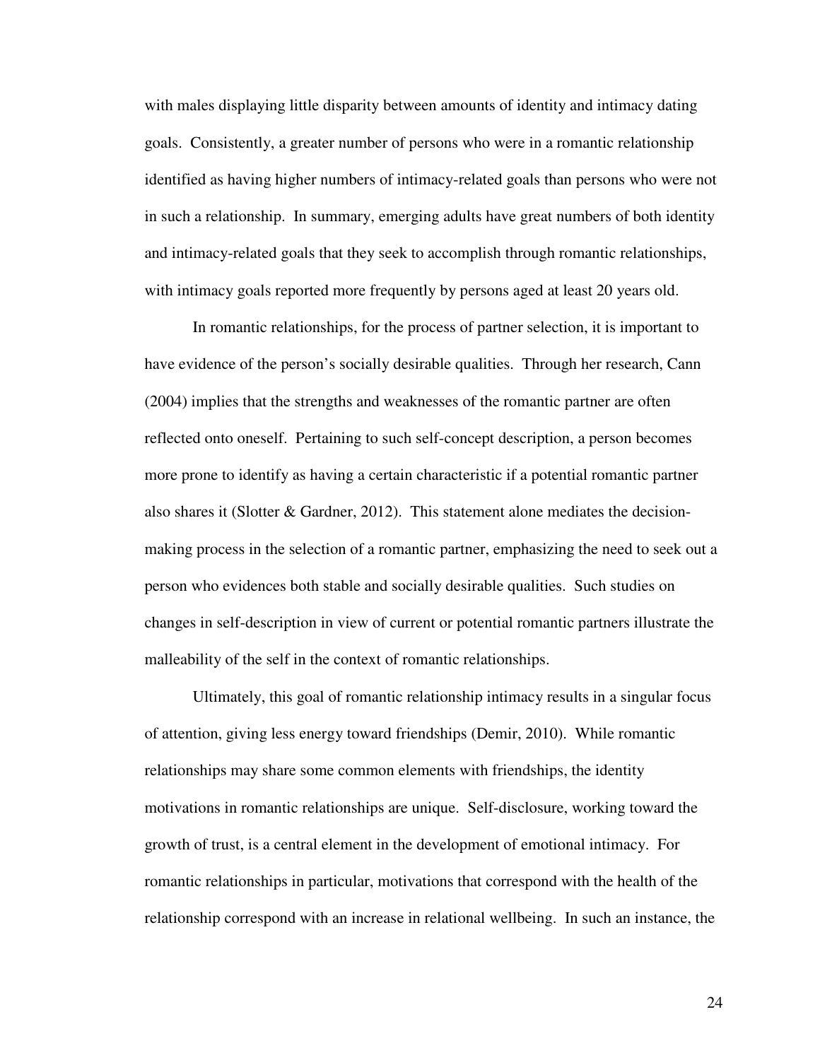with males displaying little disparity between amounts of identity and intimacy dating goals. Consistently, a greater number of persons who were in a romantic relationship identified as having higher numbers of intimacy-related goals than persons who were not in such a relationship. In summary, emerging adults have great numbers of both identity and intimacy-related goals that they seek to accomplish through romantic relationships, with intimacy goals reported more frequently by persons aged at least 20 years old.

In romantic relationships, for the process of partner selection, it is important to have evidence of the person's socially desirable qualities. Through her research, Cann (2004) implies that the strengths and weaknesses of the romantic partner are often reflected onto oneself. Pertaining to such self-concept description, a person becomes more prone to identify as having a certain characteristic if a potential romantic partner also shares it (Slotter & Gardner, 2012). This statement alone mediates the decision-making process in the selection of a romantic partner, emphasizing the need to seek out a person who evidences both stable and socially desirable qualities. Such studies on changes in self-description in view of current or potential romantic partners illustrate the malleability of the self in the context of romantic relationships.

Ultimately, this goal of romantic relationship intimacy results in a singular focus of attention, giving less energy toward friendships (Demir, 2010). While romantic relationships may share some common elements with friendships, the identity motivations in romantic relationships are unique. Self-disclosure, working toward the growth of trust, is a central element in the development of emotional intimacy. For romantic relationships in particular, motivations that correspond with the health of the relationship correspond with an increase in relational wellbeing. In such an instance, the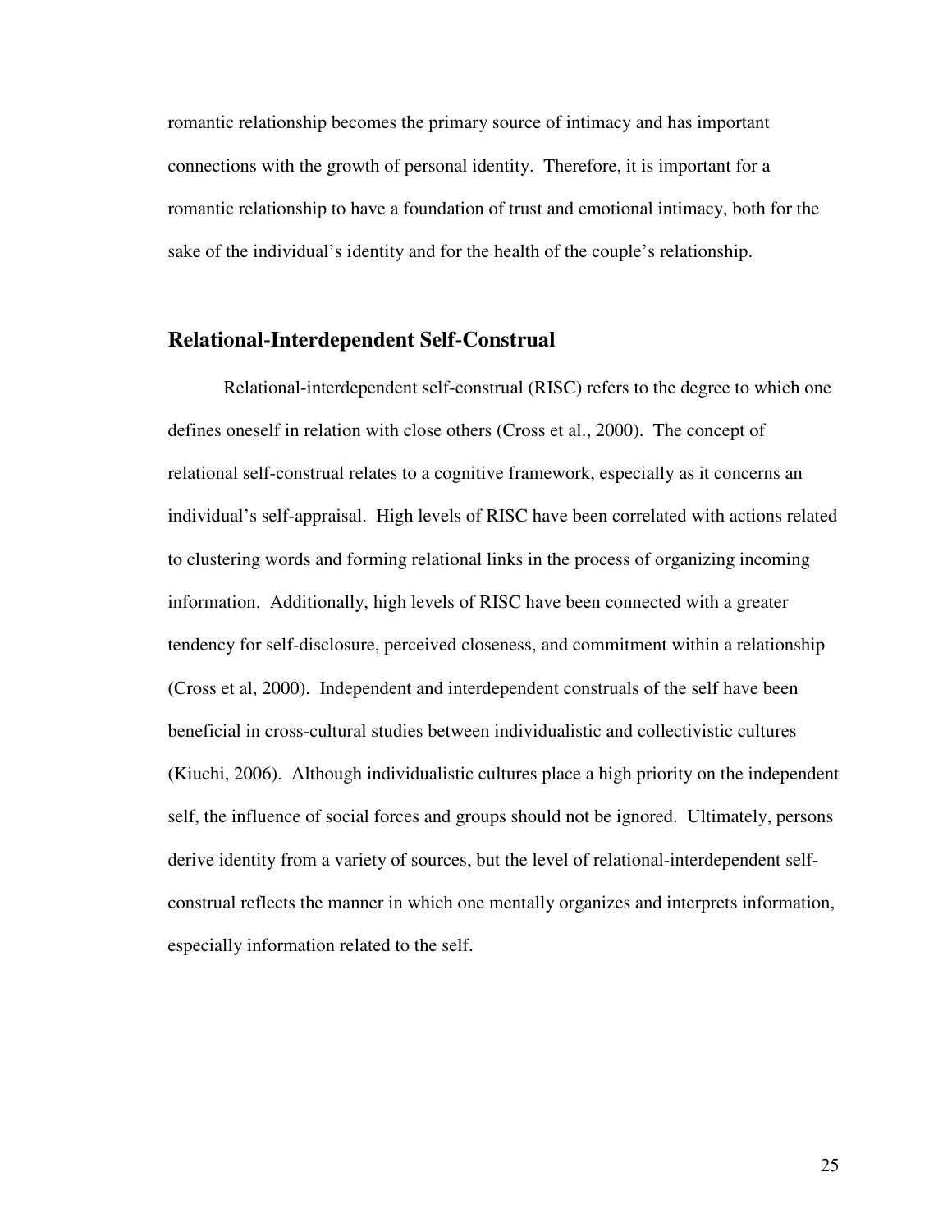romantic relationship becomes the primary source of intimacy and has important connections with the growth of personal identity. Therefore, it is important for a romantic relationship to have a foundation of trust and emotional intimacy, both for the sake of the individual's identity and for the health of the couple's relationship.

## Relational-Interdependent Self-Construal

Relational-interdependent self-construal (RISC) refers to the degree to which one defines oneself in relation with close others (Cross et al., 2000). The concept of relational self-construal relates to a cognitive framework, especially as it concerns an individual's self-appraisal. High levels of RISC have been correlated with actions related to clustering words and forming relational links in the process of organizing incoming information. Additionally, high levels of RISC have been connected with a greater tendency for self-disclosure, perceived closeness, and commitment within a relationship (Cross et al, 2000). Independent and interdependent construals of the self have been beneficial in cross-cultural studies between individualistic and collectivistic cultures (Kiuchi, 2006). Although individualistic cultures place a high priority on the independent self, the influence of social forces and groups should not be ignored. Ultimately, persons derive identity from a variety of sources, but the level of relational-interdependent self-construal reflects the manner in which one mentally organizes and interprets information, especially information related to the self.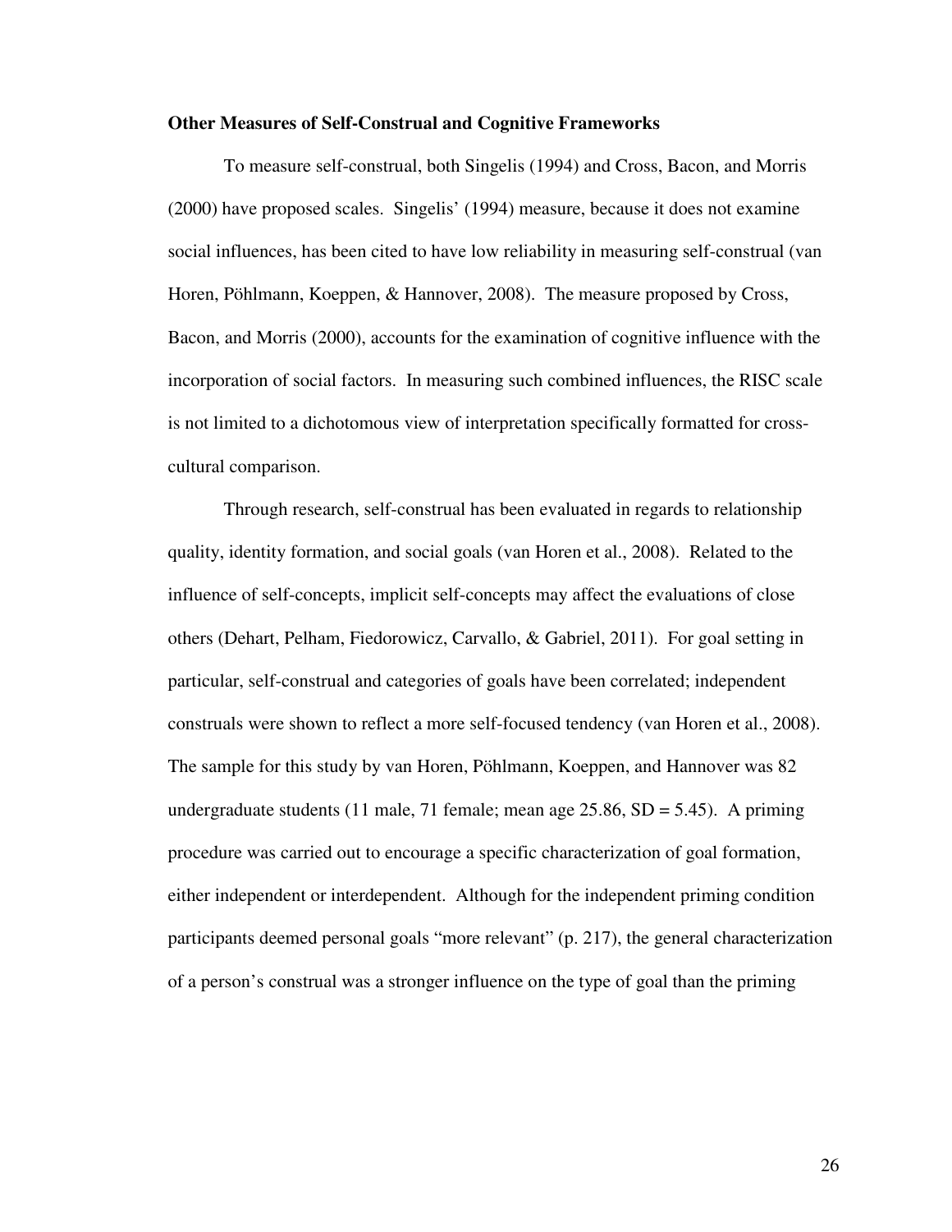**Other Measures of Self-Construal and Cognitive Frameworks**

To measure self-construal, both Singelis (1994) and Cross, Bacon, and Morris (2000) have proposed scales. Singelis' (1994) measure, because it does not examine social influences, has been cited to have low reliability in measuring self-construal (van Horen, Pöhlmann, Koeppen, & Hannover, 2008). The measure proposed by Cross, Bacon, and Morris (2000), accounts for the examination of cognitive influence with the incorporation of social factors. In measuring such combined influences, the RISC scale is not limited to a dichotomous view of interpretation specifically formatted for cross-cultural comparison.

Through research, self-construal has been evaluated in regards to relationship quality, identity formation, and social goals (van Horen et al., 2008). Related to the influence of self-concepts, implicit self-concepts may affect the evaluations of close others (Dehart, Pelham, Fiedorowicz, Carvallo, & Gabriel, 2011). For goal setting in particular, self-construal and categories of goals have been correlated; independent construals were shown to reflect a more self-focused tendency (van Horen et al., 2008). The sample for this study by van Horen, Pöhlmann, Koeppen, and Hannover was 82 undergraduate students (11 male, 71 female; mean age 25.86, SD = 5.45). A priming procedure was carried out to encourage a specific characterization of goal formation, either independent or interdependent. Although for the independent priming condition participants deemed personal goals "more relevant" (p. 217), the general characterization of a person's construal was a stronger influence on the type of goal than the priming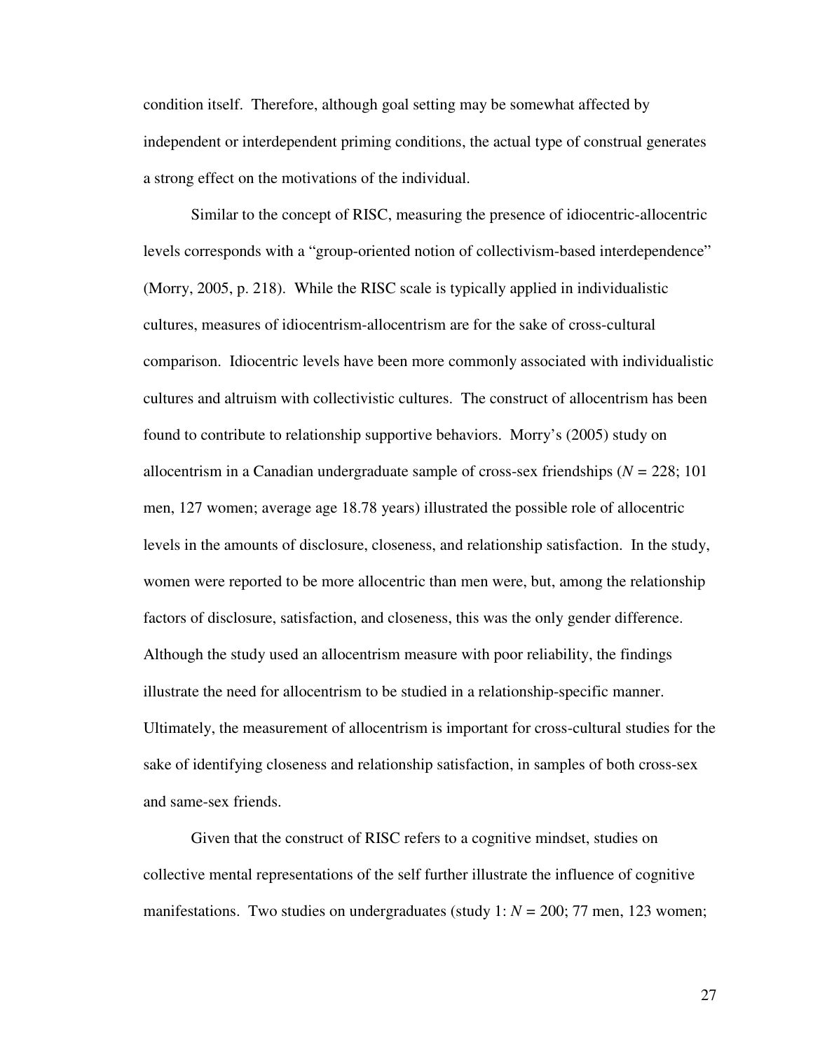condition itself. Therefore, although goal setting may be somewhat affected by independent or interdependent priming conditions, the actual type of construal generates a strong effect on the motivations of the individual.

Similar to the concept of RISC, measuring the presence of idiocentric-allocentric levels corresponds with a "group-oriented notion of collectivism-based interdependence" (Morry, 2005, p. 218). While the RISC scale is typically applied in individualistic cultures, measures of idiocentrism-allocentrism are for the sake of cross-cultural comparison. Idiocentric levels have been more commonly associated with individualistic cultures and altruism with collectivistic cultures. The construct of allocentrism has been found to contribute to relationship supportive behaviors. Morry's (2005) study on allocentrism in a Canadian undergraduate sample of cross-sex friendships (*N* = 228; 101 men, 127 women; average age 18.78 years) illustrated the possible role of allocentric levels in the amounts of disclosure, closeness, and relationship satisfaction. In the study, women were reported to be more allocentric than men were, but, among the relationship factors of disclosure, satisfaction, and closeness, this was the only gender difference. Although the study used an allocentrism measure with poor reliability, the findings illustrate the need for allocentrism to be studied in a relationship-specific manner. Ultimately, the measurement of allocentrism is important for cross-cultural studies for the sake of identifying closeness and relationship satisfaction, in samples of both cross-sex and same-sex friends.

Given that the construct of RISC refers to a cognitive mindset, studies on collective mental representations of the self further illustrate the influence of cognitive manifestations. Two studies on undergraduates (study 1: *N* = 200; 77 men, 123 women;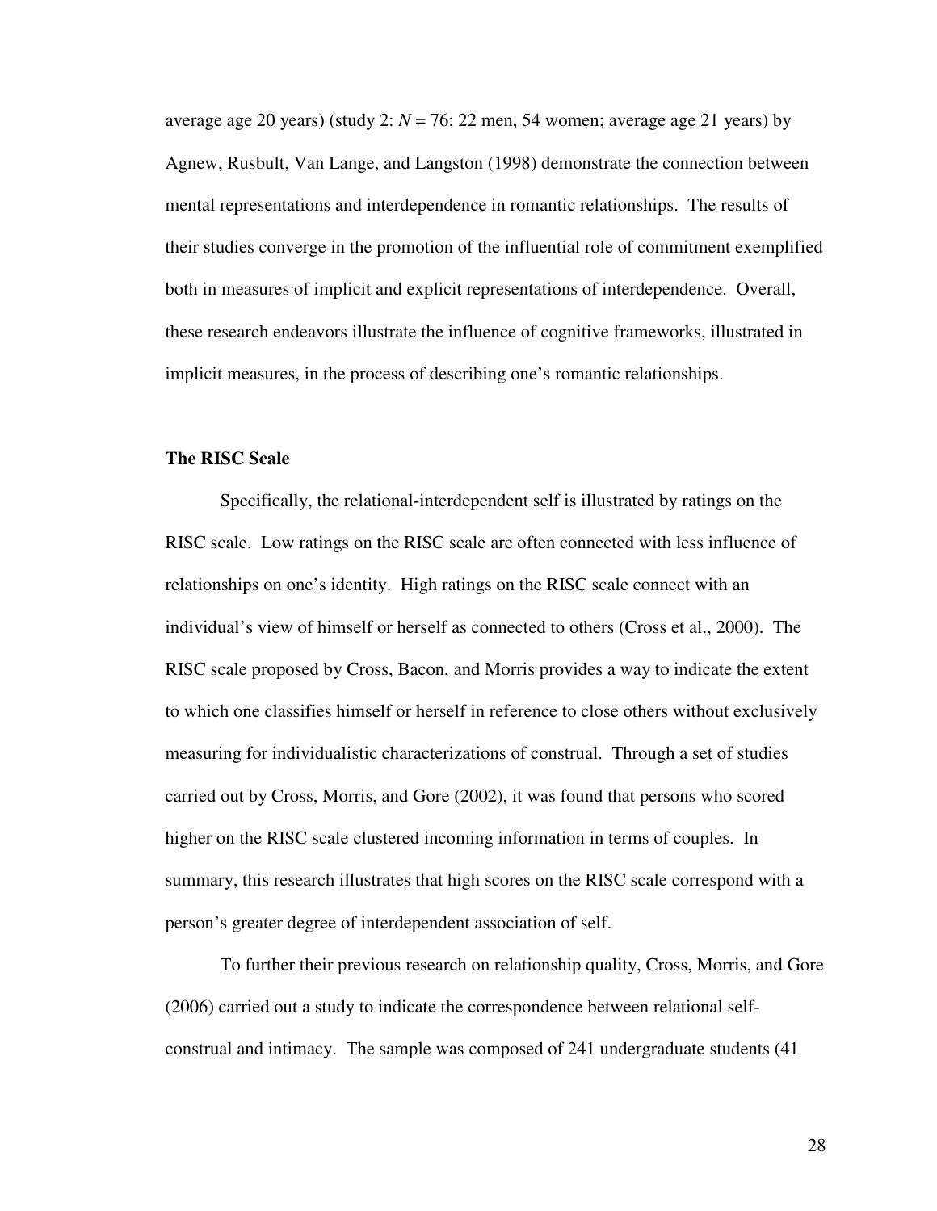average age 20 years) (study 2: *N* = 76; 22 men, 54 women; average age 21 years) by Agnew, Rusbult, Van Lange, and Langston (1998) demonstrate the connection between mental representations and interdependence in romantic relationships. The results of their studies converge in the promotion of the influential role of commitment exemplified both in measures of implicit and explicit representations of interdependence. Overall, these research endeavors illustrate the influence of cognitive frameworks, illustrated in implicit measures, in the process of describing one's romantic relationships.

**The RISC Scale**

Specifically, the relational-interdependent self is illustrated by ratings on the RISC scale. Low ratings on the RISC scale are often connected with less influence of relationships on one's identity. High ratings on the RISC scale connect with an individual's view of himself or herself as connected to others (Cross et al., 2000). The RISC scale proposed by Cross, Bacon, and Morris provides a way to indicate the extent to which one classifies himself or herself in reference to close others without exclusively measuring for individualistic characterizations of construal. Through a set of studies carried out by Cross, Morris, and Gore (2002), it was found that persons who scored higher on the RISC scale clustered incoming information in terms of couples. In summary, this research illustrates that high scores on the RISC scale correspond with a person's greater degree of interdependent association of self.

To further their previous research on relationship quality, Cross, Morris, and Gore (2006) carried out a study to indicate the correspondence between relational self-construal and intimacy. The sample was composed of 241 undergraduate students (41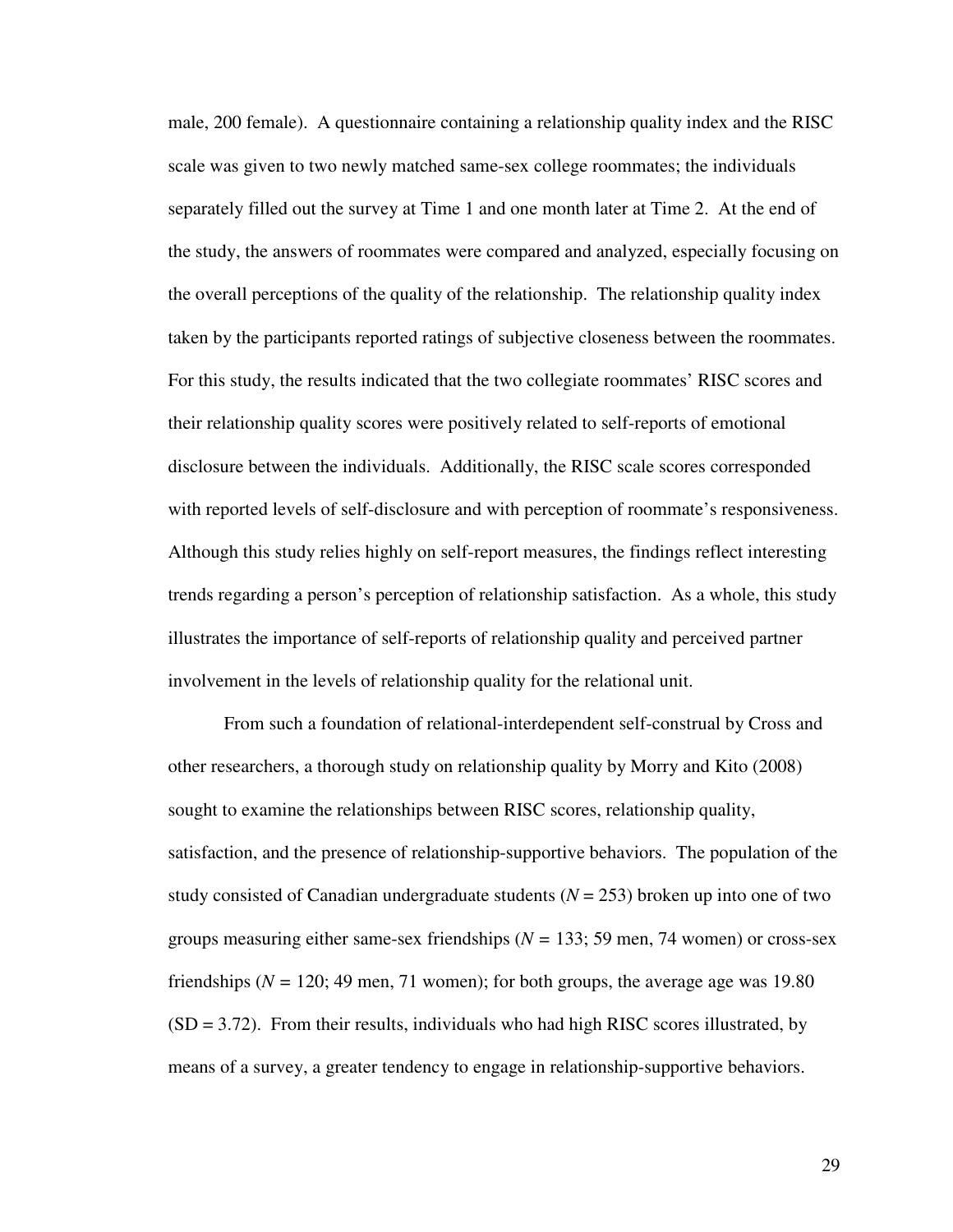male, 200 female). A questionnaire containing a relationship quality index and the RISC scale was given to two newly matched same-sex college roommates; the individuals separately filled out the survey at Time 1 and one month later at Time 2. At the end of the study, the answers of roommates were compared and analyzed, especially focusing on the overall perceptions of the quality of the relationship. The relationship quality index taken by the participants reported ratings of subjective closeness between the roommates. For this study, the results indicated that the two collegiate roommates' RISC scores and their relationship quality scores were positively related to self-reports of emotional disclosure between the individuals. Additionally, the RISC scale scores corresponded with reported levels of self-disclosure and with perception of roommate's responsiveness. Although this study relies highly on self-report measures, the findings reflect interesting trends regarding a person's perception of relationship satisfaction. As a whole, this study illustrates the importance of self-reports of relationship quality and perceived partner involvement in the levels of relationship quality for the relational unit.

From such a foundation of relational-interdependent self-construal by Cross and other researchers, a thorough study on relationship quality by Morry and Kito (2008) sought to examine the relationships between RISC scores, relationship quality, satisfaction, and the presence of relationship-supportive behaviors. The population of the study consisted of Canadian undergraduate students ($N = 253$) broken up into one of two groups measuring either same-sex friendships ($N = 133$; 59 men, 74 women) or cross-sex friendships ($N = 120$; 49 men, 71 women); for both groups, the average age was 19.80 ($SD = 3.72$). From their results, individuals who had high RISC scores illustrated, by means of a survey, a greater tendency to engage in relationship-supportive behaviors.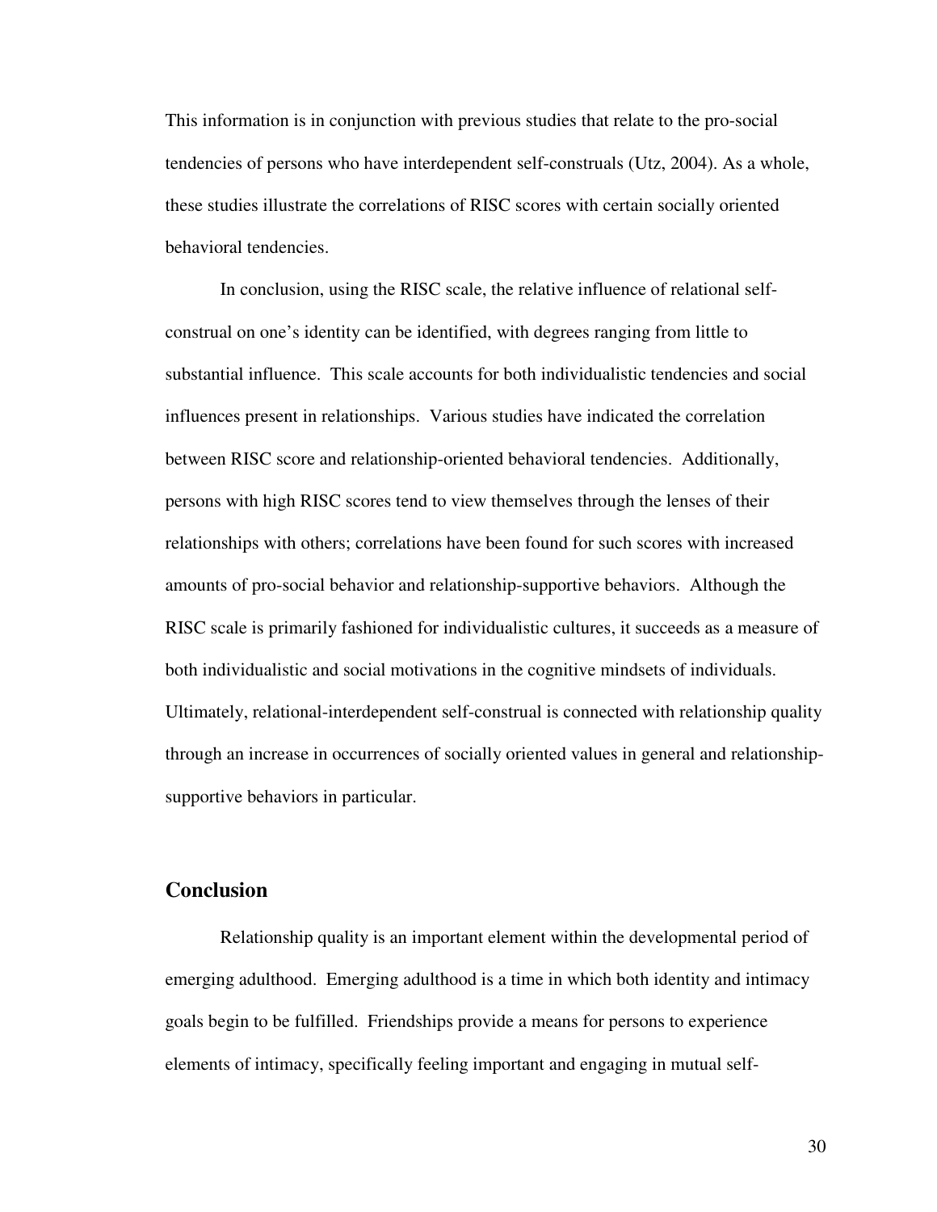This information is in conjunction with previous studies that relate to the pro-social tendencies of persons who have interdependent self-construals (Utz, 2004). As a whole, these studies illustrate the correlations of RISC scores with certain socially oriented behavioral tendencies.

In conclusion, using the RISC scale, the relative influence of relational self-construal on one's identity can be identified, with degrees ranging from little to substantial influence. This scale accounts for both individualistic tendencies and social influences present in relationships. Various studies have indicated the correlation between RISC score and relationship-oriented behavioral tendencies. Additionally, persons with high RISC scores tend to view themselves through the lenses of their relationships with others; correlations have been found for such scores with increased amounts of pro-social behavior and relationship-supportive behaviors. Although the RISC scale is primarily fashioned for individualistic cultures, it succeeds as a measure of both individualistic and social motivations in the cognitive mindsets of individuals. Ultimately, relational-interdependent self-construal is connected with relationship quality through an increase in occurrences of socially oriented values in general and relationship-supportive behaviors in particular.

## Conclusion

Relationship quality is an important element within the developmental period of emerging adulthood. Emerging adulthood is a time in which both identity and intimacy goals begin to be fulfilled. Friendships provide a means for persons to experience elements of intimacy, specifically feeling important and engaging in mutual self-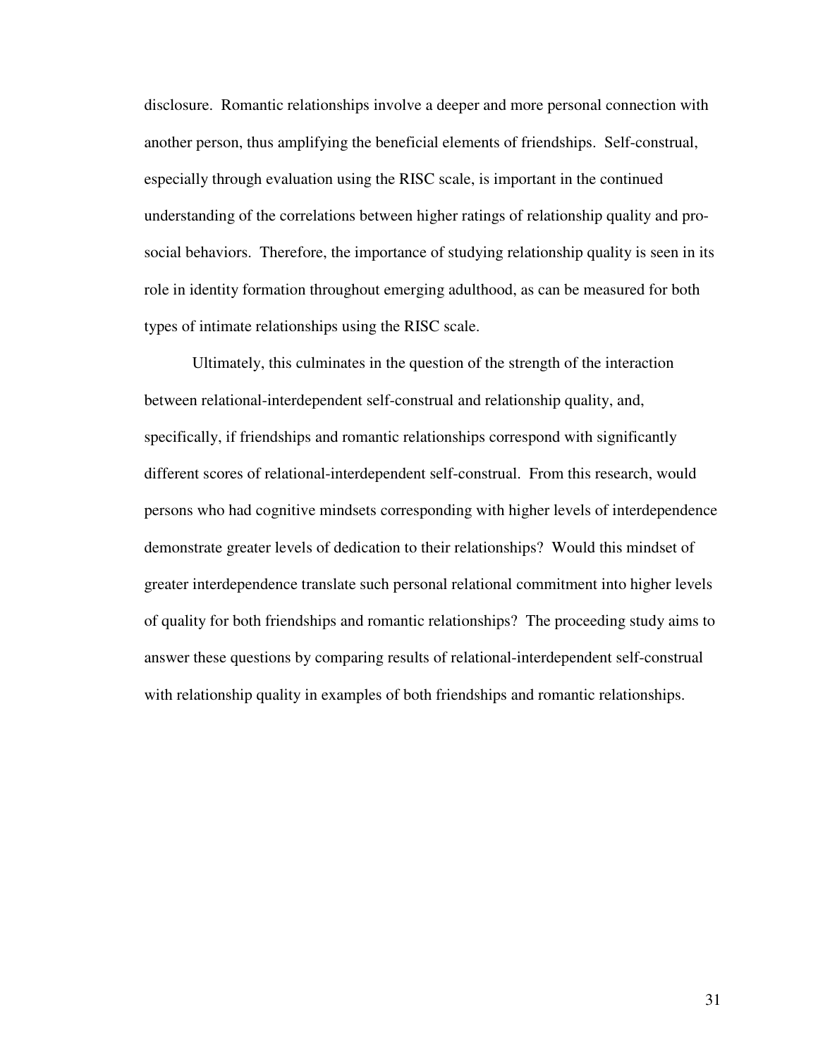disclosure. Romantic relationships involve a deeper and more personal connection with another person, thus amplifying the beneficial elements of friendships. Self-construal, especially through evaluation using the RISC scale, is important in the continued understanding of the correlations between higher ratings of relationship quality and pro-social behaviors. Therefore, the importance of studying relationship quality is seen in its role in identity formation throughout emerging adulthood, as can be measured for both types of intimate relationships using the RISC scale.

Ultimately, this culminates in the question of the strength of the interaction between relational-interdependent self-construal and relationship quality, and, specifically, if friendships and romantic relationships correspond with significantly different scores of relational-interdependent self-construal. From this research, would persons who had cognitive mindsets corresponding with higher levels of interdependence demonstrate greater levels of dedication to their relationships? Would this mindset of greater interdependence translate such personal relational commitment into higher levels of quality for both friendships and romantic relationships? The proceeding study aims to answer these questions by comparing results of relational-interdependent self-construal with relationship quality in examples of both friendships and romantic relationships.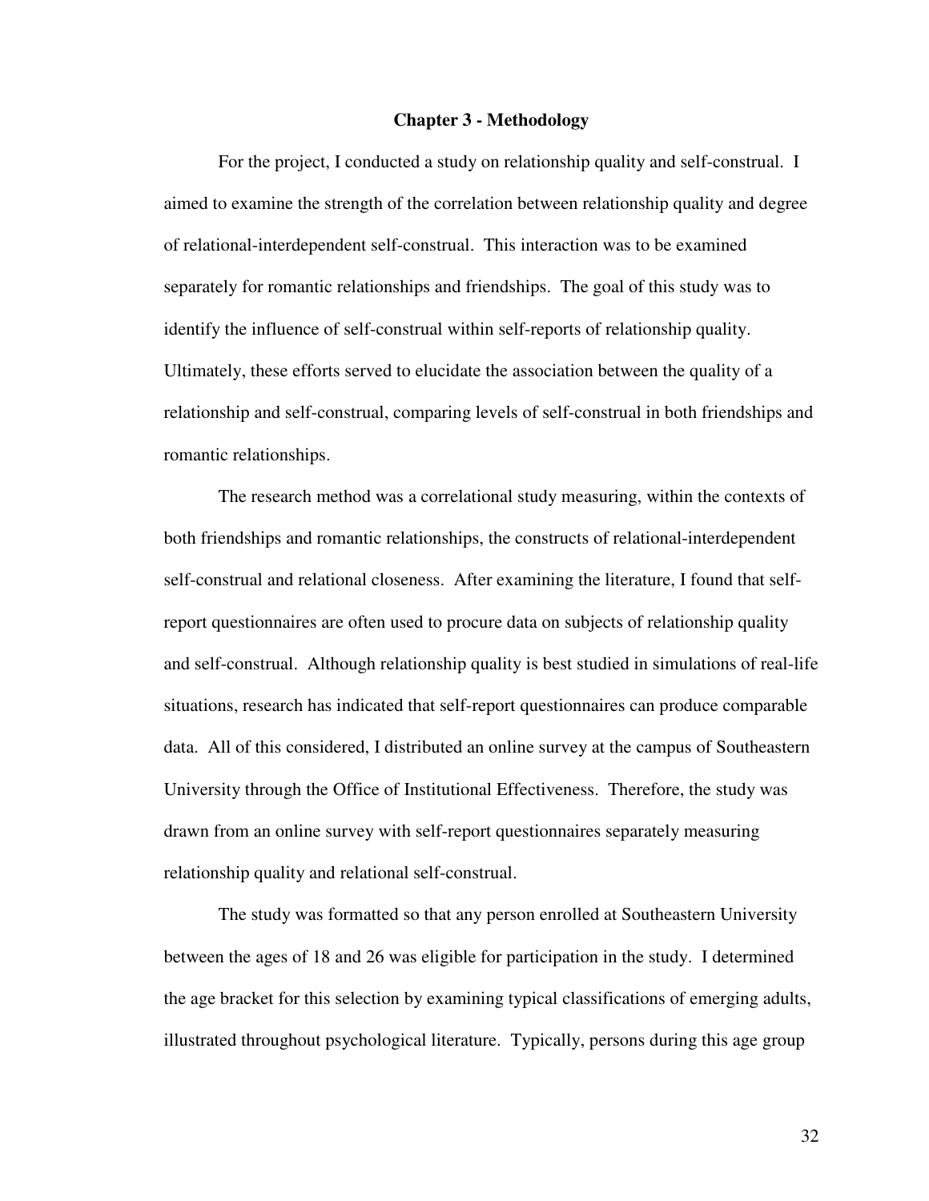## Chapter 3 - Methodology

For the project, I conducted a study on relationship quality and self-construal. I aimed to examine the strength of the correlation between relationship quality and degree of relational-interdependent self-construal. This interaction was to be examined separately for romantic relationships and friendships. The goal of this study was to identify the influence of self-construal within self-reports of relationship quality. Ultimately, these efforts served to elucidate the association between the quality of a relationship and self-construal, comparing levels of self-construal in both friendships and romantic relationships.

The research method was a correlational study measuring, within the contexts of both friendships and romantic relationships, the constructs of relational-interdependent self-construal and relational closeness. After examining the literature, I found that self-report questionnaires are often used to procure data on subjects of relationship quality and self-construal. Although relationship quality is best studied in simulations of real-life situations, research has indicated that self-report questionnaires can produce comparable data. All of this considered, I distributed an online survey at the campus of Southeastern University through the Office of Institutional Effectiveness. Therefore, the study was drawn from an online survey with self-report questionnaires separately measuring relationship quality and relational self-construal.

The study was formatted so that any person enrolled at Southeastern University between the ages of 18 and 26 was eligible for participation in the study. I determined the age bracket for this selection by examining typical classifications of emerging adults, illustrated throughout psychological literature. Typically, persons during this age group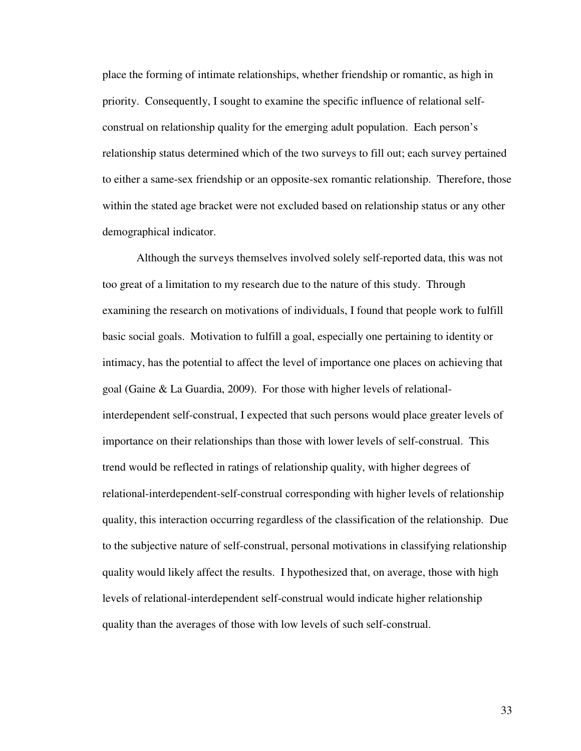place the forming of intimate relationships, whether friendship or romantic, as high in priority. Consequently, I sought to examine the specific influence of relational self-construal on relationship quality for the emerging adult population. Each person's relationship status determined which of the two surveys to fill out; each survey pertained to either a same-sex friendship or an opposite-sex romantic relationship. Therefore, those within the stated age bracket were not excluded based on relationship status or any other demographical indicator.

Although the surveys themselves involved solely self-reported data, this was not too great of a limitation to my research due to the nature of this study. Through examining the research on motivations of individuals, I found that people work to fulfill basic social goals. Motivation to fulfill a goal, especially one pertaining to identity or intimacy, has the potential to affect the level of importance one places on achieving that goal (Gaine & La Guardia, 2009). For those with higher levels of relational-interdependent self-construal, I expected that such persons would place greater levels of importance on their relationships than those with lower levels of self-construal. This trend would be reflected in ratings of relationship quality, with higher degrees of relational-interdependent-self-construal corresponding with higher levels of relationship quality, this interaction occurring regardless of the classification of the relationship. Due to the subjective nature of self-construal, personal motivations in classifying relationship quality would likely affect the results. I hypothesized that, on average, those with high levels of relational-interdependent self-construal would indicate higher relationship quality than the averages of those with low levels of such self-construal.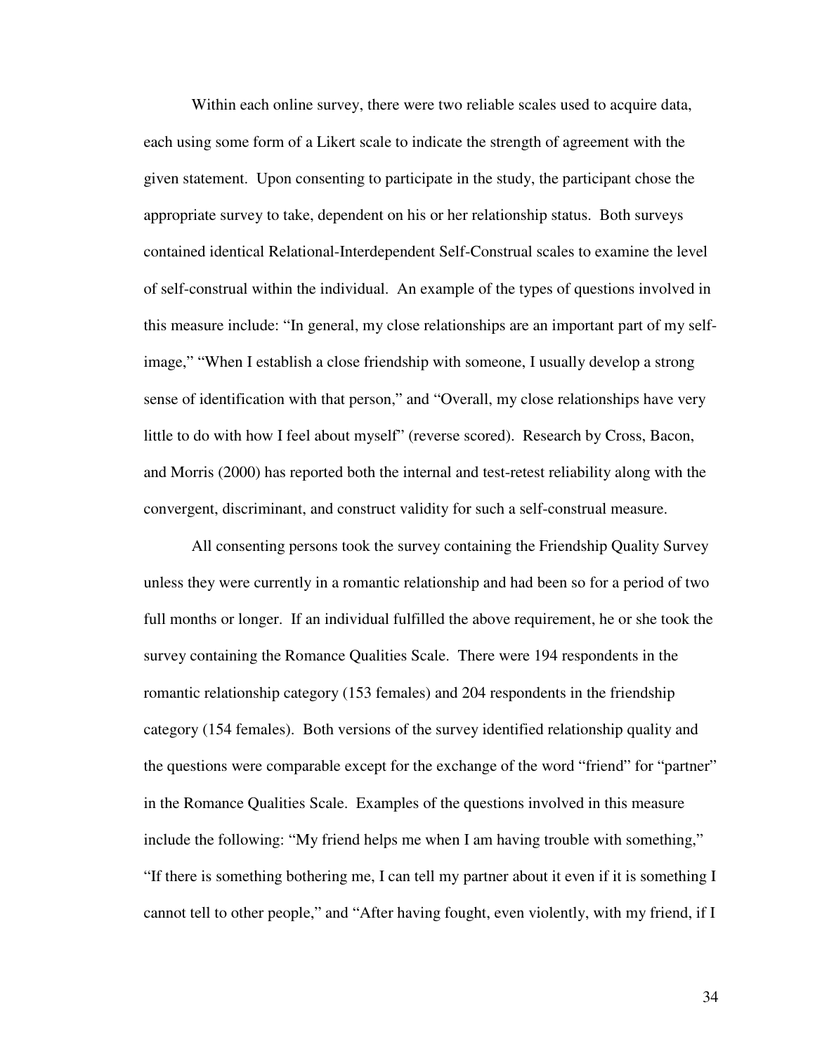Within each online survey, there were two reliable scales used to acquire data, each using some form of a Likert scale to indicate the strength of agreement with the given statement. Upon consenting to participate in the study, the participant chose the appropriate survey to take, dependent on his or her relationship status. Both surveys contained identical Relational-Interdependent Self-Construal scales to examine the level of self-construal within the individual. An example of the types of questions involved in this measure include: "In general, my close relationships are an important part of my self-image," "When I establish a close friendship with someone, I usually develop a strong sense of identification with that person," and "Overall, my close relationships have very little to do with how I feel about myself" (reverse scored). Research by Cross, Bacon, and Morris (2000) has reported both the internal and test-retest reliability along with the convergent, discriminant, and construct validity for such a self-construal measure.

All consenting persons took the survey containing the Friendship Quality Survey unless they were currently in a romantic relationship and had been so for a period of two full months or longer. If an individual fulfilled the above requirement, he or she took the survey containing the Romance Qualities Scale. There were 194 respondents in the romantic relationship category (153 females) and 204 respondents in the friendship category (154 females). Both versions of the survey identified relationship quality and the questions were comparable except for the exchange of the word "friend" for "partner" in the Romance Qualities Scale. Examples of the questions involved in this measure include the following: "My friend helps me when I am having trouble with something," "If there is something bothering me, I can tell my partner about it even if it is something I cannot tell to other people," and "After having fought, even violently, with my friend, if I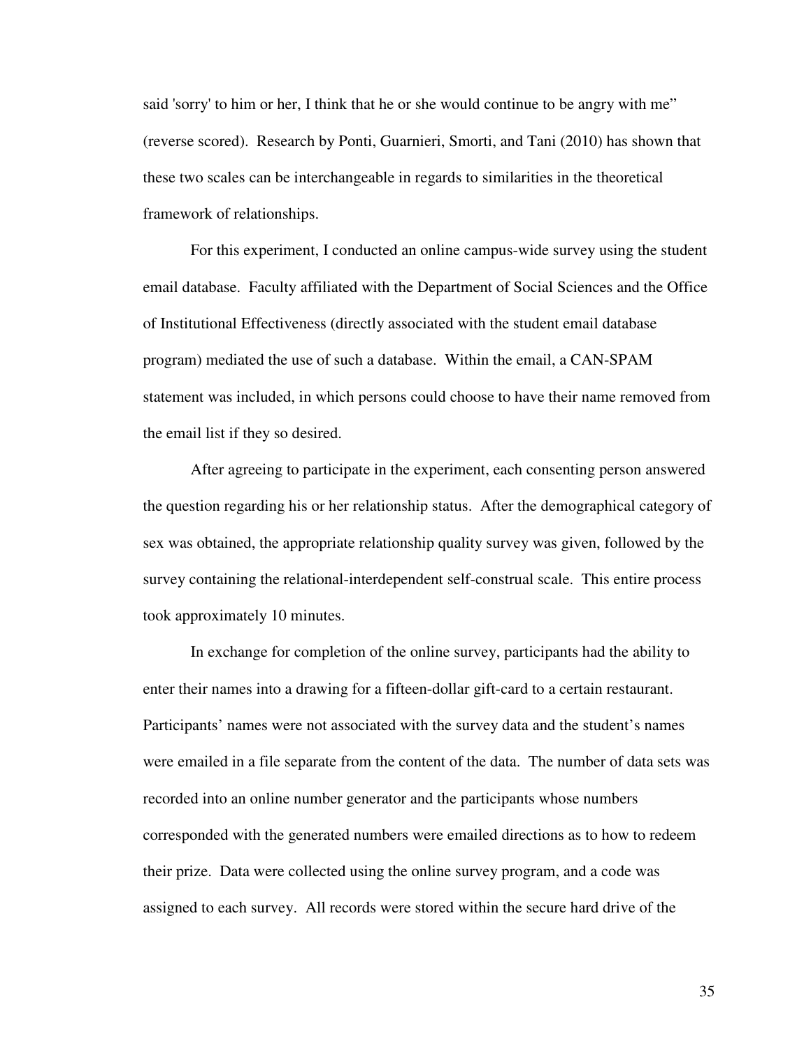said 'sorry' to him or her, I think that he or she would continue to be angry with me" (reverse scored). Research by Ponti, Guarnieri, Smorti, and Tani (2010) has shown that these two scales can be interchangeable in regards to similarities in the theoretical framework of relationships.

For this experiment, I conducted an online campus-wide survey using the student email database. Faculty affiliated with the Department of Social Sciences and the Office of Institutional Effectiveness (directly associated with the student email database program) mediated the use of such a database. Within the email, a CAN-SPAM statement was included, in which persons could choose to have their name removed from the email list if they so desired.

After agreeing to participate in the experiment, each consenting person answered the question regarding his or her relationship status. After the demographical category of sex was obtained, the appropriate relationship quality survey was given, followed by the survey containing the relational-interdependent self-construal scale. This entire process took approximately 10 minutes.

In exchange for completion of the online survey, participants had the ability to enter their names into a drawing for a fifteen-dollar gift-card to a certain restaurant. Participants' names were not associated with the survey data and the student's names were emailed in a file separate from the content of the data. The number of data sets was recorded into an online number generator and the participants whose numbers corresponded with the generated numbers were emailed directions as to how to redeem their prize. Data were collected using the online survey program, and a code was assigned to each survey. All records were stored within the secure hard drive of the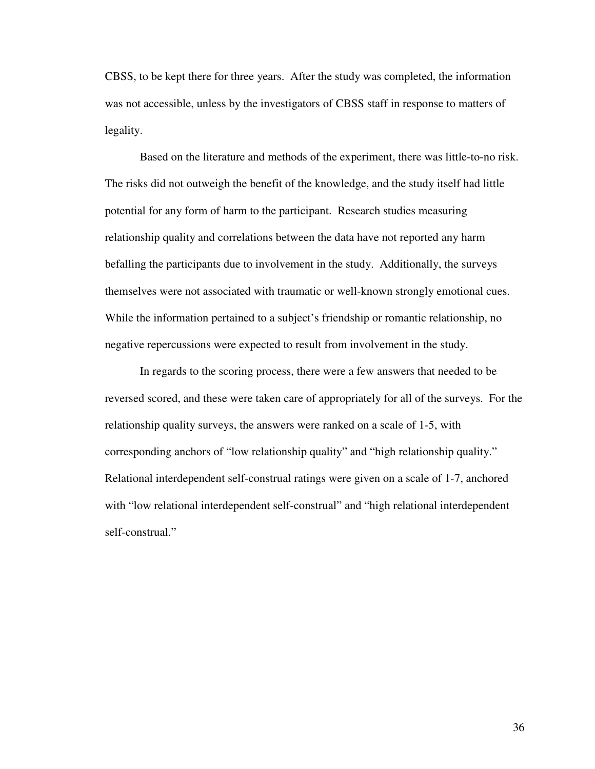CBSS, to be kept there for three years. After the study was completed, the information was not accessible, unless by the investigators of CBSS staff in response to matters of legality.

Based on the literature and methods of the experiment, there was little-to-no risk. The risks did not outweigh the benefit of the knowledge, and the study itself had little potential for any form of harm to the participant. Research studies measuring relationship quality and correlations between the data have not reported any harm befalling the participants due to involvement in the study. Additionally, the surveys themselves were not associated with traumatic or well-known strongly emotional cues. While the information pertained to a subject's friendship or romantic relationship, no negative repercussions were expected to result from involvement in the study.

In regards to the scoring process, there were a few answers that needed to be reversed scored, and these were taken care of appropriately for all of the surveys. For the relationship quality surveys, the answers were ranked on a scale of 1-5, with corresponding anchors of "low relationship quality" and "high relationship quality." Relational interdependent self-construal ratings were given on a scale of 1-7, anchored with "low relational interdependent self-construal" and "high relational interdependent self-construal."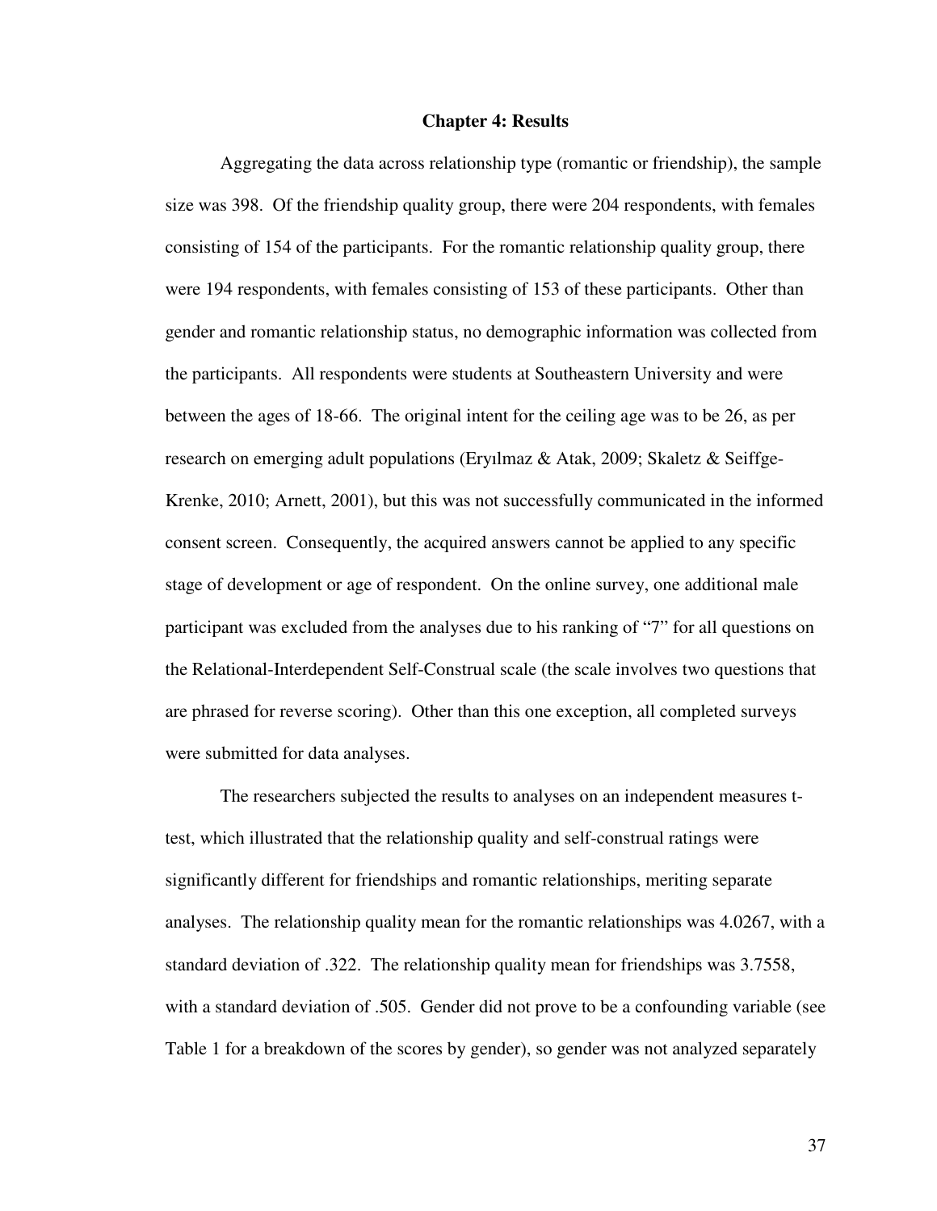# Chapter 4: Results

Aggregating the data across relationship type (romantic or friendship), the sample size was 398. Of the friendship quality group, there were 204 respondents, with females consisting of 154 of the participants. For the romantic relationship quality group, there were 194 respondents, with females consisting of 153 of these participants. Other than gender and romantic relationship status, no demographic information was collected from the participants. All respondents were students at Southeastern University and were between the ages of 18-66. The original intent for the ceiling age was to be 26, as per research on emerging adult populations (Eryılmaz & Atak, 2009; Skaletz & Seiffge-Krenke, 2010; Arnett, 2001), but this was not successfully communicated in the informed consent screen. Consequently, the acquired answers cannot be applied to any specific stage of development or age of respondent. On the online survey, one additional male participant was excluded from the analyses due to his ranking of "7" for all questions on the Relational-Interdependent Self-Construal scale (the scale involves two questions that are phrased for reverse scoring). Other than this one exception, all completed surveys were submitted for data analyses.

The researchers subjected the results to analyses on an independent measures t-test, which illustrated that the relationship quality and self-construal ratings were significantly different for friendships and romantic relationships, meriting separate analyses. The relationship quality mean for the romantic relationships was 4.0267, with a standard deviation of .322. The relationship quality mean for friendships was 3.7558, with a standard deviation of .505. Gender did not prove to be a confounding variable (see Table 1 for a breakdown of the scores by gender), so gender was not analyzed separately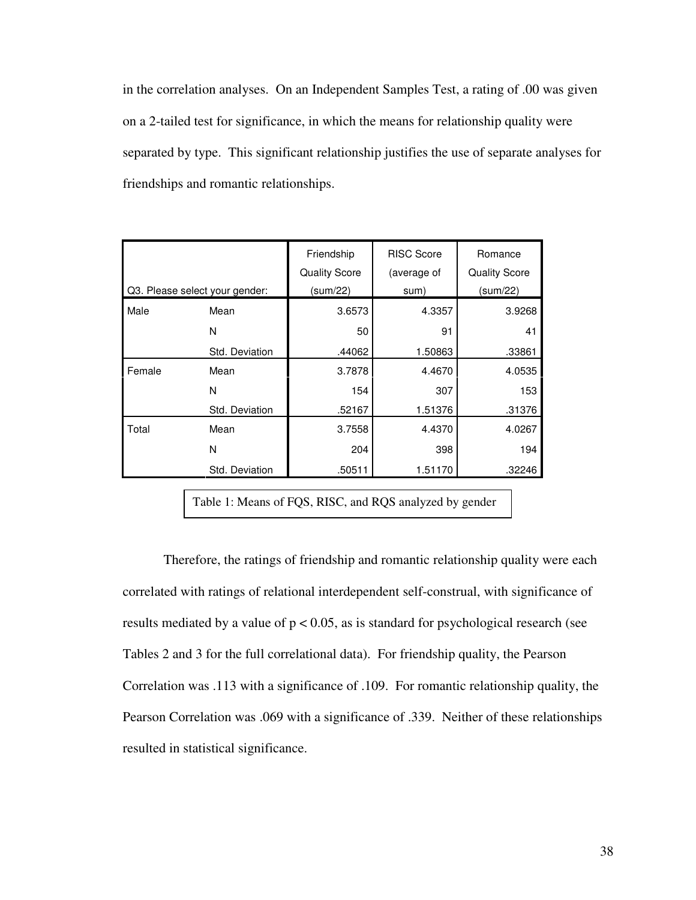in the correlation analyses. On an Independent Samples Test, a rating of .00 was given on a 2-tailed test for significance, in which the means for relationship quality were separated by type. This significant relationship justifies the use of separate analyses for friendships and romantic relationships.

| Q3. Please select your gender: | | Friendship Quality Score (sum/22) | RISC Score (average of sum) | Romance Quality Score (sum/22) |
|---|---|---|---|---|
| Male | Mean | 3.6573 | 4.3357 | 3.9268 |
| | N | 50 | 91 | 41 |
| | Std. Deviation | .44062 | 1.50863 | .33861 |
| Female | Mean | 3.7878 | 4.4670 | 4.0535 |
| | N | 154 | 307 | 153 |
| | Std. Deviation | .52167 | 1.51376 | .31376 |
| Total | Mean | 3.7558 | 4.4370 | 4.0267 |
| | N | 204 | 398 | 194 |
| | Std. Deviation | .50511 | 1.51170 | .32246 |

Table 1: Means of FQS, RISC, and RQS analyzed by gender

Therefore, the ratings of friendship and romantic relationship quality were each correlated with ratings of relational interdependent self-construal, with significance of results mediated by a value of $p < 0.05$, as is standard for psychological research (see Tables 2 and 3 for the full correlational data). For friendship quality, the Pearson Correlation was .113 with a significance of .109. For romantic relationship quality, the Pearson Correlation was .069 with a significance of .339. Neither of these relationships resulted in statistical significance.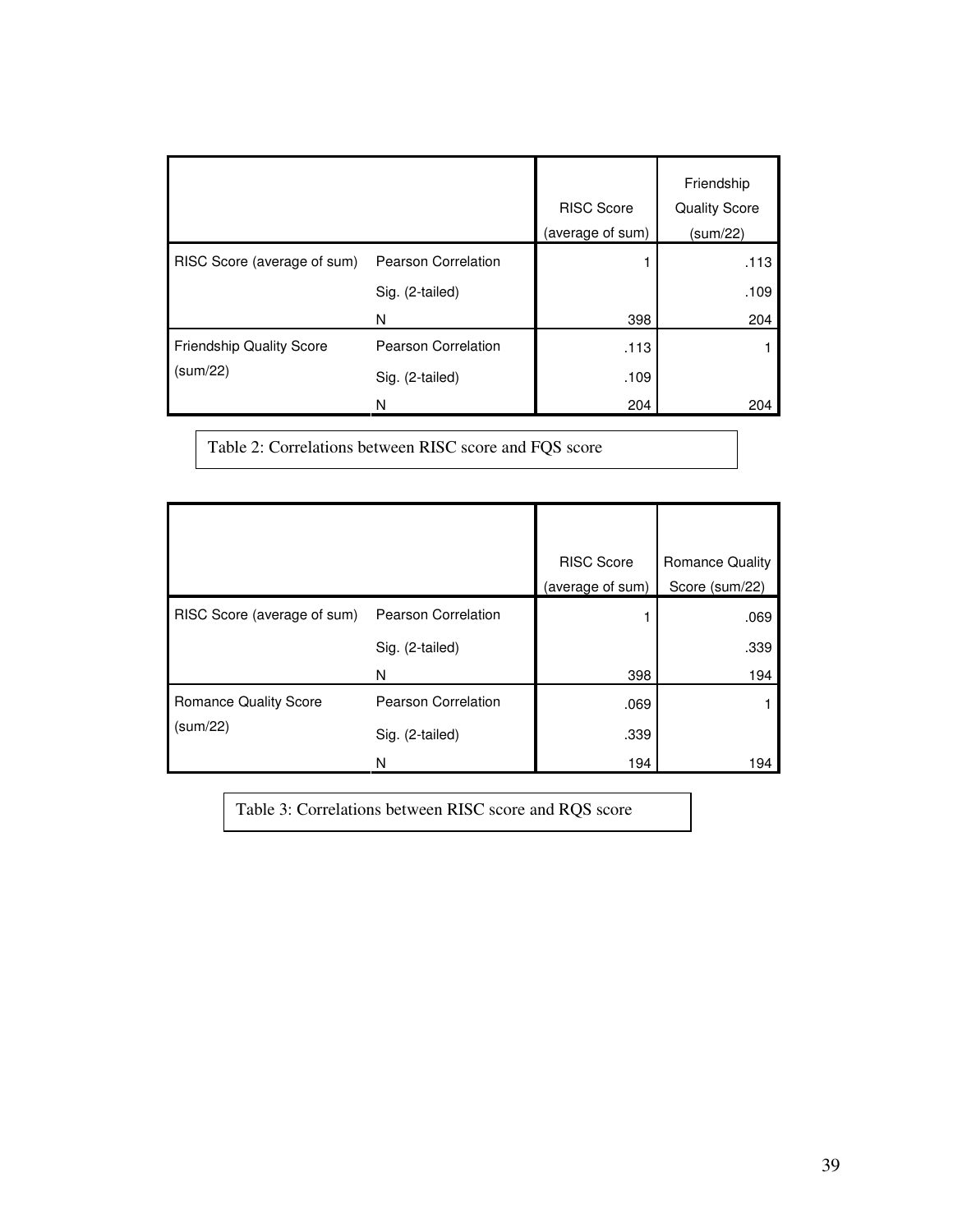| | | RISC Score (average of sum) | Friendship Quality Score (sum/22) |
|---|---|---|---|
| RISC Score (average of sum) | Pearson Correlation | 1 | .113 |
| | Sig. (2-tailed) | | .109 |
| | N | 398 | 204 |
| Friendship Quality Score (sum/22) | Pearson Correlation | .113 | 1 |
| | Sig. (2-tailed) | .109 | |
| | N | 204 | 204 |

Table 2: Correlations between RISC score and FQS score

| | | RISC Score (average of sum) | Romance Quality Score (sum/22) |
|---|---|---|---|
| RISC Score (average of sum) | Pearson Correlation | 1 | .069 |
| | Sig. (2-tailed) | | .339 |
| | N | 398 | 194 |
| Romance Quality Score (sum/22) | Pearson Correlation | .069 | 1 |
| | Sig. (2-tailed) | .339 | |
| | N | 194 | 194 |

Table 3: Correlations between RISC score and RQS score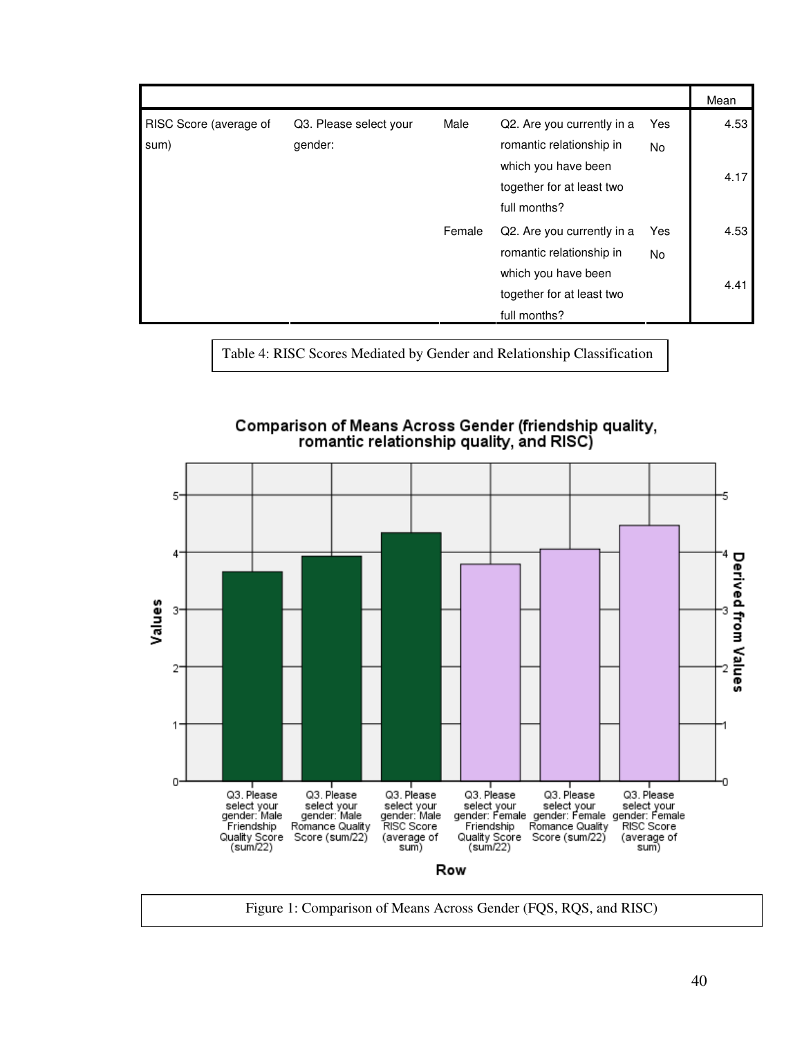| | | | | | Mean |
|---|---|---|---|---|---|
| RISC Score (average of sum) | Q3. Please select your gender: | Male | Q2. Are you currently in a romantic relationship in which you have been together for at least two full months? | Yes | 4.53 |
| | | | | No | 4.17 |
| | | Female | Q2. Are you currently in a romantic relationship in which you have been together for at least two full months? | Yes | 4.53 |
| | | | | No | 4.41 |

Table 4: RISC Scores Mediated by Gender and Relationship Classification

**Comparison of Means Across Gender (friendship quality, romantic relationship quality, and RISC)**

Figure 1: Comparison of Means Across Gender (FQS, RQS, and RISC)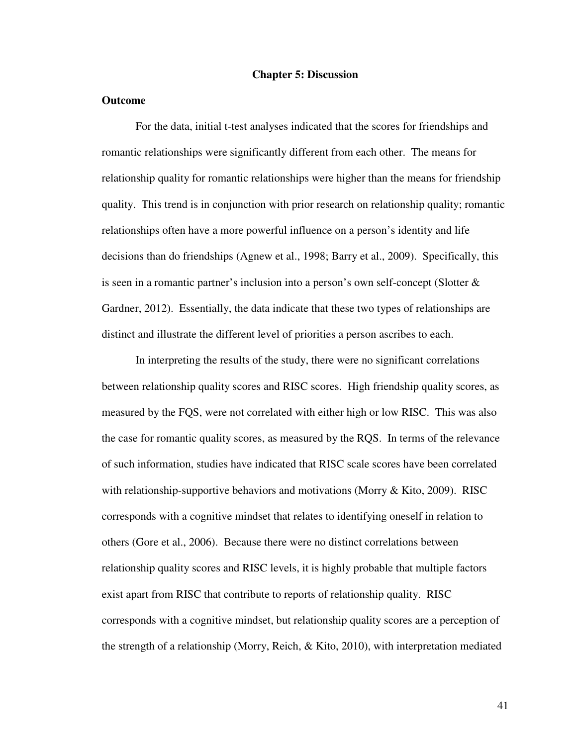# Chapter 5: Discussion

## Outcome

For the data, initial t-test analyses indicated that the scores for friendships and romantic relationships were significantly different from each other. The means for relationship quality for romantic relationships were higher than the means for friendship quality. This trend is in conjunction with prior research on relationship quality; romantic relationships often have a more powerful influence on a person's identity and life decisions than do friendships (Agnew et al., 1998; Barry et al., 2009). Specifically, this is seen in a romantic partner's inclusion into a person's own self-concept (Slotter & Gardner, 2012). Essentially, the data indicate that these two types of relationships are distinct and illustrate the different level of priorities a person ascribes to each.

In interpreting the results of the study, there were no significant correlations between relationship quality scores and RISC scores. High friendship quality scores, as measured by the FQS, were not correlated with either high or low RISC. This was also the case for romantic quality scores, as measured by the RQS. In terms of the relevance of such information, studies have indicated that RISC scale scores have been correlated with relationship-supportive behaviors and motivations (Morry & Kito, 2009). RISC corresponds with a cognitive mindset that relates to identifying oneself in relation to others (Gore et al., 2006). Because there were no distinct correlations between relationship quality scores and RISC levels, it is highly probable that multiple factors exist apart from RISC that contribute to reports of relationship quality. RISC corresponds with a cognitive mindset, but relationship quality scores are a perception of the strength of a relationship (Morry, Reich, & Kito, 2010), with interpretation mediated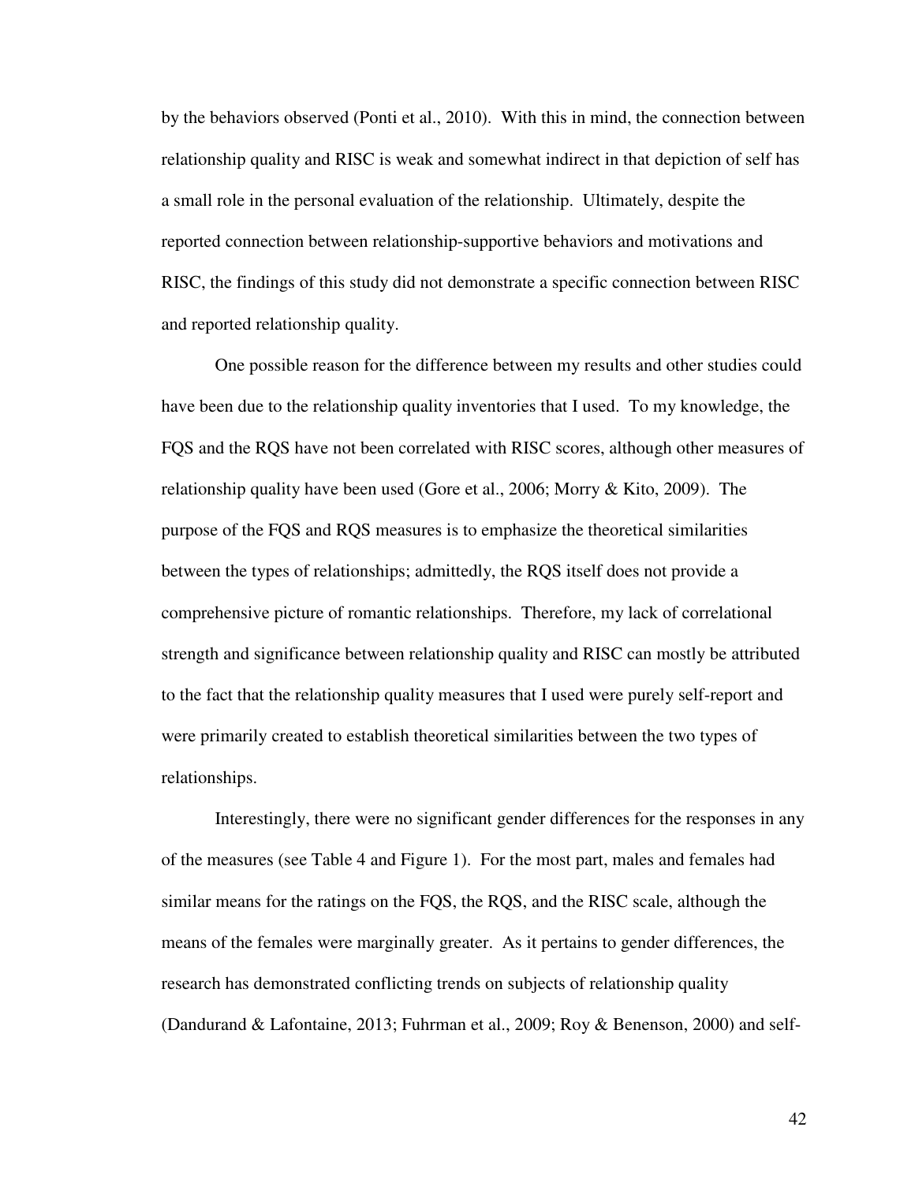by the behaviors observed (Ponti et al., 2010). With this in mind, the connection between relationship quality and RISC is weak and somewhat indirect in that depiction of self has a small role in the personal evaluation of the relationship. Ultimately, despite the reported connection between relationship-supportive behaviors and motivations and RISC, the findings of this study did not demonstrate a specific connection between RISC and reported relationship quality.

One possible reason for the difference between my results and other studies could have been due to the relationship quality inventories that I used. To my knowledge, the FQS and the RQS have not been correlated with RISC scores, although other measures of relationship quality have been used (Gore et al., 2006; Morry & Kito, 2009). The purpose of the FQS and RQS measures is to emphasize the theoretical similarities between the types of relationships; admittedly, the RQS itself does not provide a comprehensive picture of romantic relationships. Therefore, my lack of correlational strength and significance between relationship quality and RISC can mostly be attributed to the fact that the relationship quality measures that I used were purely self-report and were primarily created to establish theoretical similarities between the two types of relationships.

Interestingly, there were no significant gender differences for the responses in any of the measures (see Table 4 and Figure 1). For the most part, males and females had similar means for the ratings on the FQS, the RQS, and the RISC scale, although the means of the females were marginally greater. As it pertains to gender differences, the research has demonstrated conflicting trends on subjects of relationship quality (Dandurand & Lafontaine, 2013; Fuhrman et al., 2009; Roy & Benenson, 2000) and self-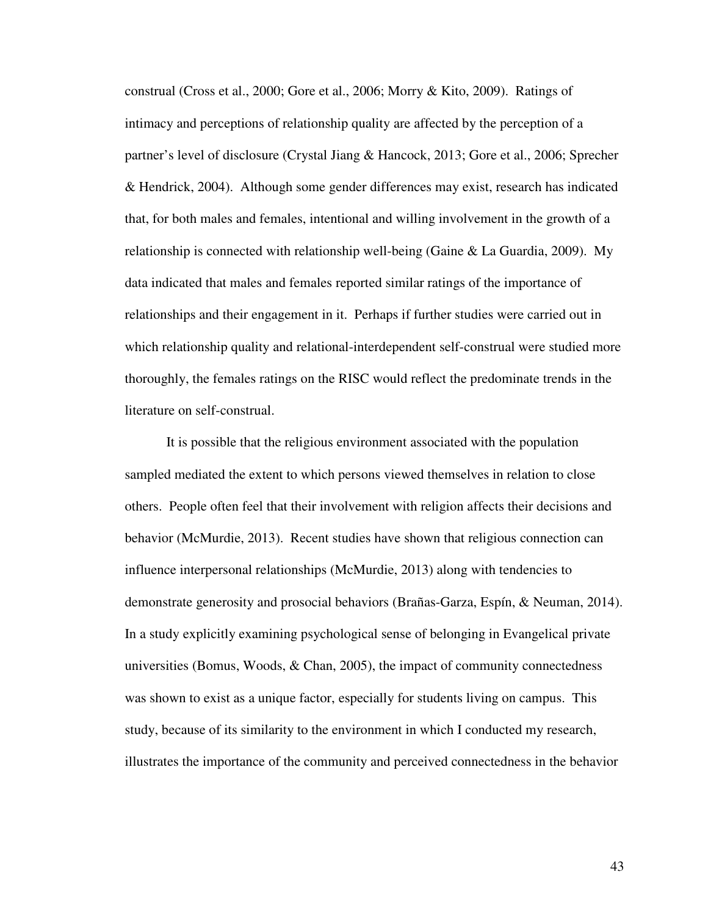construal (Cross et al., 2000; Gore et al., 2006; Morry & Kito, 2009). Ratings of intimacy and perceptions of relationship quality are affected by the perception of a partner's level of disclosure (Crystal Jiang & Hancock, 2013; Gore et al., 2006; Sprecher & Hendrick, 2004). Although some gender differences may exist, research has indicated that, for both males and females, intentional and willing involvement in the growth of a relationship is connected with relationship well-being (Gaine & La Guardia, 2009). My data indicated that males and females reported similar ratings of the importance of relationships and their engagement in it. Perhaps if further studies were carried out in which relationship quality and relational-interdependent self-construal were studied more thoroughly, the females ratings on the RISC would reflect the predominate trends in the literature on self-construal.

It is possible that the religious environment associated with the population sampled mediated the extent to which persons viewed themselves in relation to close others. People often feel that their involvement with religion affects their decisions and behavior (McMurdie, 2013). Recent studies have shown that religious connection can influence interpersonal relationships (McMurdie, 2013) along with tendencies to demonstrate generosity and prosocial behaviors (Brañas-Garza, Espín, & Neuman, 2014). In a study explicitly examining psychological sense of belonging in Evangelical private universities (Bomus, Woods, & Chan, 2005), the impact of community connectedness was shown to exist as a unique factor, especially for students living on campus. This study, because of its similarity to the environment in which I conducted my research, illustrates the importance of the community and perceived connectedness in the behavior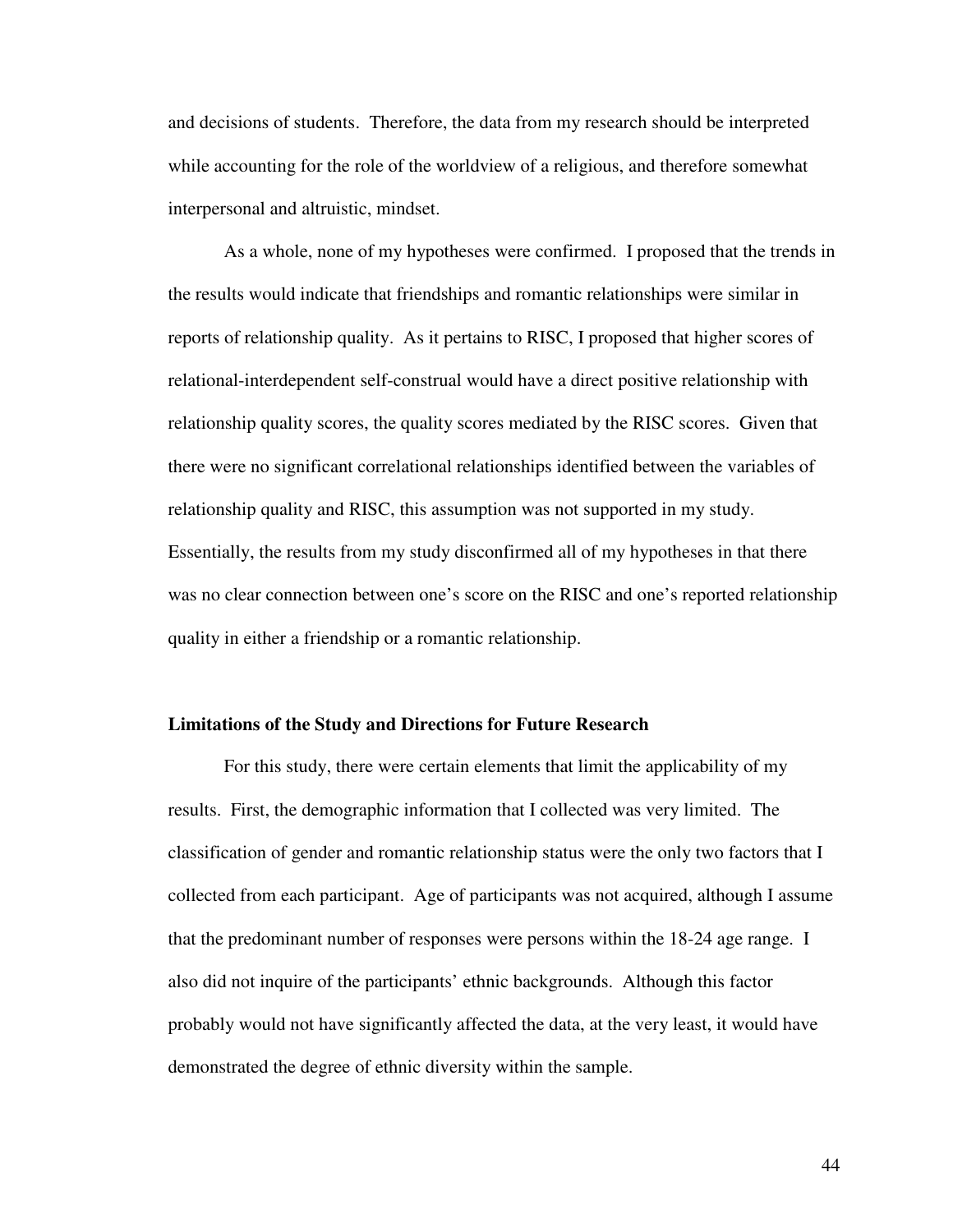and decisions of students. Therefore, the data from my research should be interpreted while accounting for the role of the worldview of a religious, and therefore somewhat interpersonal and altruistic, mindset.

As a whole, none of my hypotheses were confirmed. I proposed that the trends in the results would indicate that friendships and romantic relationships were similar in reports of relationship quality. As it pertains to RISC, I proposed that higher scores of relational-interdependent self-construal would have a direct positive relationship with relationship quality scores, the quality scores mediated by the RISC scores. Given that there were no significant correlational relationships identified between the variables of relationship quality and RISC, this assumption was not supported in my study. Essentially, the results from my study disconfirmed all of my hypotheses in that there was no clear connection between one's score on the RISC and one's reported relationship quality in either a friendship or a romantic relationship.

**Limitations of the Study and Directions for Future Research**

For this study, there were certain elements that limit the applicability of my results. First, the demographic information that I collected was very limited. The classification of gender and romantic relationship status were the only two factors that I collected from each participant. Age of participants was not acquired, although I assume that the predominant number of responses were persons within the 18-24 age range. I also did not inquire of the participants' ethnic backgrounds. Although this factor probably would not have significantly affected the data, at the very least, it would have demonstrated the degree of ethnic diversity within the sample.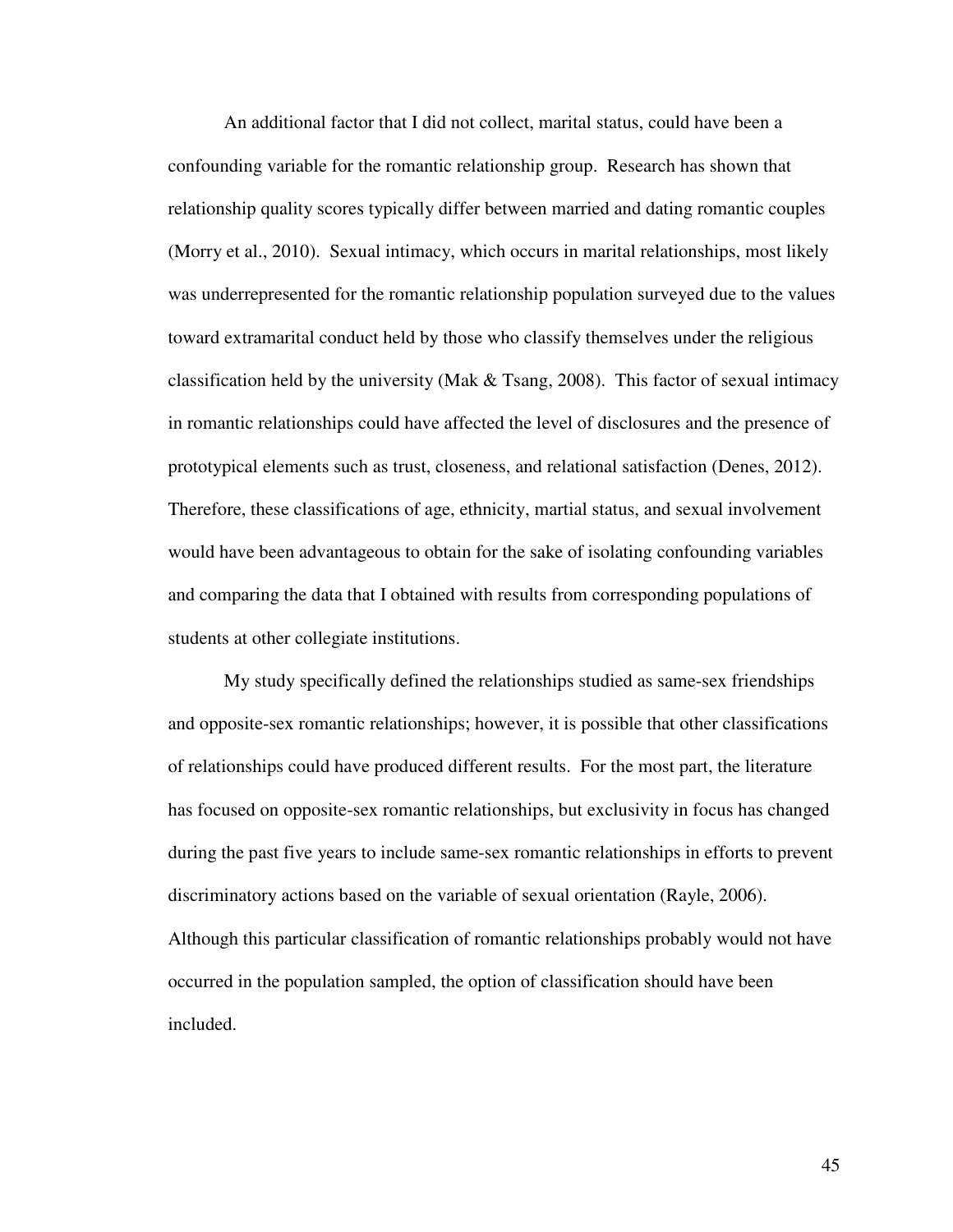An additional factor that I did not collect, marital status, could have been a confounding variable for the romantic relationship group. Research has shown that relationship quality scores typically differ between married and dating romantic couples (Morry et al., 2010). Sexual intimacy, which occurs in marital relationships, most likely was underrepresented for the romantic relationship population surveyed due to the values toward extramarital conduct held by those who classify themselves under the religious classification held by the university (Mak & Tsang, 2008). This factor of sexual intimacy in romantic relationships could have affected the level of disclosures and the presence of prototypical elements such as trust, closeness, and relational satisfaction (Denes, 2012). Therefore, these classifications of age, ethnicity, martial status, and sexual involvement would have been advantageous to obtain for the sake of isolating confounding variables and comparing the data that I obtained with results from corresponding populations of students at other collegiate institutions.

My study specifically defined the relationships studied as same-sex friendships and opposite-sex romantic relationships; however, it is possible that other classifications of relationships could have produced different results. For the most part, the literature has focused on opposite-sex romantic relationships, but exclusivity in focus has changed during the past five years to include same-sex romantic relationships in efforts to prevent discriminatory actions based on the variable of sexual orientation (Rayle, 2006). Although this particular classification of romantic relationships probably would not have occurred in the population sampled, the option of classification should have been included.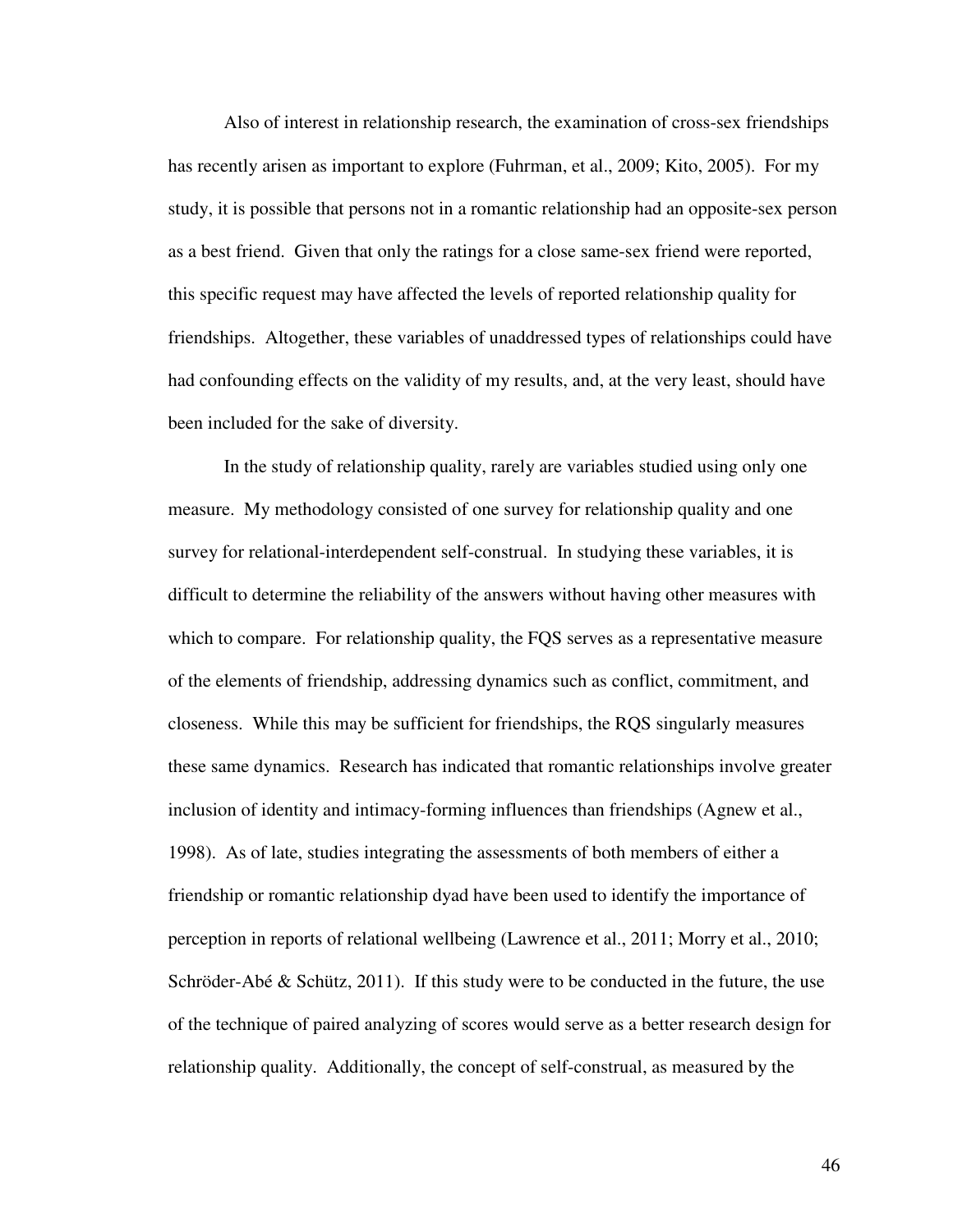Also of interest in relationship research, the examination of cross-sex friendships has recently arisen as important to explore (Fuhrman, et al., 2009; Kito, 2005). For my study, it is possible that persons not in a romantic relationship had an opposite-sex person as a best friend. Given that only the ratings for a close same-sex friend were reported, this specific request may have affected the levels of reported relationship quality for friendships. Altogether, these variables of unaddressed types of relationships could have had confounding effects on the validity of my results, and, at the very least, should have been included for the sake of diversity.

In the study of relationship quality, rarely are variables studied using only one measure. My methodology consisted of one survey for relationship quality and one survey for relational-interdependent self-construal. In studying these variables, it is difficult to determine the reliability of the answers without having other measures with which to compare. For relationship quality, the FQS serves as a representative measure of the elements of friendship, addressing dynamics such as conflict, commitment, and closeness. While this may be sufficient for friendships, the RQS singularly measures these same dynamics. Research has indicated that romantic relationships involve greater inclusion of identity and intimacy-forming influences than friendships (Agnew et al., 1998). As of late, studies integrating the assessments of both members of either a friendship or romantic relationship dyad have been used to identify the importance of perception in reports of relational wellbeing (Lawrence et al., 2011; Morry et al., 2010; Schröder-Abé & Schütz, 2011). If this study were to be conducted in the future, the use of the technique of paired analyzing of scores would serve as a better research design for relationship quality. Additionally, the concept of self-construal, as measured by the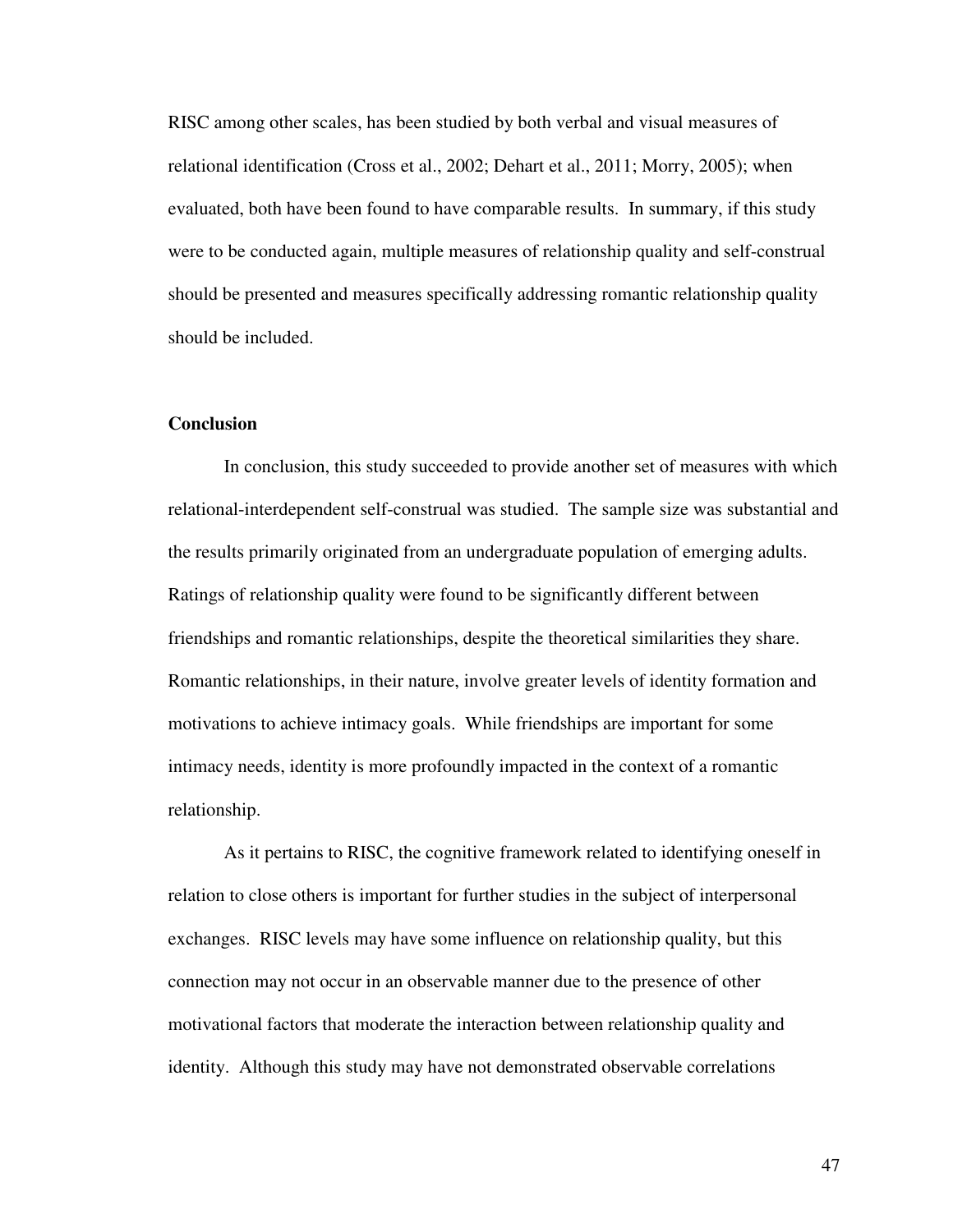RISC among other scales, has been studied by both verbal and visual measures of relational identification (Cross et al., 2002; Dehart et al., 2011; Morry, 2005); when evaluated, both have been found to have comparable results. In summary, if this study were to be conducted again, multiple measures of relationship quality and self-construal should be presented and measures specifically addressing romantic relationship quality should be included.

**Conclusion**

In conclusion, this study succeeded to provide another set of measures with which relational-interdependent self-construal was studied. The sample size was substantial and the results primarily originated from an undergraduate population of emerging adults. Ratings of relationship quality were found to be significantly different between friendships and romantic relationships, despite the theoretical similarities they share. Romantic relationships, in their nature, involve greater levels of identity formation and motivations to achieve intimacy goals. While friendships are important for some intimacy needs, identity is more profoundly impacted in the context of a romantic relationship.

As it pertains to RISC, the cognitive framework related to identifying oneself in relation to close others is important for further studies in the subject of interpersonal exchanges. RISC levels may have some influence on relationship quality, but this connection may not occur in an observable manner due to the presence of other motivational factors that moderate the interaction between relationship quality and identity. Although this study may have not demonstrated observable correlations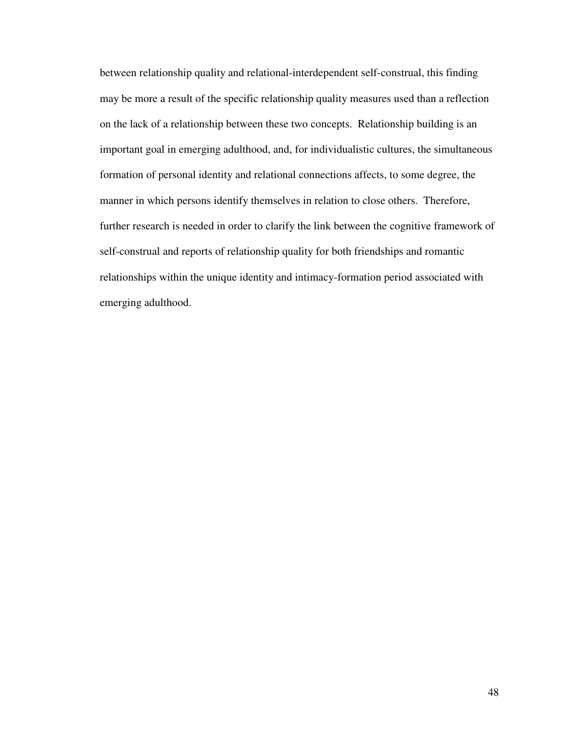between relationship quality and relational-interdependent self-construal, this finding may be more a result of the specific relationship quality measures used than a reflection on the lack of a relationship between these two concepts. Relationship building is an important goal in emerging adulthood, and, for individualistic cultures, the simultaneous formation of personal identity and relational connections affects, to some degree, the manner in which persons identify themselves in relation to close others. Therefore, further research is needed in order to clarify the link between the cognitive framework of self-construal and reports of relationship quality for both friendships and romantic relationships within the unique identity and intimacy-formation period associated with emerging adulthood.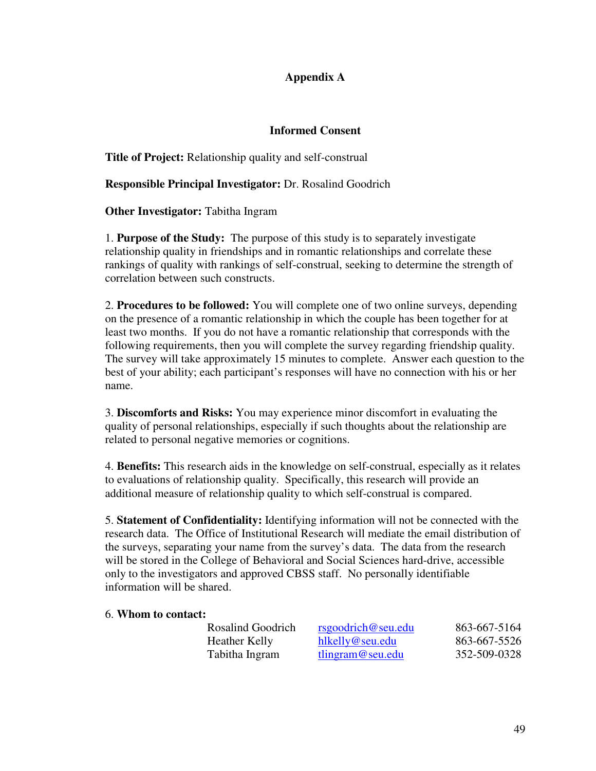## Appendix A

### Informed Consent

**Title of Project:** Relationship quality and self-construal

**Responsible Principal Investigator:** Dr. Rosalind Goodrich

**Other Investigator:** Tabitha Ingram

1. **Purpose of the Study:** The purpose of this study is to separately investigate relationship quality in friendships and in romantic relationships and correlate these rankings of quality with rankings of self-construal, seeking to determine the strength of correlation between such constructs.

2. **Procedures to be followed:** You will complete one of two online surveys, depending on the presence of a romantic relationship in which the couple has been together for at least two months. If you do not have a romantic relationship that corresponds with the following requirements, then you will complete the survey regarding friendship quality. The survey will take approximately 15 minutes to complete. Answer each question to the best of your ability; each participant's responses will have no connection with his or her name.

3. **Discomforts and Risks:** You may experience minor discomfort in evaluating the quality of personal relationships, especially if such thoughts about the relationship are related to personal negative memories or cognitions.

4. **Benefits:** This research aids in the knowledge on self-construal, especially as it relates to evaluations of relationship quality. Specifically, this research will provide an additional measure of relationship quality to which self-construal is compared.

5. **Statement of Confidentiality:** Identifying information will not be connected with the research data. The Office of Institutional Research will mediate the email distribution of the surveys, separating your name from the survey's data. The data from the research will be stored in the College of Behavioral and Social Sciences hard-drive, accessible only to the investigators and approved CBSS staff. No personally identifiable information will be shared.

6. **Whom to contact:**

| | | |
|---|---|---|
| Rosalind Goodrich | rsgoodrich@seu.edu | 863-667-5164 |
| Heather Kelly | hlkelly@seu.edu | 863-667-5526 |
| Tabitha Ingram | tlingram@seu.edu | 352-509-0328 |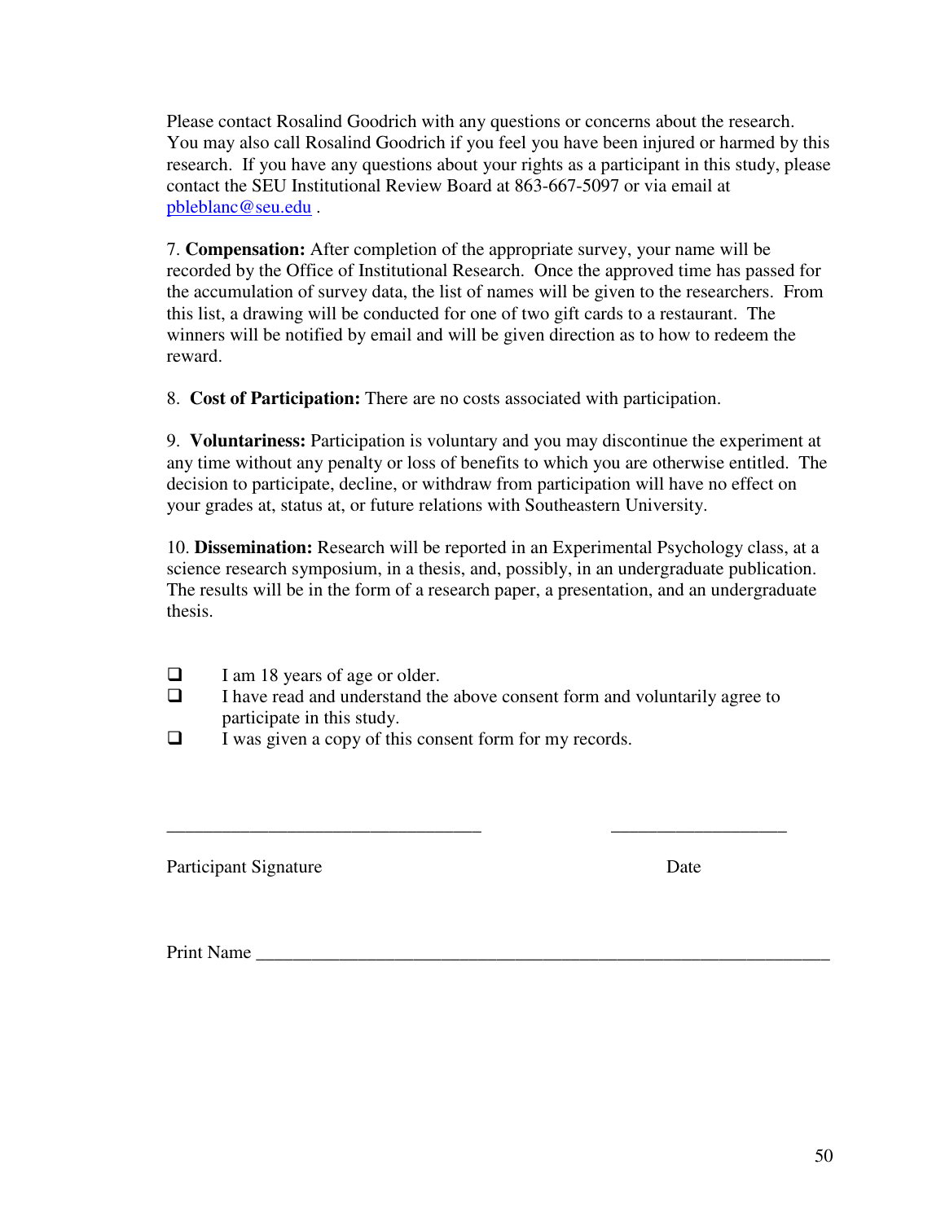Please contact Rosalind Goodrich with any questions or concerns about the research. You may also call Rosalind Goodrich if you feel you have been injured or harmed by this research. If you have any questions about your rights as a participant in this study, please contact the SEU Institutional Review Board at 863-667-5097 or via email at pbleblanc@seu.edu .

7. **Compensation:** After completion of the appropriate survey, your name will be recorded by the Office of Institutional Research. Once the approved time has passed for the accumulation of survey data, the list of names will be given to the researchers. From this list, a drawing will be conducted for one of two gift cards to a restaurant. The winners will be notified by email and will be given direction as to how to redeem the reward.

8. **Cost of Participation:** There are no costs associated with participation.

9. **Voluntariness:** Participation is voluntary and you may discontinue the experiment at any time without any penalty or loss of benefits to which you are otherwise entitled. The decision to participate, decline, or withdraw from participation will have no effect on your grades at, status at, or future relations with Southeastern University.

10. **Dissemination:** Research will be reported in an Experimental Psychology class, at a science research symposium, in a thesis, and, possibly, in an undergraduate publication. The results will be in the form of a research paper, a presentation, and an undergraduate thesis.

- ☐ I am 18 years of age or older.
- ☐ I have read and understand the above consent form and voluntarily agree to participate in this study.
- ☐ I was given a copy of this consent form for my records.

___________________________________ ____________________

Participant Signature Date

Print Name ______________________________________________________________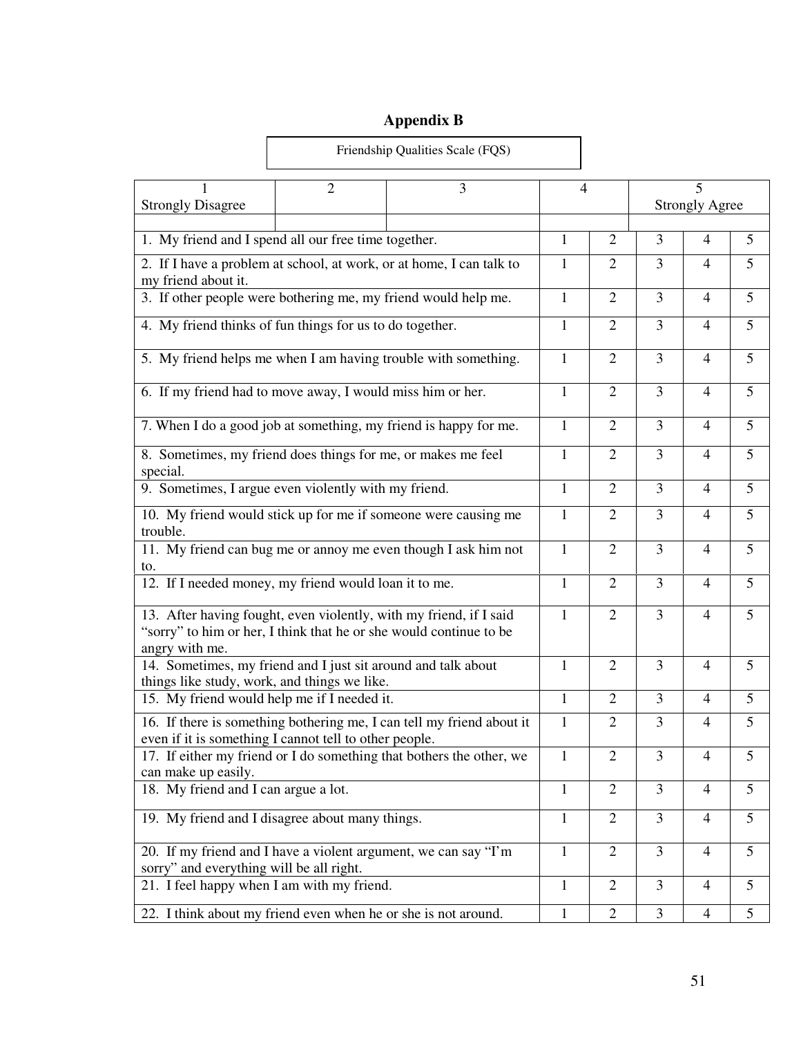# Appendix B

Friendship Qualities Scale (FQS)

| 1<br>Strongly Disagree | 2 | 3 | 4 | 5<br>Strongly Agree |
|---|---|---|---|---|

| Item | | | | | |
|---|---|---|---|---|---|
| 1. My friend and I spend all our free time together. | 1 | 2 | 3 | 4 | 5 |
| 2. If I have a problem at school, at work, or at home, I can talk to my friend about it. | 1 | 2 | 3 | 4 | 5 |
| 3. If other people were bothering me, my friend would help me. | 1 | 2 | 3 | 4 | 5 |
| 4. My friend thinks of fun things for us to do together. | 1 | 2 | 3 | 4 | 5 |
| 5. My friend helps me when I am having trouble with something. | 1 | 2 | 3 | 4 | 5 |
| 6. If my friend had to move away, I would miss him or her. | 1 | 2 | 3 | 4 | 5 |
| 7. When I do a good job at something, my friend is happy for me. | 1 | 2 | 3 | 4 | 5 |
| 8. Sometimes, my friend does things for me, or makes me feel special. | 1 | 2 | 3 | 4 | 5 |
| 9. Sometimes, I argue even violently with my friend. | 1 | 2 | 3 | 4 | 5 |
| 10. My friend would stick up for me if someone were causing me trouble. | 1 | 2 | 3 | 4 | 5 |
| 11. My friend can bug me or annoy me even though I ask him not to. | 1 | 2 | 3 | 4 | 5 |
| 12. If I needed money, my friend would loan it to me. | 1 | 2 | 3 | 4 | 5 |
| 13. After having fought, even violently, with my friend, if I said "sorry" to him or her, I think that he or she would continue to be angry with me. | 1 | 2 | 3 | 4 | 5 |
| 14. Sometimes, my friend and I just sit around and talk about things like study, work, and things we like. | 1 | 2 | 3 | 4 | 5 |
| 15. My friend would help me if I needed it. | 1 | 2 | 3 | 4 | 5 |
| 16. If there is something bothering me, I can tell my friend about it even if it is something I cannot tell to other people. | 1 | 2 | 3 | 4 | 5 |
| 17. If either my friend or I do something that bothers the other, we can make up easily. | 1 | 2 | 3 | 4 | 5 |
| 18. My friend and I can argue a lot. | 1 | 2 | 3 | 4 | 5 |
| 19. My friend and I disagree about many things. | 1 | 2 | 3 | 4 | 5 |
| 20. If my friend and I have a violent argument, we can say "I'm sorry" and everything will be all right. | 1 | 2 | 3 | 4 | 5 |
| 21. I feel happy when I am with my friend. | 1 | 2 | 3 | 4 | 5 |
| 22. I think about my friend even when he or she is not around. | 1 | 2 | 3 | 4 | 5 |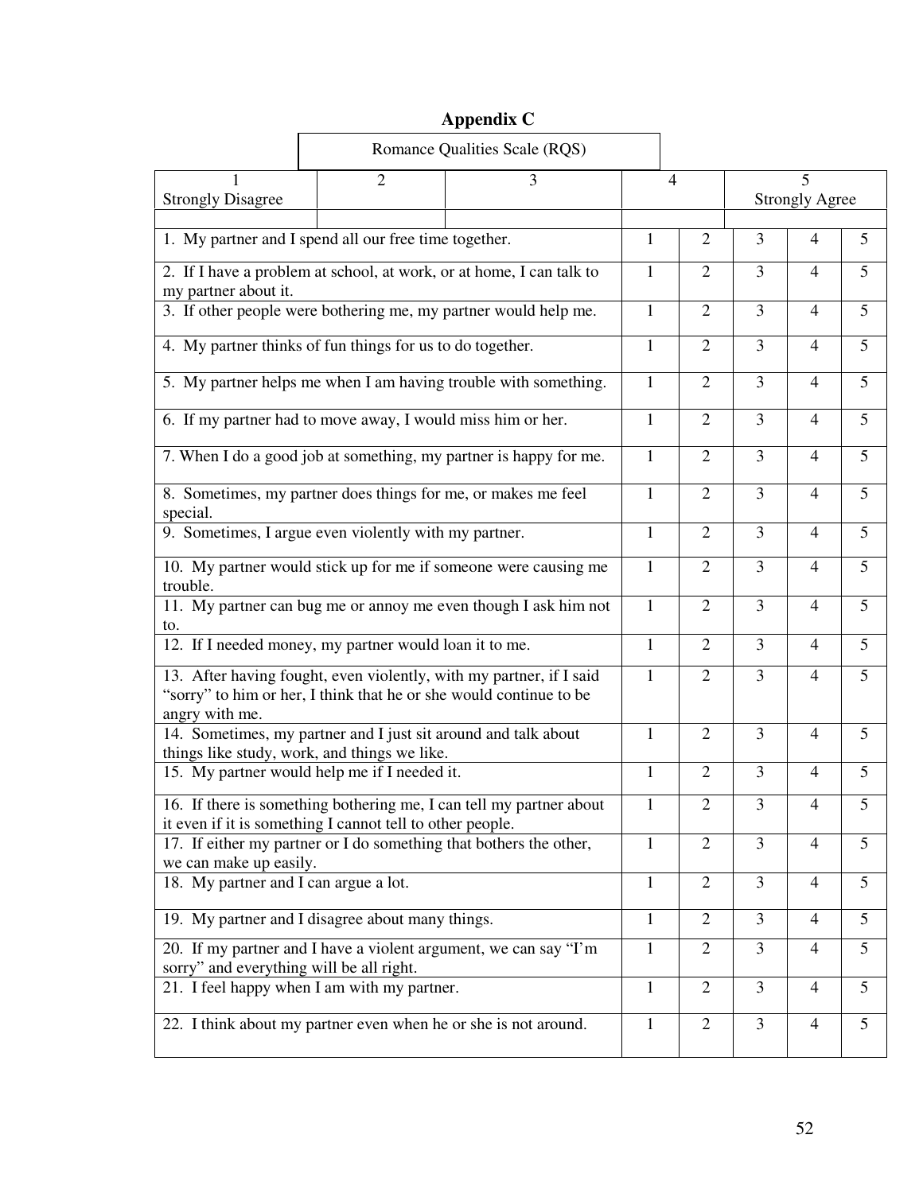# Appendix C

Romance Qualities Scale (RQS)

| 1 Strongly Disagree | 2 | 3 | 4 | 5 Strongly Agree |
|---|---|---|---|---|

| Item | | | | | |
|---|---|---|---|---|---|
| 1. My partner and I spend all our free time together. | 1 | 2 | 3 | 4 | 5 |
| 2. If I have a problem at school, at work, or at home, I can talk to my partner about it. | 1 | 2 | 3 | 4 | 5 |
| 3. If other people were bothering me, my partner would help me. | 1 | 2 | 3 | 4 | 5 |
| 4. My partner thinks of fun things for us to do together. | 1 | 2 | 3 | 4 | 5 |
| 5. My partner helps me when I am having trouble with something. | 1 | 2 | 3 | 4 | 5 |
| 6. If my partner had to move away, I would miss him or her. | 1 | 2 | 3 | 4 | 5 |
| 7. When I do a good job at something, my partner is happy for me. | 1 | 2 | 3 | 4 | 5 |
| 8. Sometimes, my partner does things for me, or makes me feel special. | 1 | 2 | 3 | 4 | 5 |
| 9. Sometimes, I argue even violently with my partner. | 1 | 2 | 3 | 4 | 5 |
| 10. My partner would stick up for me if someone were causing me trouble. | 1 | 2 | 3 | 4 | 5 |
| 11. My partner can bug me or annoy me even though I ask him not to. | 1 | 2 | 3 | 4 | 5 |
| 12. If I needed money, my partner would loan it to me. | 1 | 2 | 3 | 4 | 5 |
| 13. After having fought, even violently, with my partner, if I said "sorry" to him or her, I think that he or she would continue to be angry with me. | 1 | 2 | 3 | 4 | 5 |
| 14. Sometimes, my partner and I just sit around and talk about things like study, work, and things we like. | 1 | 2 | 3 | 4 | 5 |
| 15. My partner would help me if I needed it. | 1 | 2 | 3 | 4 | 5 |
| 16. If there is something bothering me, I can tell my partner about it even if it is something I cannot tell to other people. | 1 | 2 | 3 | 4 | 5 |
| 17. If either my partner or I do something that bothers the other, we can make up easily. | 1 | 2 | 3 | 4 | 5 |
| 18. My partner and I can argue a lot. | 1 | 2 | 3 | 4 | 5 |
| 19. My partner and I disagree about many things. | 1 | 2 | 3 | 4 | 5 |
| 20. If my partner and I have a violent argument, we can say "I'm sorry" and everything will be all right. | 1 | 2 | 3 | 4 | 5 |
| 21. I feel happy when I am with my partner. | 1 | 2 | 3 | 4 | 5 |
| 22. I think about my partner even when he or she is not around. | 1 | 2 | 3 | 4 | 5 |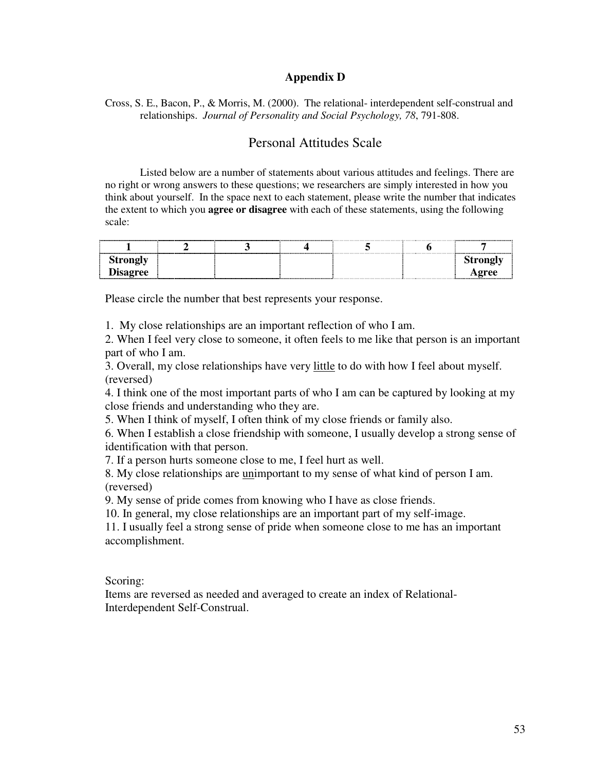## Appendix D

Cross, S. E., Bacon, P., & Morris, M. (2000). The relational- interdependent self-construal and relationships. *Journal of Personality and Social Psychology, 78*, 791-808.

# Personal Attitudes Scale

Listed below are a number of statements about various attitudes and feelings. There are no right or wrong answers to these questions; we researchers are simply interested in how you think about yourself. In the space next to each statement, please write the number that indicates the extent to which you **agree or disagree** with each of these statements, using the following scale:

| 1 | 2 | 3 | 4 | 5 | 6 | 7 |
|---|---|---|---|---|---|---|
| **Strongly Disagree** | | | | | | **Strongly Agree** |

Please circle the number that best represents your response.

1. My close relationships are an important reflection of who I am.
2. When I feel very close to someone, it often feels to me like that person is an important part of who I am.
3. Overall, my close relationships have very <u>little</u> to do with how I feel about myself. (reversed)
4. I think one of the most important parts of who I am can be captured by looking at my close friends and understanding who they are.
5. When I think of myself, I often think of my close friends or family also.
6. When I establish a close friendship with someone, I usually develop a strong sense of identification with that person.
7. If a person hurts someone close to me, I feel hurt as well.
8. My close relationships are <u>un</u>important to my sense of what kind of person I am. (reversed)
9. My sense of pride comes from knowing who I have as close friends.
10. In general, my close relationships are an important part of my self-image.
11. I usually feel a strong sense of pride when someone close to me has an important accomplishment.

Scoring:
Items are reversed as needed and averaged to create an index of Relational-Interdependent Self-Construal.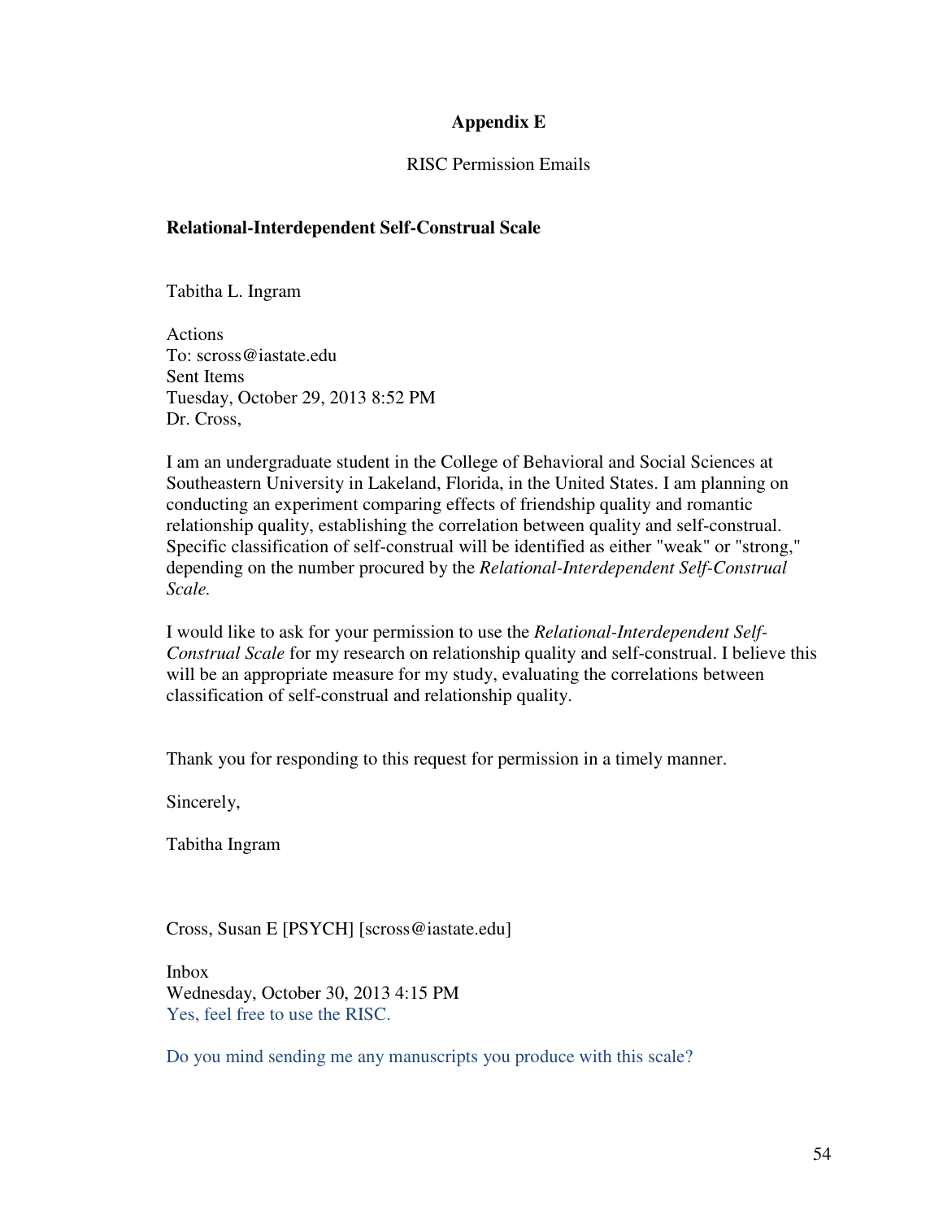# Appendix E

RISC Permission Emails

**Relational-Interdependent Self-Construal Scale**

Tabitha L. Ingram

Actions
To: scross@iastate.edu
Sent Items
Tuesday, October 29, 2013 8:52 PM
Dr. Cross,

I am an undergraduate student in the College of Behavioral and Social Sciences at Southeastern University in Lakeland, Florida, in the United States. I am planning on conducting an experiment comparing effects of friendship quality and romantic relationship quality, establishing the correlation between quality and self-construal. Specific classification of self-construal will be identified as either "weak" or "strong," depending on the number procured by the *Relational-Interdependent Self-Construal Scale.*

I would like to ask for your permission to use the *Relational-Interdependent Self-Construal Scale* for my research on relationship quality and self-construal. I believe this will be an appropriate measure for my study, evaluating the correlations between classification of self-construal and relationship quality.

Thank you for responding to this request for permission in a timely manner.

Sincerely,

Tabitha Ingram

Cross, Susan E [PSYCH] [scross@iastate.edu]

Inbox
Wednesday, October 30, 2013 4:15 PM
Yes, feel free to use the RISC.

Do you mind sending me any manuscripts you produce with this scale?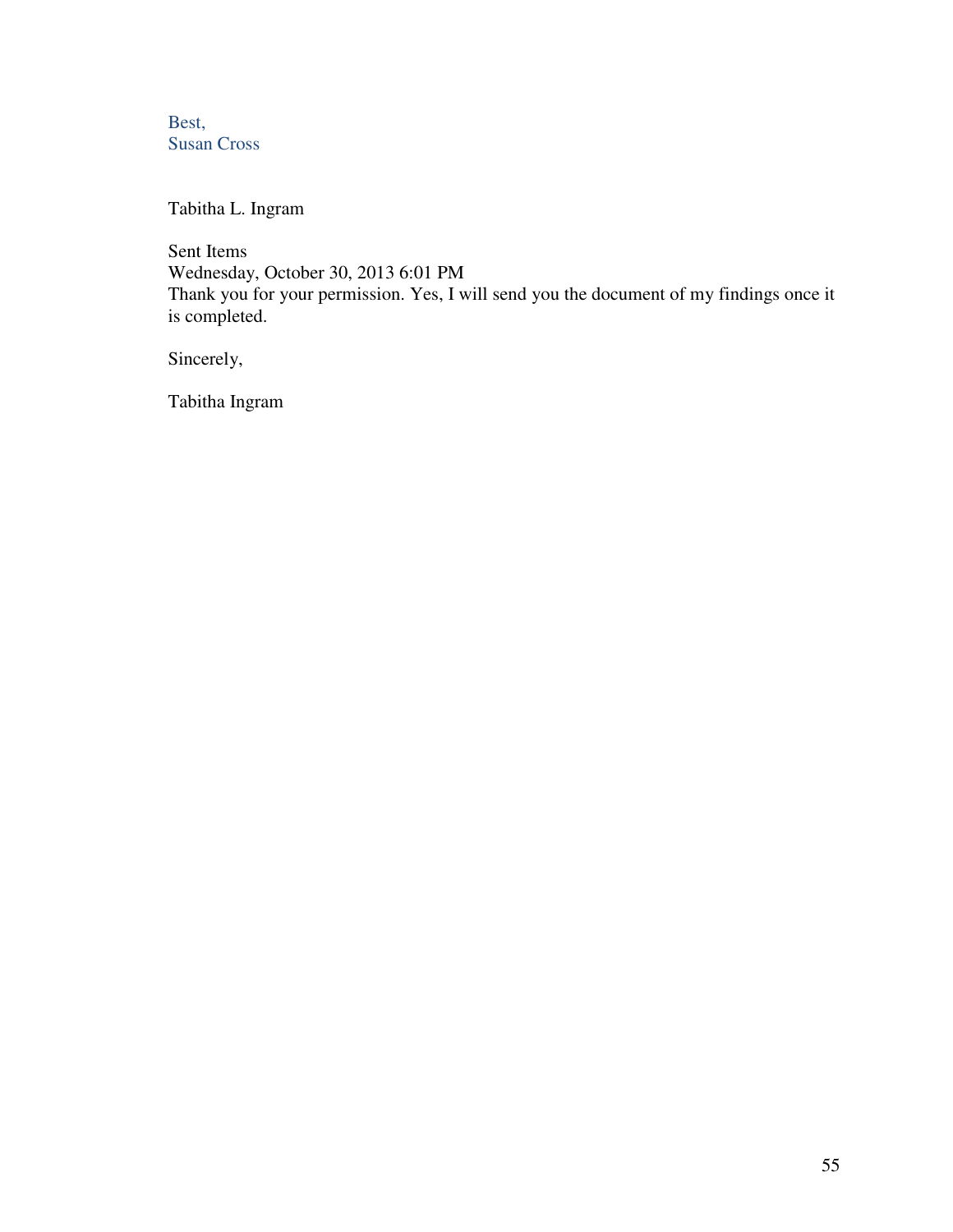Best,
Susan Cross

Tabitha L. Ingram

Sent Items
Wednesday, October 30, 2013 6:01 PM
Thank you for your permission. Yes, I will send you the document of my findings once it is completed.

Sincerely,

Tabitha Ingram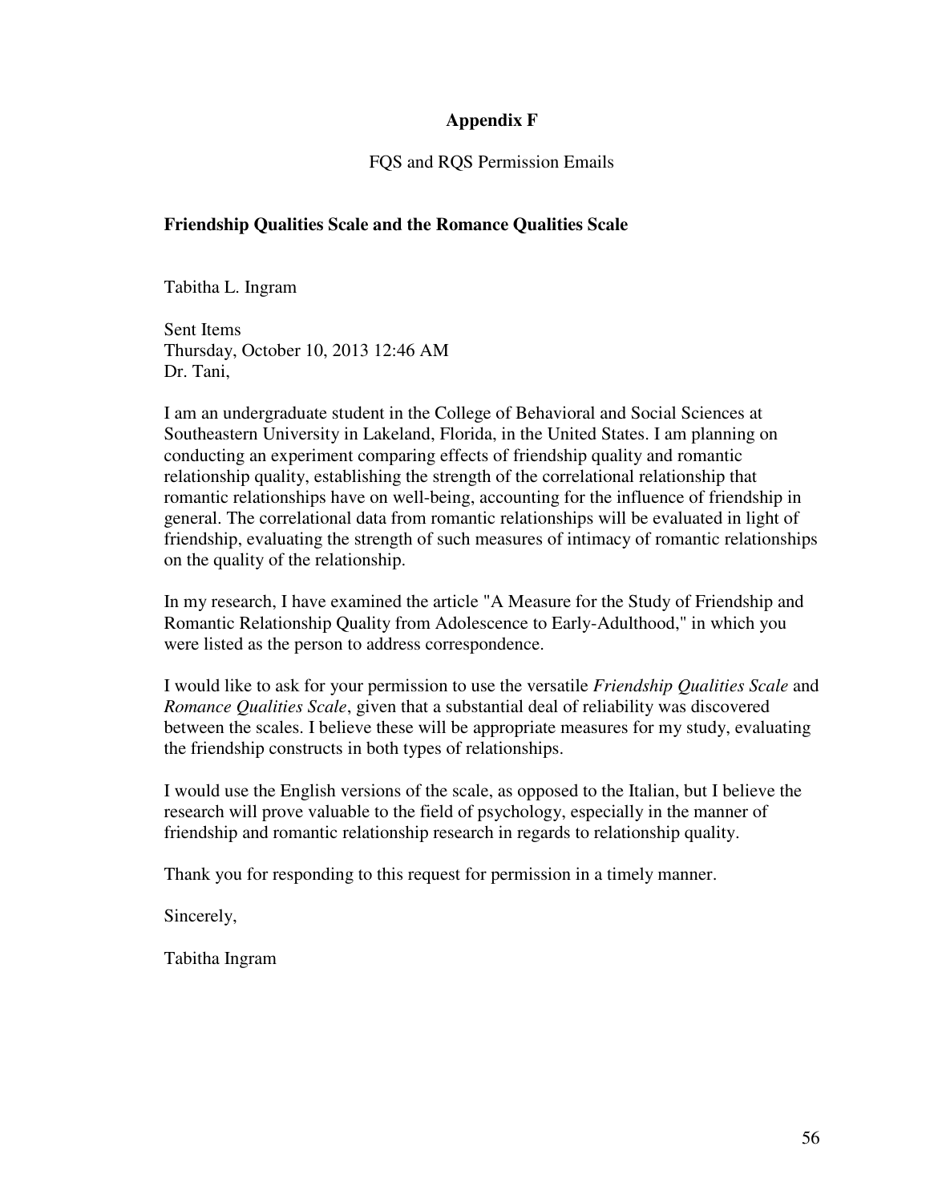# Appendix F

FQS and RQS Permission Emails

**Friendship Qualities Scale and the Romance Qualities Scale**

Tabitha L. Ingram

Sent Items
Thursday, October 10, 2013 12:46 AM
Dr. Tani,

I am an undergraduate student in the College of Behavioral and Social Sciences at Southeastern University in Lakeland, Florida, in the United States. I am planning on conducting an experiment comparing effects of friendship quality and romantic relationship quality, establishing the strength of the correlational relationship that romantic relationships have on well-being, accounting for the influence of friendship in general. The correlational data from romantic relationships will be evaluated in light of friendship, evaluating the strength of such measures of intimacy of romantic relationships on the quality of the relationship.

In my research, I have examined the article "A Measure for the Study of Friendship and Romantic Relationship Quality from Adolescence to Early-Adulthood," in which you were listed as the person to address correspondence.

I would like to ask for your permission to use the versatile *Friendship Qualities Scale* and *Romance Qualities Scale*, given that a substantial deal of reliability was discovered between the scales. I believe these will be appropriate measures for my study, evaluating the friendship constructs in both types of relationships.

I would use the English versions of the scale, as opposed to the Italian, but I believe the research will prove valuable to the field of psychology, especially in the manner of friendship and romantic relationship research in regards to relationship quality.

Thank you for responding to this request for permission in a timely manner.

Sincerely,

Tabitha Ingram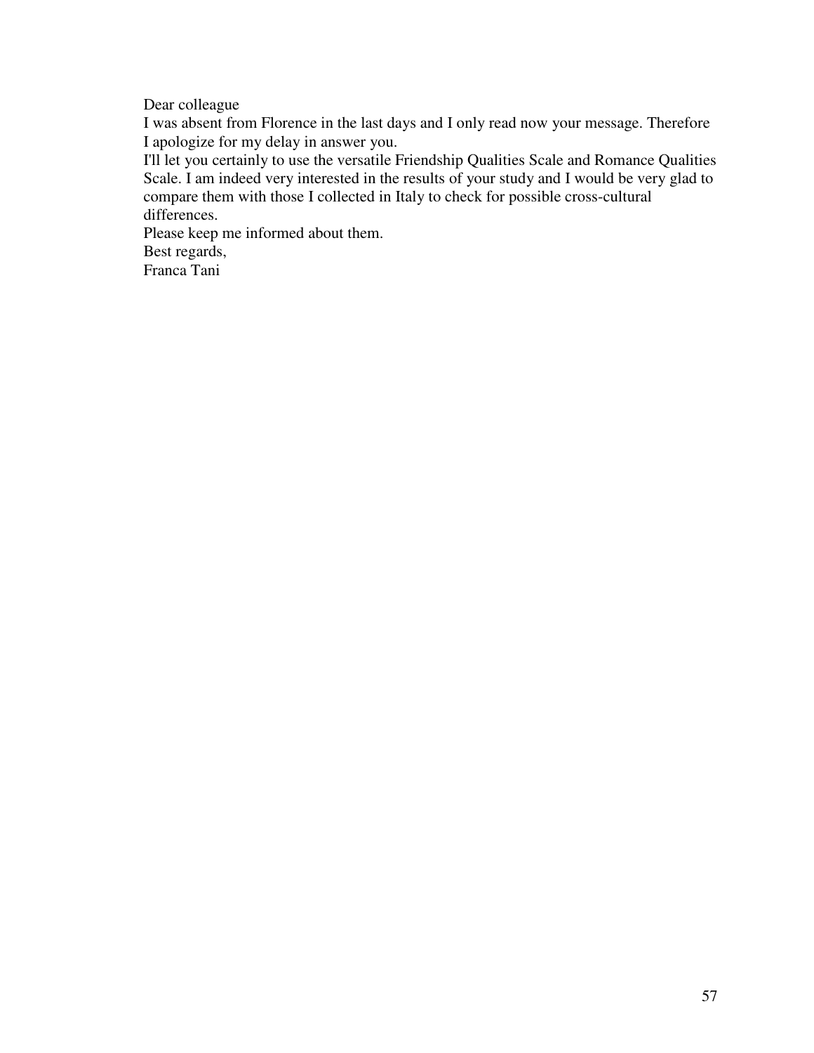Dear colleague

I was absent from Florence in the last days and I only read now your message. Therefore I apologize for my delay in answer you.

I'll let you certainly to use the versatile Friendship Qualities Scale and Romance Qualities Scale. I am indeed very interested in the results of your study and I would be very glad to compare them with those I collected in Italy to check for possible cross-cultural differences.

Please keep me informed about them.

Best regards,

Franca Tani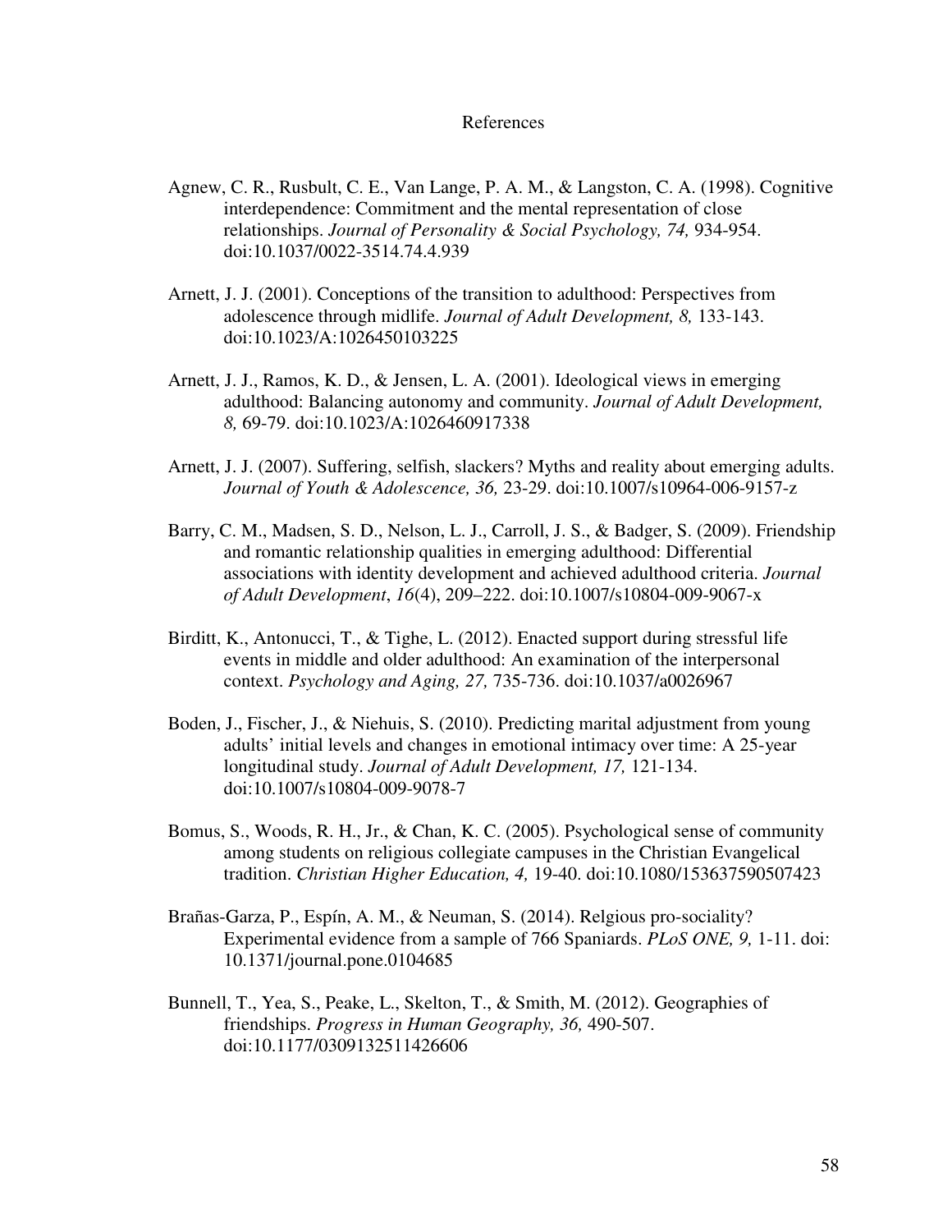# References

Agnew, C. R., Rusbult, C. E., Van Lange, P. A. M., & Langston, C. A. (1998). Cognitive interdependence: Commitment and the mental representation of close relationships. *Journal of Personality & Social Psychology, 74,* 934-954. doi:10.1037/0022-3514.74.4.939

Arnett, J. J. (2001). Conceptions of the transition to adulthood: Perspectives from adolescence through midlife. *Journal of Adult Development, 8,* 133-143. doi:10.1023/A:1026450103225

Arnett, J. J., Ramos, K. D., & Jensen, L. A. (2001). Ideological views in emerging adulthood: Balancing autonomy and community. *Journal of Adult Development, 8,* 69-79. doi:10.1023/A:1026460917338

Arnett, J. J. (2007). Suffering, selfish, slackers? Myths and reality about emerging adults. *Journal of Youth & Adolescence, 36,* 23-29. doi:10.1007/s10964-006-9157-z

Barry, C. M., Madsen, S. D., Nelson, L. J., Carroll, J. S., & Badger, S. (2009). Friendship and romantic relationship qualities in emerging adulthood: Differential associations with identity development and achieved adulthood criteria. *Journal of Adult Development*, *16*(4), 209–222. doi:10.1007/s10804-009-9067-x

Birditt, K., Antonucci, T., & Tighe, L. (2012). Enacted support during stressful life events in middle and older adulthood: An examination of the interpersonal context. *Psychology and Aging, 27,* 735-736. doi:10.1037/a0026967

Boden, J., Fischer, J., & Niehuis, S. (2010). Predicting marital adjustment from young adults' initial levels and changes in emotional intimacy over time: A 25-year longitudinal study. *Journal of Adult Development, 17,* 121-134. doi:10.1007/s10804-009-9078-7

Bomus, S., Woods, R. H., Jr., & Chan, K. C. (2005). Psychological sense of community among students on religious collegiate campuses in the Christian Evangelical tradition. *Christian Higher Education, 4,* 19-40. doi:10.1080/153637590507423

Brañas-Garza, P., Espín, A. M., & Neuman, S. (2014). Relgious pro-sociality? Experimental evidence from a sample of 766 Spaniards. *PLoS ONE, 9,* 1-11. doi: 10.1371/journal.pone.0104685

Bunnell, T., Yea, S., Peake, L., Skelton, T., & Smith, M. (2012). Geographies of friendships. *Progress in Human Geography, 36,* 490-507. doi:10.1177/0309132511426606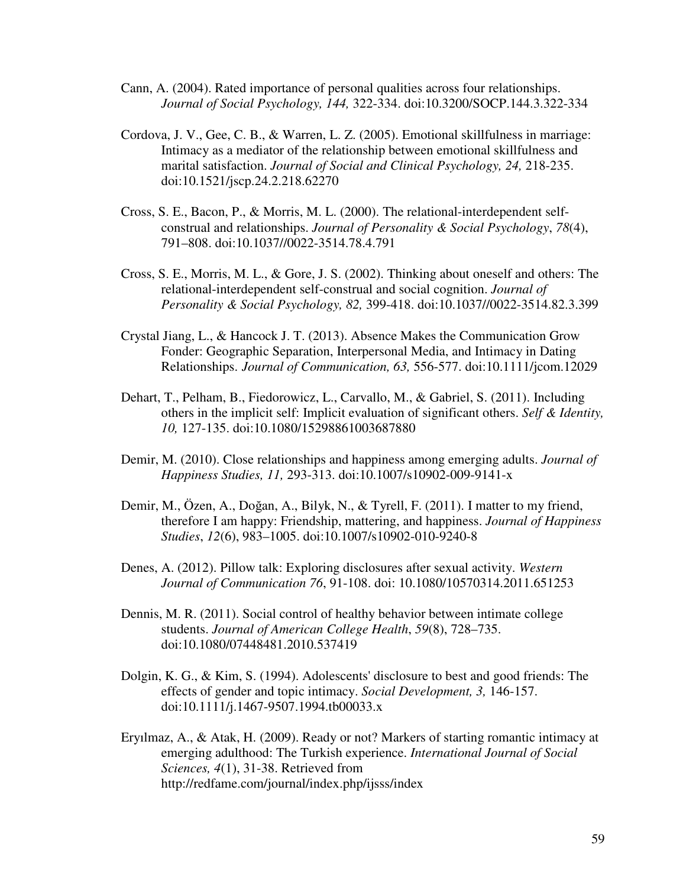Cann, A. (2004). Rated importance of personal qualities across four relationships. *Journal of Social Psychology, 144,* 322-334. doi:10.3200/SOCP.144.3.322-334

Cordova, J. V., Gee, C. B., & Warren, L. Z. (2005). Emotional skillfulness in marriage: Intimacy as a mediator of the relationship between emotional skillfulness and marital satisfaction. *Journal of Social and Clinical Psychology, 24,* 218-235. doi:10.1521/jscp.24.2.218.62270

Cross, S. E., Bacon, P., & Morris, M. L. (2000). The relational-interdependent self-construal and relationships. *Journal of Personality & Social Psychology*, *78*(4), 791–808. doi:10.1037//0022-3514.78.4.791

Cross, S. E., Morris, M. L., & Gore, J. S. (2002). Thinking about oneself and others: The relational-interdependent self-construal and social cognition. *Journal of Personality & Social Psychology, 82,* 399-418. doi:10.1037//0022-3514.82.3.399

Crystal Jiang, L., & Hancock J. T. (2013). Absence Makes the Communication Grow Fonder: Geographic Separation, Interpersonal Media, and Intimacy in Dating Relationships. *Journal of Communication, 63,* 556-577. doi:10.1111/jcom.12029

Dehart, T., Pelham, B., Fiedorowicz, L., Carvallo, M., & Gabriel, S. (2011). Including others in the implicit self: Implicit evaluation of significant others. *Self & Identity, 10,* 127-135. doi:10.1080/15298861003687880

Demir, M. (2010). Close relationships and happiness among emerging adults. *Journal of Happiness Studies, 11,* 293-313. doi:10.1007/s10902-009-9141-x

Demir, M., Özen, A., Doğan, A., Bilyk, N., & Tyrell, F. (2011). I matter to my friend, therefore I am happy: Friendship, mattering, and happiness. *Journal of Happiness Studies*, *12*(6), 983–1005. doi:10.1007/s10902-010-9240-8

Denes, A. (2012). Pillow talk: Exploring disclosures after sexual activity. *Western Journal of Communication 76*, 91-108. doi: 10.1080/10570314.2011.651253

Dennis, M. R. (2011). Social control of healthy behavior between intimate college students. *Journal of American College Health*, *59*(8), 728–735. doi:10.1080/07448481.2010.537419

Dolgin, K. G., & Kim, S. (1994). Adolescents' disclosure to best and good friends: The effects of gender and topic intimacy. *Social Development, 3,* 146-157. doi:10.1111/j.1467-9507.1994.tb00033.x

Eryılmaz, A., & Atak, H. (2009). Ready or not? Markers of starting romantic intimacy at emerging adulthood: The Turkish experience. *International Journal of Social Sciences, 4*(1), 31-38. Retrieved from http://redfame.com/journal/index.php/ijsss/index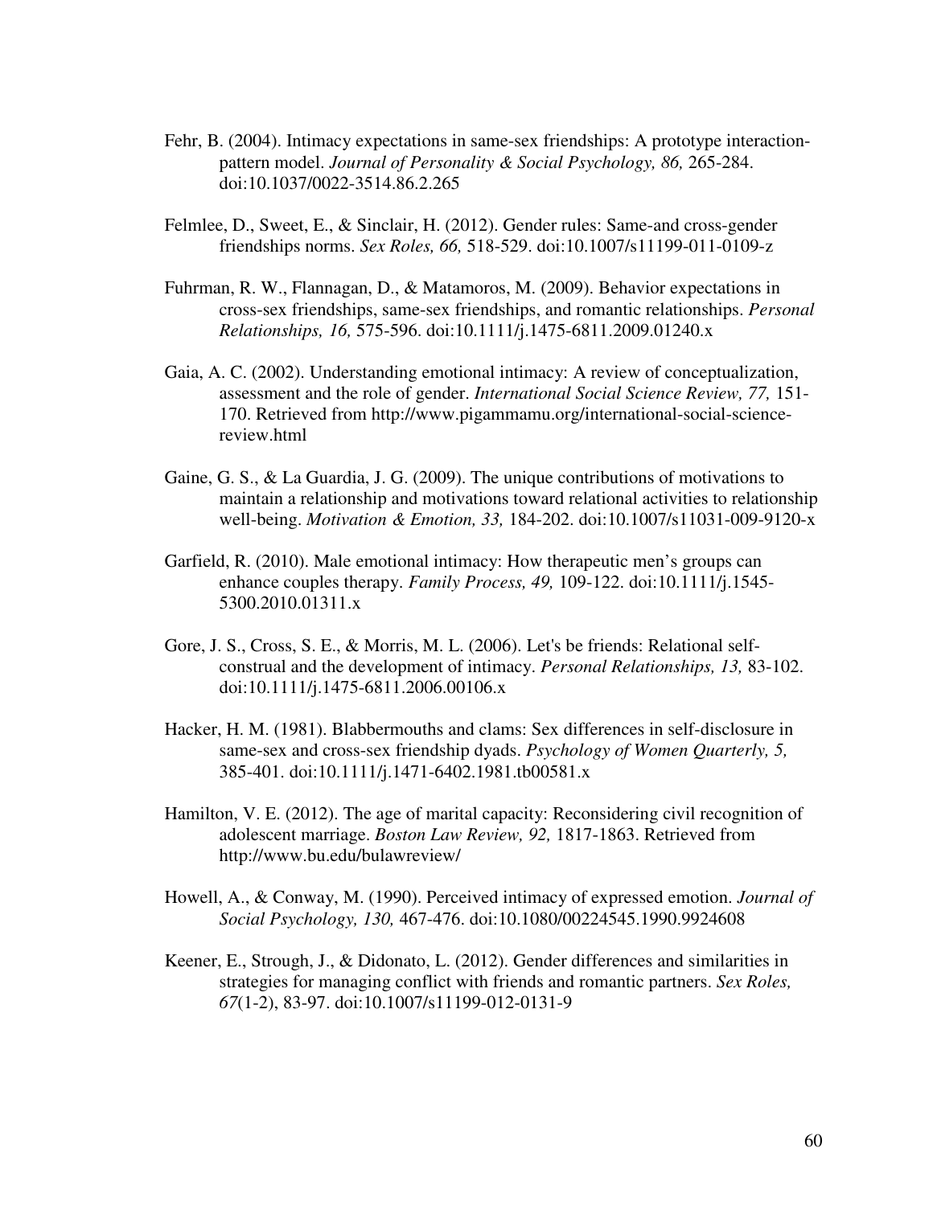Fehr, B. (2004). Intimacy expectations in same-sex friendships: A prototype interaction-pattern model. *Journal of Personality & Social Psychology, 86,* 265-284. doi:10.1037/0022-3514.86.2.265

Felmlee, D., Sweet, E., & Sinclair, H. (2012). Gender rules: Same-and cross-gender friendships norms. *Sex Roles, 66,* 518-529. doi:10.1007/s11199-011-0109-z

Fuhrman, R. W., Flannagan, D., & Matamoros, M. (2009). Behavior expectations in cross-sex friendships, same-sex friendships, and romantic relationships. *Personal Relationships, 16,* 575-596. doi:10.1111/j.1475-6811.2009.01240.x

Gaia, A. C. (2002). Understanding emotional intimacy: A review of conceptualization, assessment and the role of gender. *International Social Science Review, 77,* 151-170. Retrieved from http://www.pigammamu.org/international-social-science-review.html

Gaine, G. S., & La Guardia, J. G. (2009). The unique contributions of motivations to maintain a relationship and motivations toward relational activities to relationship well-being. *Motivation & Emotion, 33,* 184-202. doi:10.1007/s11031-009-9120-x

Garfield, R. (2010). Male emotional intimacy: How therapeutic men's groups can enhance couples therapy. *Family Process, 49,* 109-122. doi:10.1111/j.1545-5300.2010.01311.x

Gore, J. S., Cross, S. E., & Morris, M. L. (2006). Let's be friends: Relational self-construal and the development of intimacy. *Personal Relationships, 13,* 83-102. doi:10.1111/j.1475-6811.2006.00106.x

Hacker, H. M. (1981). Blabbermouths and clams: Sex differences in self-disclosure in same-sex and cross-sex friendship dyads. *Psychology of Women Quarterly, 5,* 385-401. doi:10.1111/j.1471-6402.1981.tb00581.x

Hamilton, V. E. (2012). The age of marital capacity: Reconsidering civil recognition of adolescent marriage. *Boston Law Review, 92,* 1817-1863. Retrieved from http://www.bu.edu/bulawreview/

Howell, A., & Conway, M. (1990). Perceived intimacy of expressed emotion. *Journal of Social Psychology, 130,* 467-476. doi:10.1080/00224545.1990.9924608

Keener, E., Strough, J., & Didonato, L. (2012). Gender differences and similarities in strategies for managing conflict with friends and romantic partners. *Sex Roles, 67*(1-2), 83-97. doi:10.1007/s11199-012-0131-9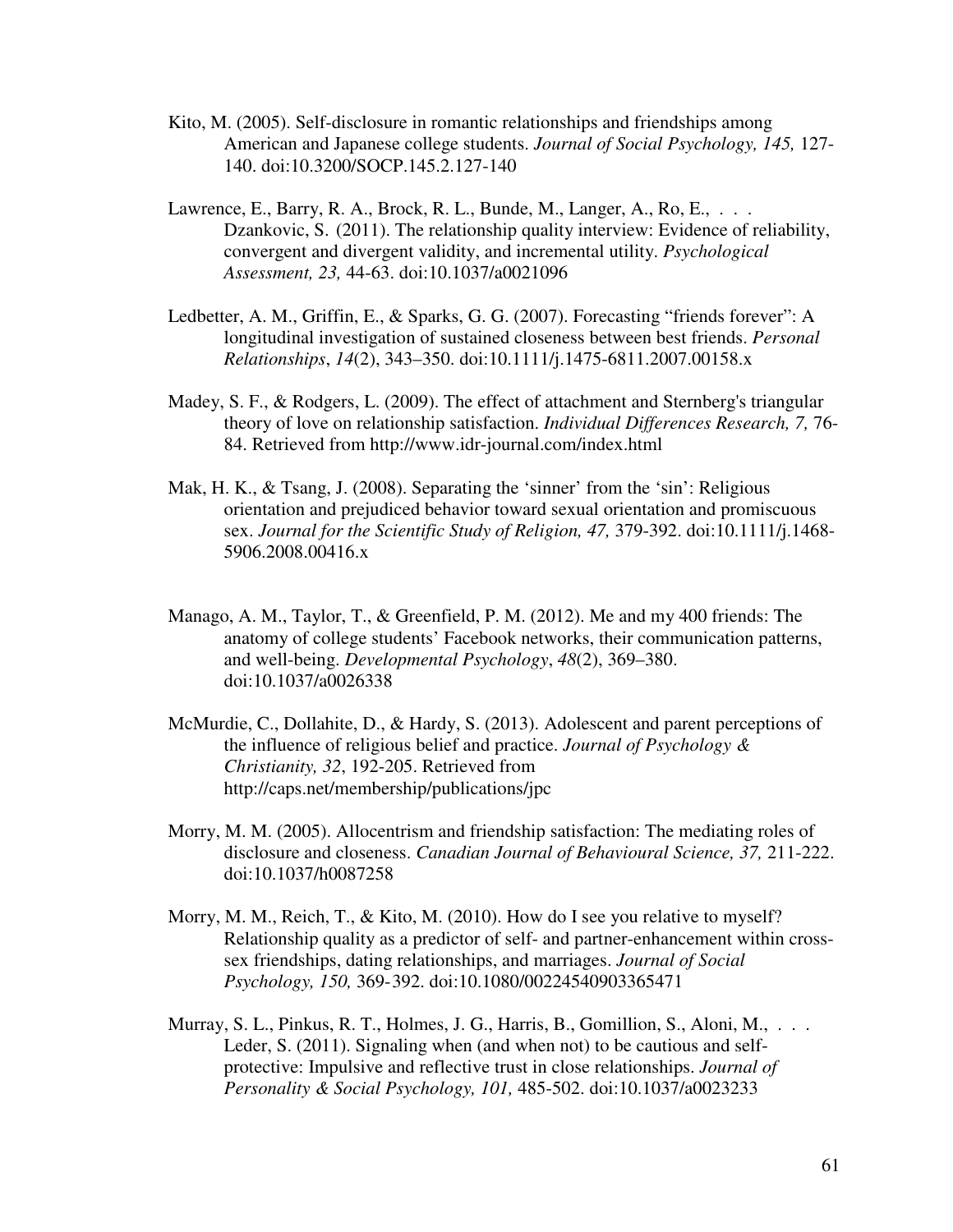Kito, M. (2005). Self-disclosure in romantic relationships and friendships among American and Japanese college students. *Journal of Social Psychology, 145,* 127-140. doi:10.3200/SOCP.145.2.127-140

Lawrence, E., Barry, R. A., Brock, R. L., Bunde, M., Langer, A., Ro, E., . . . Dzankovic, S. (2011). The relationship quality interview: Evidence of reliability, convergent and divergent validity, and incremental utility. *Psychological Assessment, 23,* 44-63. doi:10.1037/a0021096

Ledbetter, A. M., Griffin, E., & Sparks, G. G. (2007). Forecasting "friends forever": A longitudinal investigation of sustained closeness between best friends. *Personal Relationships*, *14*(2), 343–350. doi:10.1111/j.1475-6811.2007.00158.x

Madey, S. F., & Rodgers, L. (2009). The effect of attachment and Sternberg's triangular theory of love on relationship satisfaction. *Individual Differences Research, 7,* 76-84. Retrieved from http://www.idr-journal.com/index.html

Mak, H. K., & Tsang, J. (2008). Separating the 'sinner' from the 'sin': Religious orientation and prejudiced behavior toward sexual orientation and promiscuous sex. *Journal for the Scientific Study of Religion, 47,* 379-392. doi:10.1111/j.1468-5906.2008.00416.x

Manago, A. M., Taylor, T., & Greenfield, P. M. (2012). Me and my 400 friends: The anatomy of college students' Facebook networks, their communication patterns, and well-being. *Developmental Psychology*, *48*(2), 369–380. doi:10.1037/a0026338

McMurdie, C., Dollahite, D., & Hardy, S. (2013). Adolescent and parent perceptions of the influence of religious belief and practice. *Journal of Psychology & Christianity, 32*, 192-205. Retrieved from http://caps.net/membership/publications/jpc

Morry, M. M. (2005). Allocentrism and friendship satisfaction: The mediating roles of disclosure and closeness. *Canadian Journal of Behavioural Science, 37,* 211-222. doi:10.1037/h0087258

Morry, M. M., Reich, T., & Kito, M. (2010). How do I see you relative to myself? Relationship quality as a predictor of self- and partner-enhancement within cross-sex friendships, dating relationships, and marriages. *Journal of Social Psychology, 150,* 369-392. doi:10.1080/00224540903365471

Murray, S. L., Pinkus, R. T., Holmes, J. G., Harris, B., Gomillion, S., Aloni, M., . . . Leder, S. (2011). Signaling when (and when not) to be cautious and self-protective: Impulsive and reflective trust in close relationships. *Journal of Personality & Social Psychology, 101,* 485-502. doi:10.1037/a0023233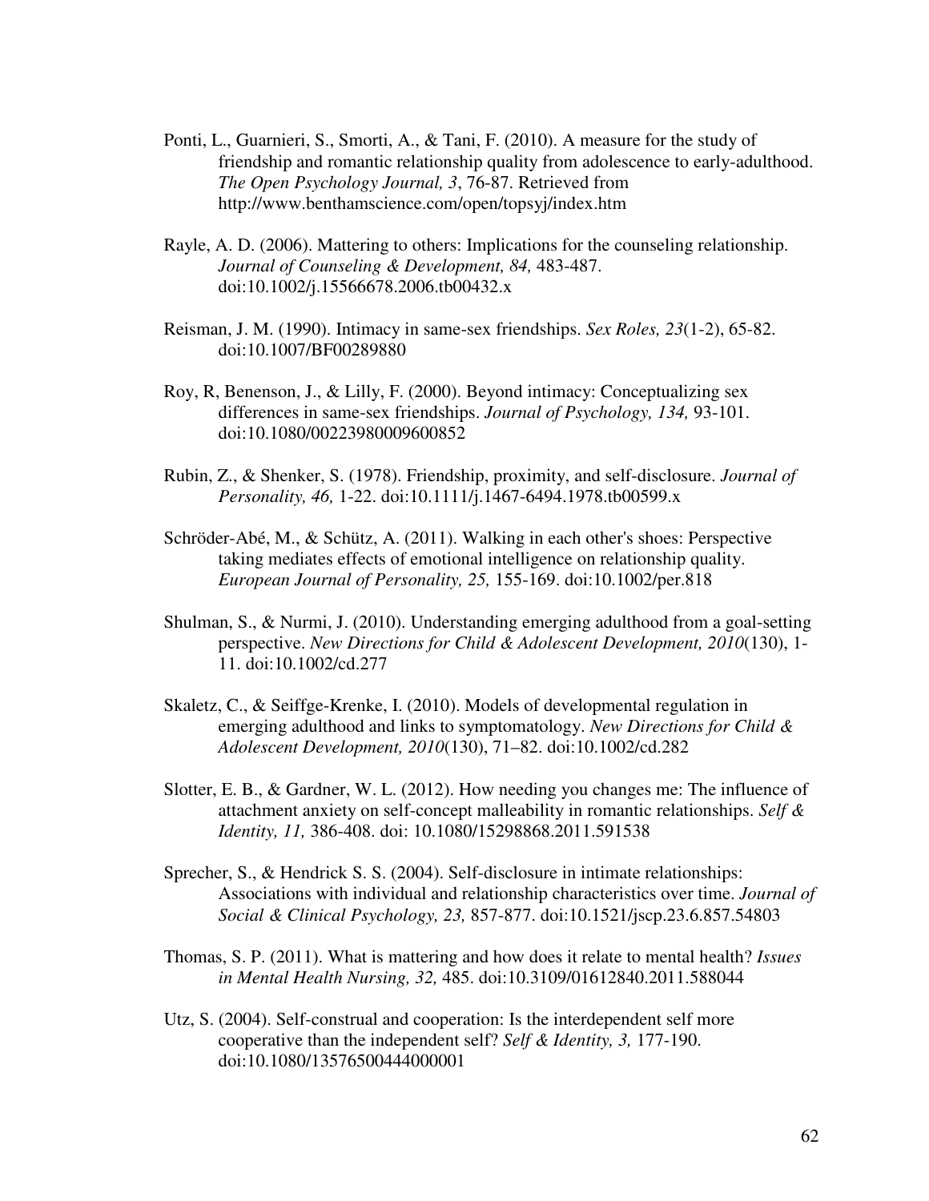Ponti, L., Guarnieri, S., Smorti, A., & Tani, F. (2010). A measure for the study of friendship and romantic relationship quality from adolescence to early-adulthood. *The Open Psychology Journal, 3*, 76-87. Retrieved from http://www.benthamscience.com/open/topsyj/index.htm

Rayle, A. D. (2006). Mattering to others: Implications for the counseling relationship. *Journal of Counseling & Development, 84,* 483-487. doi:10.1002/j.15566678.2006.tb00432.x

Reisman, J. M. (1990). Intimacy in same-sex friendships. *Sex Roles, 23*(1-2), 65-82. doi:10.1007/BF00289880

Roy, R, Benenson, J., & Lilly, F. (2000). Beyond intimacy: Conceptualizing sex differences in same-sex friendships. *Journal of Psychology, 134,* 93-101. doi:10.1080/00223980009600852

Rubin, Z., & Shenker, S. (1978). Friendship, proximity, and self-disclosure. *Journal of Personality, 46,* 1-22. doi:10.1111/j.1467-6494.1978.tb00599.x

Schröder-Abé, M., & Schütz, A. (2011). Walking in each other's shoes: Perspective taking mediates effects of emotional intelligence on relationship quality. *European Journal of Personality, 25,* 155-169. doi:10.1002/per.818

Shulman, S., & Nurmi, J. (2010). Understanding emerging adulthood from a goal-setting perspective. *New Directions for Child & Adolescent Development, 2010*(130), 1-11. doi:10.1002/cd.277

Skaletz, C., & Seiffge-Krenke, I. (2010). Models of developmental regulation in emerging adulthood and links to symptomatology. *New Directions for Child & Adolescent Development, 2010*(130), 71–82. doi:10.1002/cd.282

Slotter, E. B., & Gardner, W. L. (2012). How needing you changes me: The influence of attachment anxiety on self-concept malleability in romantic relationships. *Self & Identity, 11,* 386-408. doi: 10.1080/15298868.2011.591538

Sprecher, S., & Hendrick S. S. (2004). Self-disclosure in intimate relationships: Associations with individual and relationship characteristics over time. *Journal of Social & Clinical Psychology, 23,* 857-877. doi:10.1521/jscp.23.6.857.54803

Thomas, S. P. (2011). What is mattering and how does it relate to mental health? *Issues in Mental Health Nursing, 32,* 485. doi:10.3109/01612840.2011.588044

Utz, S. (2004). Self-construal and cooperation: Is the interdependent self more cooperative than the independent self? *Self & Identity, 3,* 177-190. doi:10.1080/13576500444000001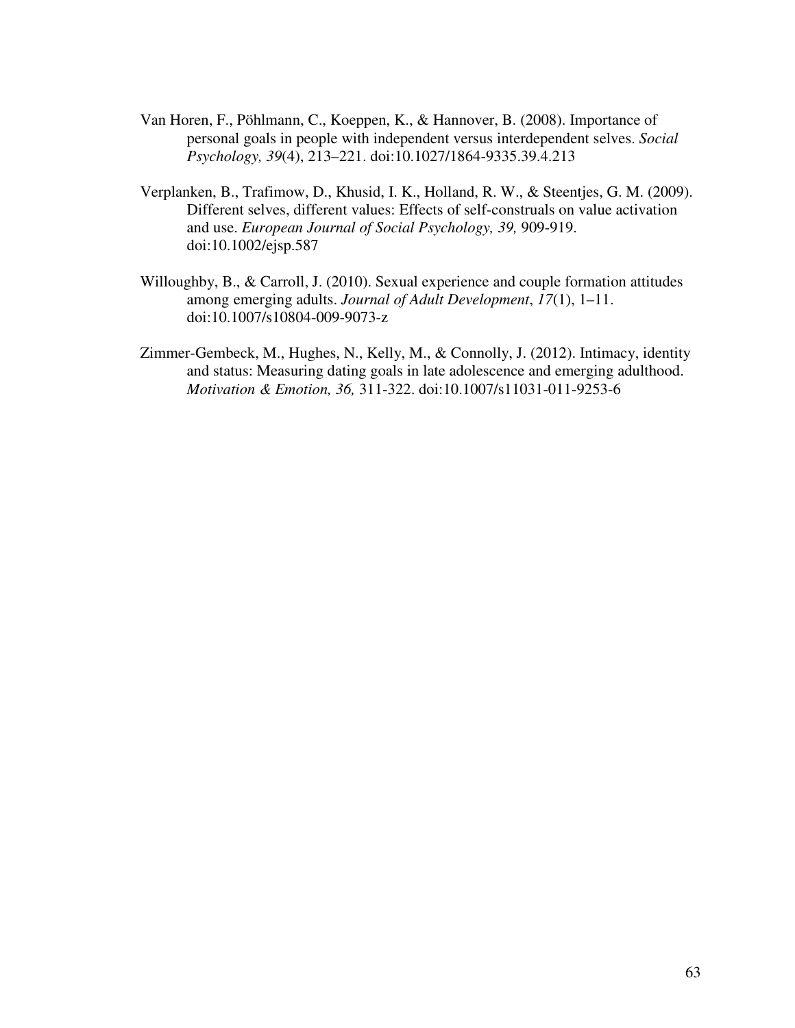Van Horen, F., Pöhlmann, C., Koeppen, K., & Hannover, B. (2008). Importance of personal goals in people with independent versus interdependent selves. *Social Psychology, 39*(4), 213–221. doi:10.1027/1864-9335.39.4.213

Verplanken, B., Trafimow, D., Khusid, I. K., Holland, R. W., & Steentjes, G. M. (2009). Different selves, different values: Effects of self-construals on value activation and use. *European Journal of Social Psychology, 39,* 909-919. doi:10.1002/ejsp.587

Willoughby, B., & Carroll, J. (2010). Sexual experience and couple formation attitudes among emerging adults. *Journal of Adult Development*, *17*(1), 1–11. doi:10.1007/s10804-009-9073-z

Zimmer-Gembeck, M., Hughes, N., Kelly, M., & Connolly, J. (2012). Intimacy, identity and status: Measuring dating goals in late adolescence and emerging adulthood. *Motivation & Emotion, 36,* 311-322. doi:10.1007/s11031-011-9253-6